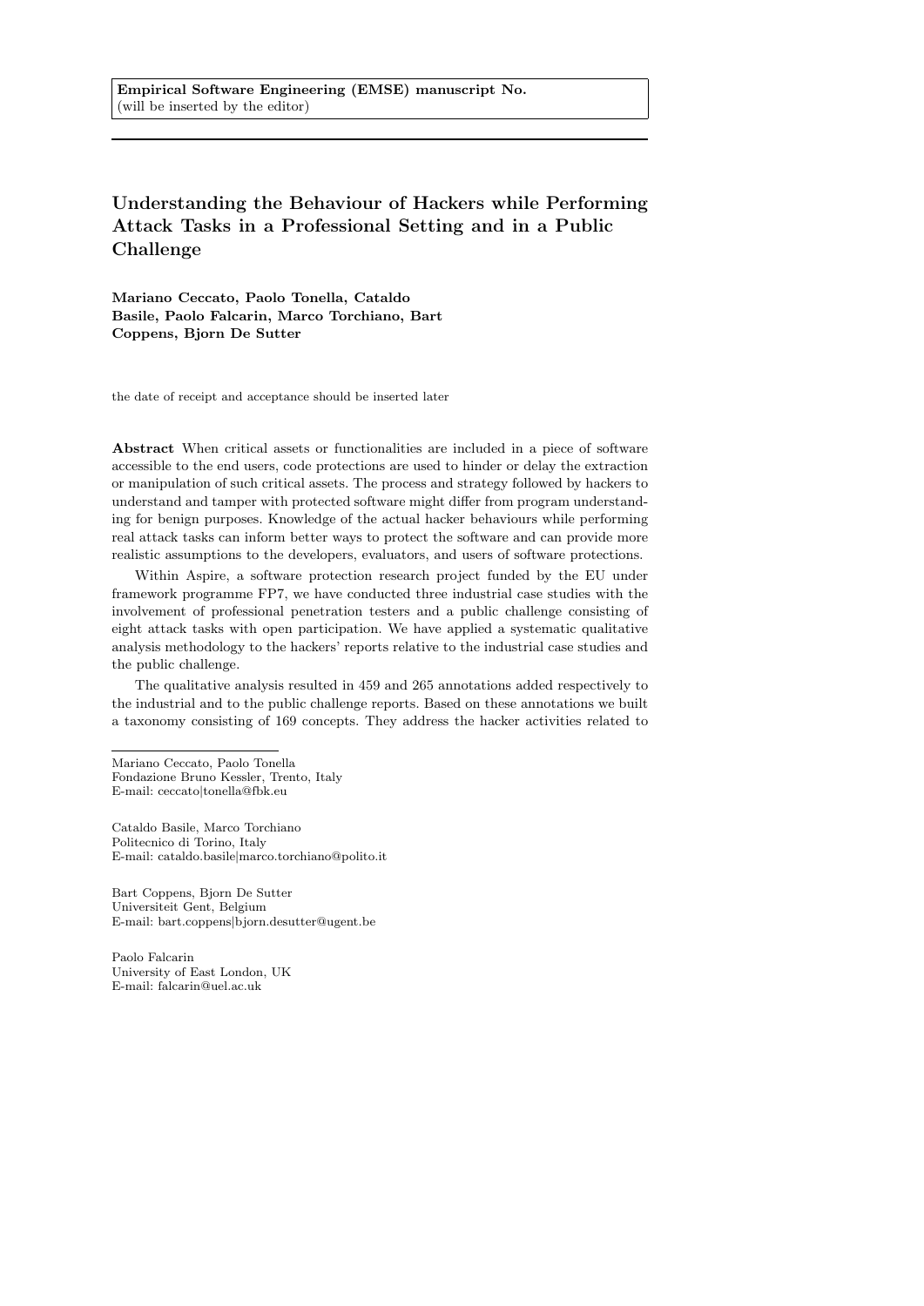**Empirical Software Engineering (EMSE) manuscript No.**
(will be inserted by the editor)

# Understanding the Behaviour of Hackers while Performing Attack Tasks in a Professional Setting and in a Public Challenge

**Mariano Ceccato, Paolo Tonella, Cataldo Basile, Paolo Falcarin, Marco Torchiano, Bart Coppens, Bjorn De Sutter**

the date of receipt and acceptance should be inserted later

**Abstract** When critical assets or functionalities are included in a piece of software accessible to the end users, code protections are used to hinder or delay the extraction or manipulation of such critical assets. The process and strategy followed by hackers to understand and tamper with protected software might differ from program understanding for benign purposes. Knowledge of the actual hacker behaviours while performing real attack tasks can inform better ways to protect the software and can provide more realistic assumptions to the developers, evaluators, and users of software protections.

Within Aspire, a software protection research project funded by the EU under framework programme FP7, we have conducted three industrial case studies with the involvement of professional penetration testers and a public challenge consisting of eight attack tasks with open participation. We have applied a systematic qualitative analysis methodology to the hackers' reports relative to the industrial case studies and the public challenge.

The qualitative analysis resulted in 459 and 265 annotations added respectively to the industrial and to the public challenge reports. Based on these annotations we built a taxonomy consisting of 169 concepts. They address the hacker activities related to

---

Mariano Ceccato, Paolo Tonella
Fondazione Bruno Kessler, Trento, Italy
E-mail: ceccato|tonella@fbk.eu

Cataldo Basile, Marco Torchiano
Politecnico di Torino, Italy
E-mail: cataldo.basile|marco.torchiano@polito.it

Bart Coppens, Bjorn De Sutter
Universiteit Gent, Belgium
E-mail: bart.coppens|bjorn.desutter@ugent.be

Paolo Falcarin
University of East London, UK
E-mail: falcarin@uel.ac.uk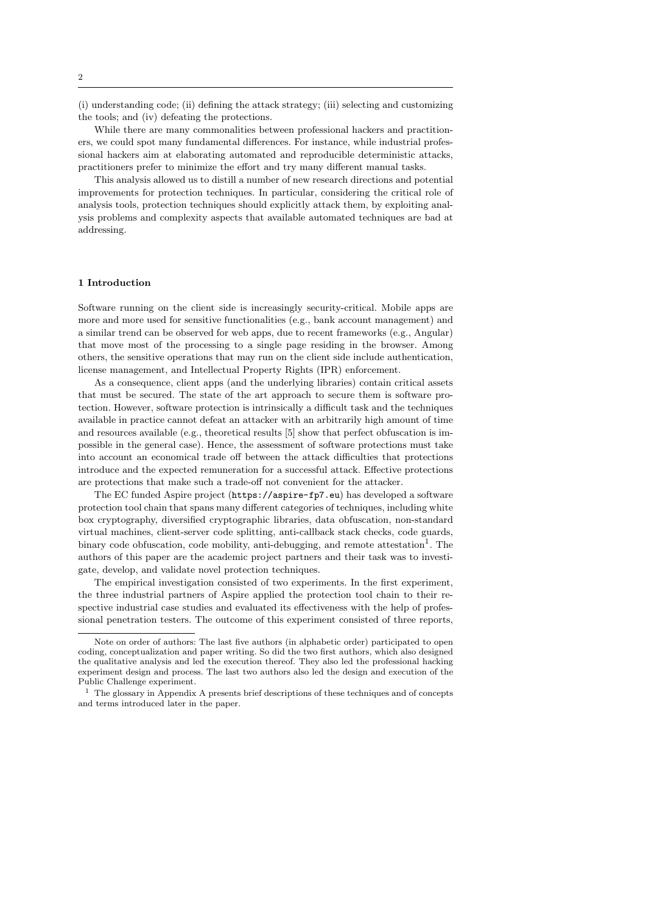(i) understanding code; (ii) defining the attack strategy; (iii) selecting and customizing the tools; and (iv) defeating the protections.

While there are many commonalities between professional hackers and practitioners, we could spot many fundamental differences. For instance, while industrial professional hackers aim at elaborating automated and reproducible deterministic attacks, practitioners prefer to minimize the effort and try many different manual tasks.

This analysis allowed us to distill a number of new research directions and potential improvements for protection techniques. In particular, considering the critical role of analysis tools, protection techniques should explicitly attack them, by exploiting analysis problems and complexity aspects that available automated techniques are bad at addressing.

## 1 Introduction

Software running on the client side is increasingly security-critical. Mobile apps are more and more used for sensitive functionalities (e.g., bank account management) and a similar trend can be observed for web apps, due to recent frameworks (e.g., Angular) that move most of the processing to a single page residing in the browser. Among others, the sensitive operations that may run on the client side include authentication, license management, and Intellectual Property Rights (IPR) enforcement.

As a consequence, client apps (and the underlying libraries) contain critical assets that must be secured. The state of the art approach to secure them is software protection. However, software protection is intrinsically a difficult task and the techniques available in practice cannot defeat an attacker with an arbitrarily high amount of time and resources available (e.g., theoretical results [5] show that perfect obfuscation is impossible in the general case). Hence, the assessment of software protections must take into account an economical trade off between the attack difficulties that protections introduce and the expected remuneration for a successful attack. Effective protections are protections that make such a trade-off not convenient for the attacker.

The EC funded Aspire project (`https://aspire-fp7.eu`) has developed a software protection tool chain that spans many different categories of techniques, including white box cryptography, diversified cryptographic libraries, data obfuscation, non-standard virtual machines, client-server code splitting, anti-callback stack checks, code guards, binary code obfuscation, code mobility, anti-debugging, and remote attestation[1]. The authors of this paper are the academic project partners and their task was to investigate, develop, and validate novel protection techniques.

The empirical investigation consisted of two experiments. In the first experiment, the three industrial partners of Aspire applied the protection tool chain to their respective industrial case studies and evaluated its effectiveness with the help of professional penetration testers. The outcome of this experiment consisted of three reports,

---

Note on order of authors: The last five authors (in alphabetic order) participated to open coding, conceptualization and paper writing. So did the two first authors, which also designed the qualitative analysis and led the execution thereof. They also led the professional hacking experiment design and process. The last two authors also led the design and execution of the Public Challenge experiment.

[1] The glossary in Appendix A presents brief descriptions of these techniques and of concepts and terms introduced later in the paper.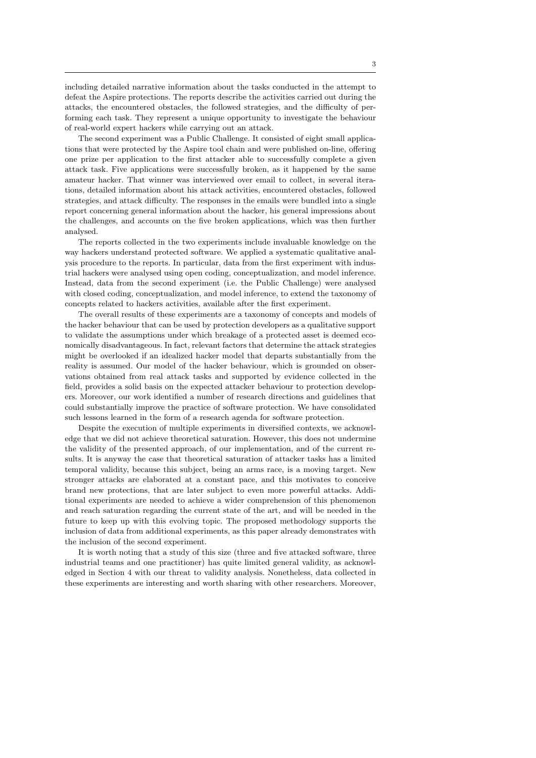including detailed narrative information about the tasks conducted in the attempt to defeat the Aspire protections. The reports describe the activities carried out during the attacks, the encountered obstacles, the followed strategies, and the difficulty of performing each task. They represent a unique opportunity to investigate the behaviour of real-world expert hackers while carrying out an attack.

The second experiment was a Public Challenge. It consisted of eight small applications that were protected by the Aspire tool chain and were published on-line, offering one prize per application to the first attacker able to successfully complete a given attack task. Five applications were successfully broken, as it happened by the same amateur hacker. That winner was interviewed over email to collect, in several iterations, detailed information about his attack activities, encountered obstacles, followed strategies, and attack difficulty. The responses in the emails were bundled into a single report concerning general information about the hacker, his general impressions about the challenges, and accounts on the five broken applications, which was then further analysed.

The reports collected in the two experiments include invaluable knowledge on the way hackers understand protected software. We applied a systematic qualitative analysis procedure to the reports. In particular, data from the first experiment with industrial hackers were analysed using open coding, conceptualization, and model inference. Instead, data from the second experiment (i.e. the Public Challenge) were analysed with closed coding, conceptualization, and model inference, to extend the taxonomy of concepts related to hackers activities, available after the first experiment.

The overall results of these experiments are a taxonomy of concepts and models of the hacker behaviour that can be used by protection developers as a qualitative support to validate the assumptions under which breakage of a protected asset is deemed economically disadvantageous. In fact, relevant factors that determine the attack strategies might be overlooked if an idealized hacker model that departs substantially from the reality is assumed. Our model of the hacker behaviour, which is grounded on observations obtained from real attack tasks and supported by evidence collected in the field, provides a solid basis on the expected attacker behaviour to protection developers. Moreover, our work identified a number of research directions and guidelines that could substantially improve the practice of software protection. We have consolidated such lessons learned in the form of a research agenda for software protection.

Despite the execution of multiple experiments in diversified contexts, we acknowledge that we did not achieve theoretical saturation. However, this does not undermine the validity of the presented approach, of our implementation, and of the current results. It is anyway the case that theoretical saturation of attacker tasks has a limited temporal validity, because this subject, being an arms race, is a moving target. New stronger attacks are elaborated at a constant pace, and this motivates to conceive brand new protections, that are later subject to even more powerful attacks. Additional experiments are needed to achieve a wider comprehension of this phenomenon and reach saturation regarding the current state of the art, and will be needed in the future to keep up with this evolving topic. The proposed methodology supports the inclusion of data from additional experiments, as this paper already demonstrates with the inclusion of the second experiment.

It is worth noting that a study of this size (three and five attacked software, three industrial teams and one practitioner) has quite limited general validity, as acknowledged in Section 4 with our threat to validity analysis. Nonetheless, data collected in these experiments are interesting and worth sharing with other researchers. Moreover,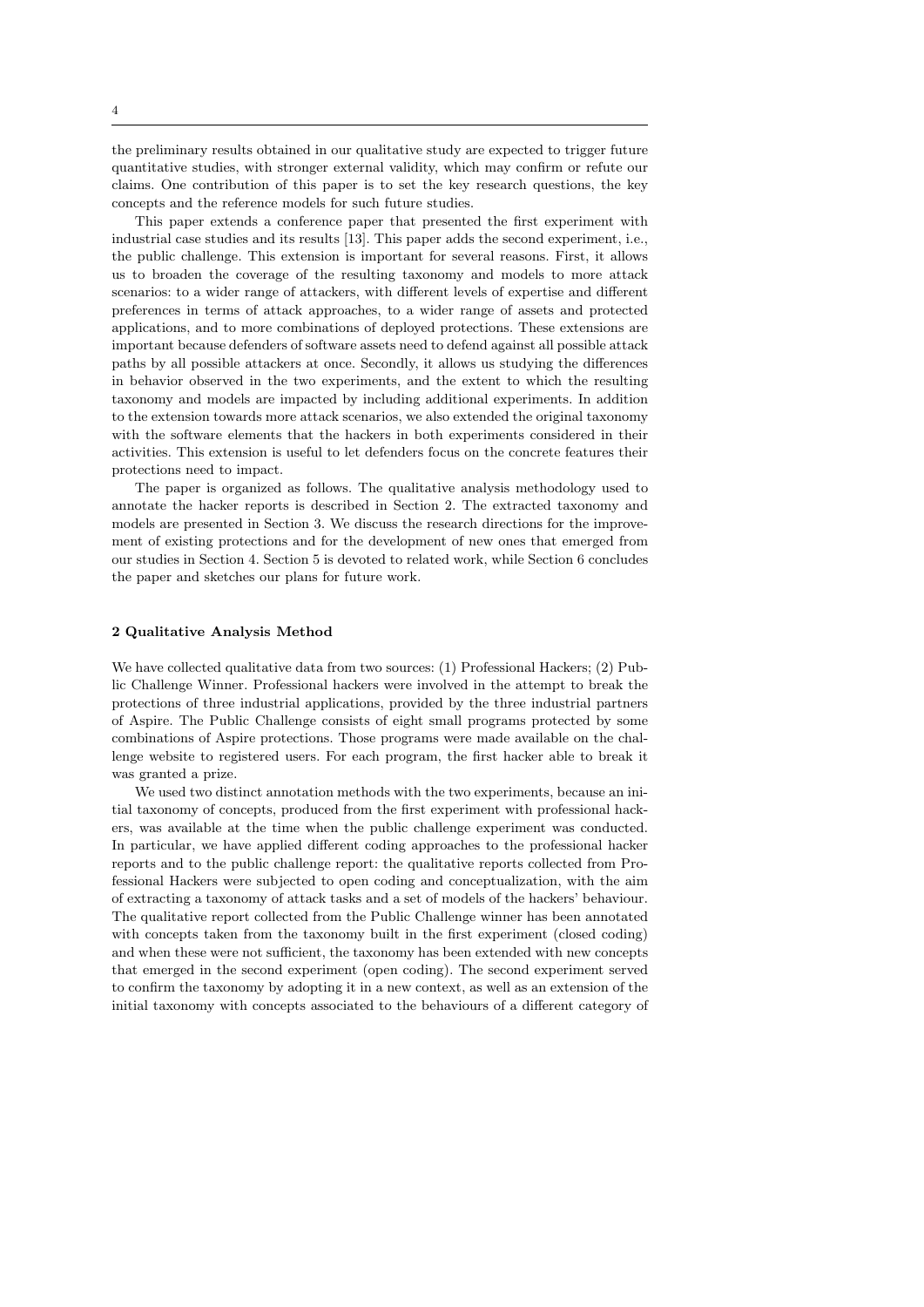the preliminary results obtained in our qualitative study are expected to trigger future quantitative studies, with stronger external validity, which may confirm or refute our claims. One contribution of this paper is to set the key research questions, the key concepts and the reference models for such future studies.

This paper extends a conference paper that presented the first experiment with industrial case studies and its results [13]. This paper adds the second experiment, i.e., the public challenge. This extension is important for several reasons. First, it allows us to broaden the coverage of the resulting taxonomy and models to more attack scenarios: to a wider range of attackers, with different levels of expertise and different preferences in terms of attack approaches, to a wider range of assets and protected applications, and to more combinations of deployed protections. These extensions are important because defenders of software assets need to defend against all possible attack paths by all possible attackers at once. Secondly, it allows us studying the differences in behavior observed in the two experiments, and the extent to which the resulting taxonomy and models are impacted by including additional experiments. In addition to the extension towards more attack scenarios, we also extended the original taxonomy with the software elements that the hackers in both experiments considered in their activities. This extension is useful to let defenders focus on the concrete features their protections need to impact.

The paper is organized as follows. The qualitative analysis methodology used to annotate the hacker reports is described in Section 2. The extracted taxonomy and models are presented in Section 3. We discuss the research directions for the improvement of existing protections and for the development of new ones that emerged from our studies in Section 4. Section 5 is devoted to related work, while Section 6 concludes the paper and sketches our plans for future work.

## 2 Qualitative Analysis Method

We have collected qualitative data from two sources: (1) Professional Hackers; (2) Public Challenge Winner. Professional hackers were involved in the attempt to break the protections of three industrial applications, provided by the three industrial partners of Aspire. The Public Challenge consists of eight small programs protected by some combinations of Aspire protections. Those programs were made available on the challenge website to registered users. For each program, the first hacker able to break it was granted a prize.

We used two distinct annotation methods with the two experiments, because an initial taxonomy of concepts, produced from the first experiment with professional hackers, was available at the time when the public challenge experiment was conducted. In particular, we have applied different coding approaches to the professional hacker reports and to the public challenge report: the qualitative reports collected from Professional Hackers were subjected to open coding and conceptualization, with the aim of extracting a taxonomy of attack tasks and a set of models of the hackers' behaviour. The qualitative report collected from the Public Challenge winner has been annotated with concepts taken from the taxonomy built in the first experiment (closed coding) and when these were not sufficient, the taxonomy has been extended with new concepts that emerged in the second experiment (open coding). The second experiment served to confirm the taxonomy by adopting it in a new context, as well as an extension of the initial taxonomy with concepts associated to the behaviours of a different category of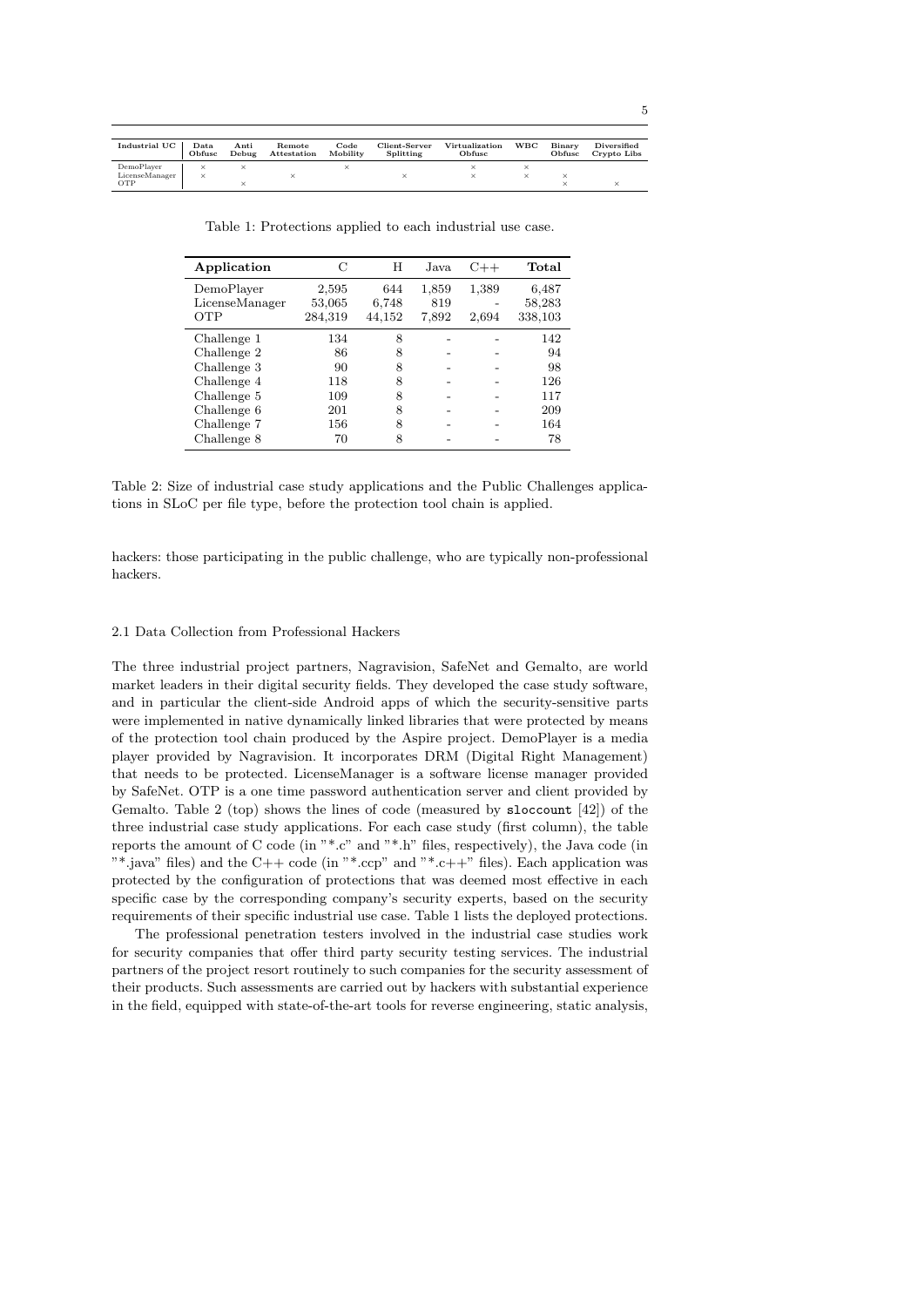| Industrial UC | Data Obfusc | Anti Debug | Remote Attestation | Code Mobility | Client-Server Splitting | Virtualization Obfusc | WBC | Binary Obfusc | Diversified Crypto Libs |
|---|---|---|---|---|---|---|---|---|---|
| DemoPlayer | × | × | | × | | × | × | | |
| LicenseManager | × | | × | | × | × | × | × | |
| OTP | | × | | | | | | × | × |

Table 1: Protections applied to each industrial use case.

| Application | C | H | Java | C++ | Total |
|---|---|---|---|---|---|
| DemoPlayer | 2,595 | 644 | 1,859 | 1,389 | 6,487 |
| LicenseManager | 53,065 | 6,748 | 819 | - | 58,283 |
| OTP | 284,319 | 44,152 | 7,892 | 2,694 | 338,103 |
| Challenge 1 | 134 | 8 | - | - | 142 |
| Challenge 2 | 86 | 8 | - | - | 94 |
| Challenge 3 | 90 | 8 | - | - | 98 |
| Challenge 4 | 118 | 8 | - | - | 126 |
| Challenge 5 | 109 | 8 | - | - | 117 |
| Challenge 6 | 201 | 8 | - | - | 209 |
| Challenge 7 | 156 | 8 | - | - | 164 |
| Challenge 8 | 70 | 8 | - | - | 78 |

Table 2: Size of industrial case study applications and the Public Challenges applications in SLoC per file type, before the protection tool chain is applied.

hackers: those participating in the public challenge, who are typically non-professional hackers.

### 2.1 Data Collection from Professional Hackers

The three industrial project partners, Nagravision, SafeNet and Gemalto, are world market leaders in their digital security fields. They developed the case study software, and in particular the client-side Android apps of which the security-sensitive parts were implemented in native dynamically linked libraries that were protected by means of the protection tool chain produced by the Aspire project. DemoPlayer is a media player provided by Nagravision. It incorporates DRM (Digital Right Management) that needs to be protected. LicenseManager is a software license manager provided by SafeNet. OTP is a one time password authentication server and client provided by Gemalto. Table 2 (top) shows the lines of code (measured by `sloccount` [42]) of the three industrial case study applications. For each case study (first column), the table reports the amount of C code (in "*.c" and "*.h" files, respectively), the Java code (in "*.java" files) and the C++ code (in "*.ccp" and "*.c++" files). Each application was protected by the configuration of protections that was deemed most effective in each specific case by the corresponding company's security experts, based on the security requirements of their specific industrial use case. Table 1 lists the deployed protections.

The professional penetration testers involved in the industrial case studies work for security companies that offer third party security testing services. The industrial partners of the project resort routinely to such companies for the security assessment of their products. Such assessments are carried out by hackers with substantial experience in the field, equipped with state-of-the-art tools for reverse engineering, static analysis,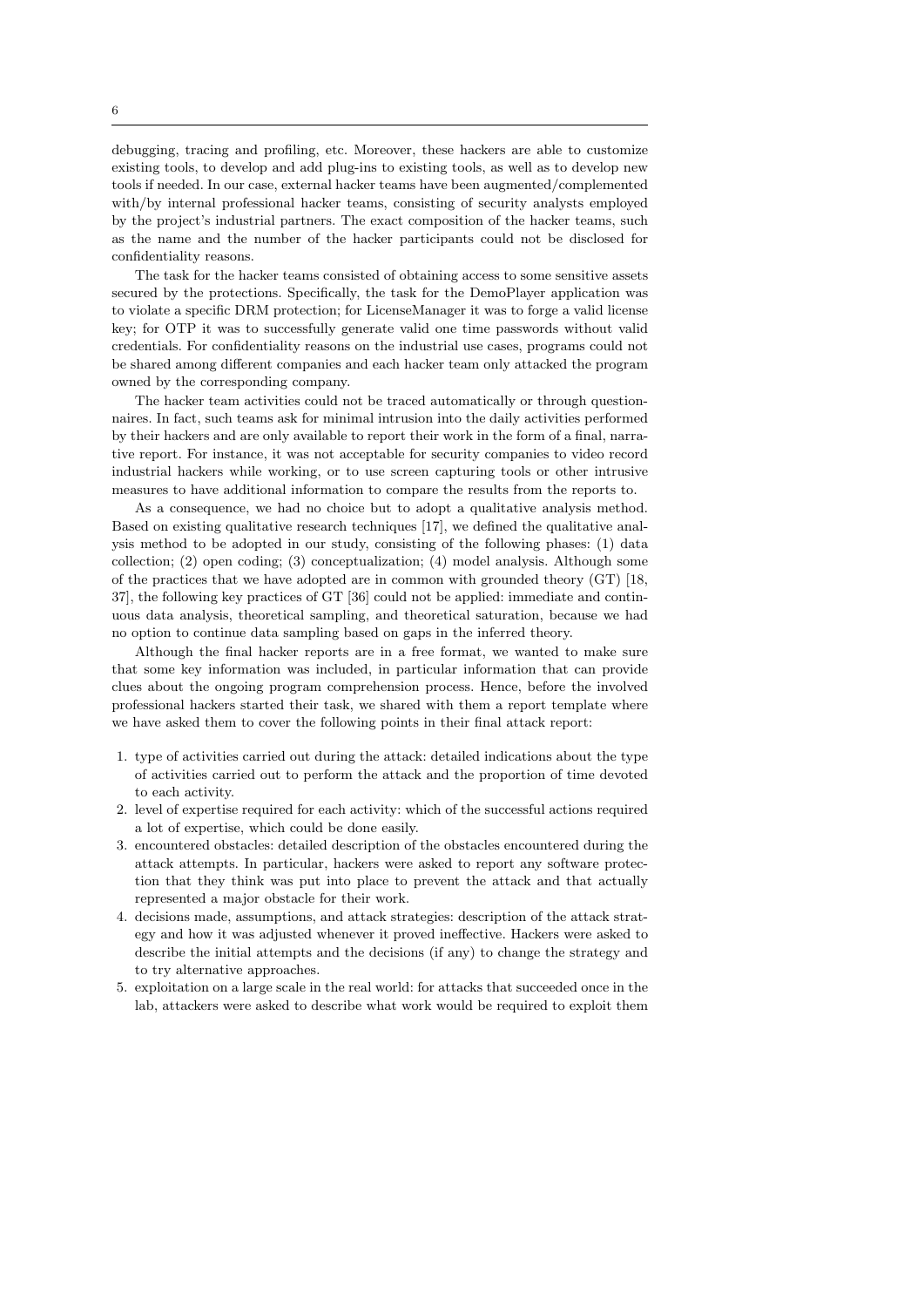debugging, tracing and profiling, etc. Moreover, these hackers are able to customize existing tools, to develop and add plug-ins to existing tools, as well as to develop new tools if needed. In our case, external hacker teams have been augmented/complemented with/by internal professional hacker teams, consisting of security analysts employed by the project's industrial partners. The exact composition of the hacker teams, such as the name and the number of the hacker participants could not be disclosed for confidentiality reasons.

The task for the hacker teams consisted of obtaining access to some sensitive assets secured by the protections. Specifically, the task for the DemoPlayer application was to violate a specific DRM protection; for LicenseManager it was to forge a valid license key; for OTP it was to successfully generate valid one time passwords without valid credentials. For confidentiality reasons on the industrial use cases, programs could not be shared among different companies and each hacker team only attacked the program owned by the corresponding company.

The hacker team activities could not be traced automatically or through questionnaires. In fact, such teams ask for minimal intrusion into the daily activities performed by their hackers and are only available to report their work in the form of a final, narrative report. For instance, it was not acceptable for security companies to video record industrial hackers while working, or to use screen capturing tools or other intrusive measures to have additional information to compare the results from the reports to.

As a consequence, we had no choice but to adopt a qualitative analysis method. Based on existing qualitative research techniques [17], we defined the qualitative analysis method to be adopted in our study, consisting of the following phases: (1) data collection; (2) open coding; (3) conceptualization; (4) model analysis. Although some of the practices that we have adopted are in common with grounded theory (GT) [18, 37], the following key practices of GT [36] could not be applied: immediate and continuous data analysis, theoretical sampling, and theoretical saturation, because we had no option to continue data sampling based on gaps in the inferred theory.

Although the final hacker reports are in a free format, we wanted to make sure that some key information was included, in particular information that can provide clues about the ongoing program comprehension process. Hence, before the involved professional hackers started their task, we shared with them a report template where we have asked them to cover the following points in their final attack report:

1. type of activities carried out during the attack: detailed indications about the type of activities carried out to perform the attack and the proportion of time devoted to each activity.
2. level of expertise required for each activity: which of the successful actions required a lot of expertise, which could be done easily.
3. encountered obstacles: detailed description of the obstacles encountered during the attack attempts. In particular, hackers were asked to report any software protection that they think was put into place to prevent the attack and that actually represented a major obstacle for their work.
4. decisions made, assumptions, and attack strategies: description of the attack strategy and how it was adjusted whenever it proved ineffective. Hackers were asked to describe the initial attempts and the decisions (if any) to change the strategy and to try alternative approaches.
5. exploitation on a large scale in the real world: for attacks that succeeded once in the lab, attackers were asked to describe what work would be required to exploit them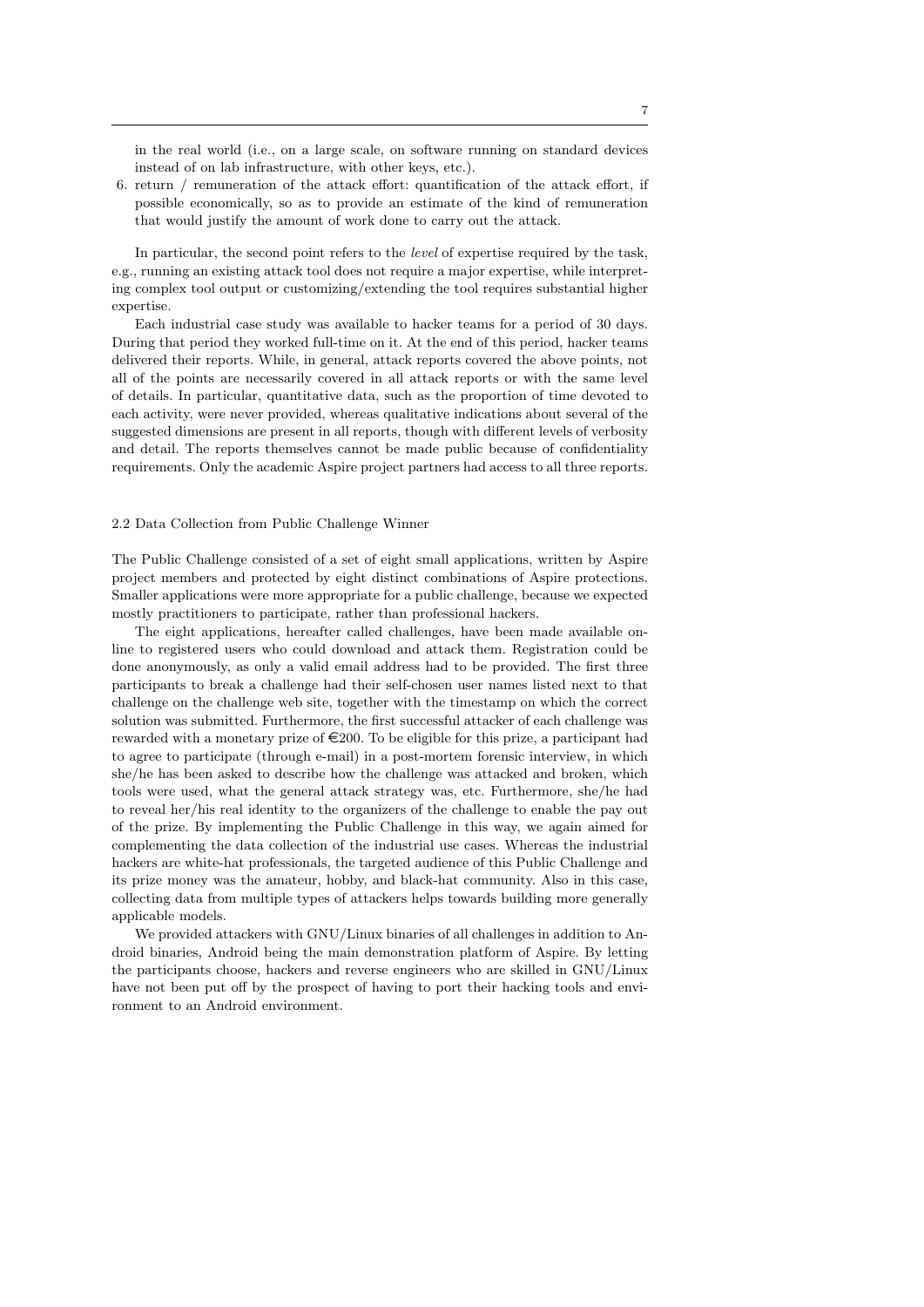in the real world (i.e., on a large scale, on software running on standard devices instead of on lab infrastructure, with other keys, etc.).

6. return / remuneration of the attack effort: quantification of the attack effort, if possible economically, so as to provide an estimate of the kind of remuneration that would justify the amount of work done to carry out the attack.

In particular, the second point refers to the *level* of expertise required by the task, e.g., running an existing attack tool does not require a major expertise, while interpreting complex tool output or customizing/extending the tool requires substantial higher expertise.

Each industrial case study was available to hacker teams for a period of 30 days. During that period they worked full-time on it. At the end of this period, hacker teams delivered their reports. While, in general, attack reports covered the above points, not all of the points are necessarily covered in all attack reports or with the same level of details. In particular, quantitative data, such as the proportion of time devoted to each activity, were never provided, whereas qualitative indications about several of the suggested dimensions are present in all reports, though with different levels of verbosity and detail. The reports themselves cannot be made public because of confidentiality requirements. Only the academic Aspire project partners had access to all three reports.

### 2.2 Data Collection from Public Challenge Winner

The Public Challenge consisted of a set of eight small applications, written by Aspire project members and protected by eight distinct combinations of Aspire protections. Smaller applications were more appropriate for a public challenge, because we expected mostly practitioners to participate, rather than professional hackers.

The eight applications, hereafter called challenges, have been made available online to registered users who could download and attack them. Registration could be done anonymously, as only a valid email address had to be provided. The first three participants to break a challenge had their self-chosen user names listed next to that challenge on the challenge web site, together with the timestamp on which the correct solution was submitted. Furthermore, the first successful attacker of each challenge was rewarded with a monetary prize of €200. To be eligible for this prize, a participant had to agree to participate (through e-mail) in a post-mortem forensic interview, in which she/he has been asked to describe how the challenge was attacked and broken, which tools were used, what the general attack strategy was, etc. Furthermore, she/he had to reveal her/his real identity to the organizers of the challenge to enable the pay out of the prize. By implementing the Public Challenge in this way, we again aimed for complementing the data collection of the industrial use cases. Whereas the industrial hackers are white-hat professionals, the targeted audience of this Public Challenge and its prize money was the amateur, hobby, and black-hat community. Also in this case, collecting data from multiple types of attackers helps towards building more generally applicable models.

We provided attackers with GNU/Linux binaries of all challenges in addition to Android binaries, Android being the main demonstration platform of Aspire. By letting the participants choose, hackers and reverse engineers who are skilled in GNU/Linux have not been put off by the prospect of having to port their hacking tools and environment to an Android environment.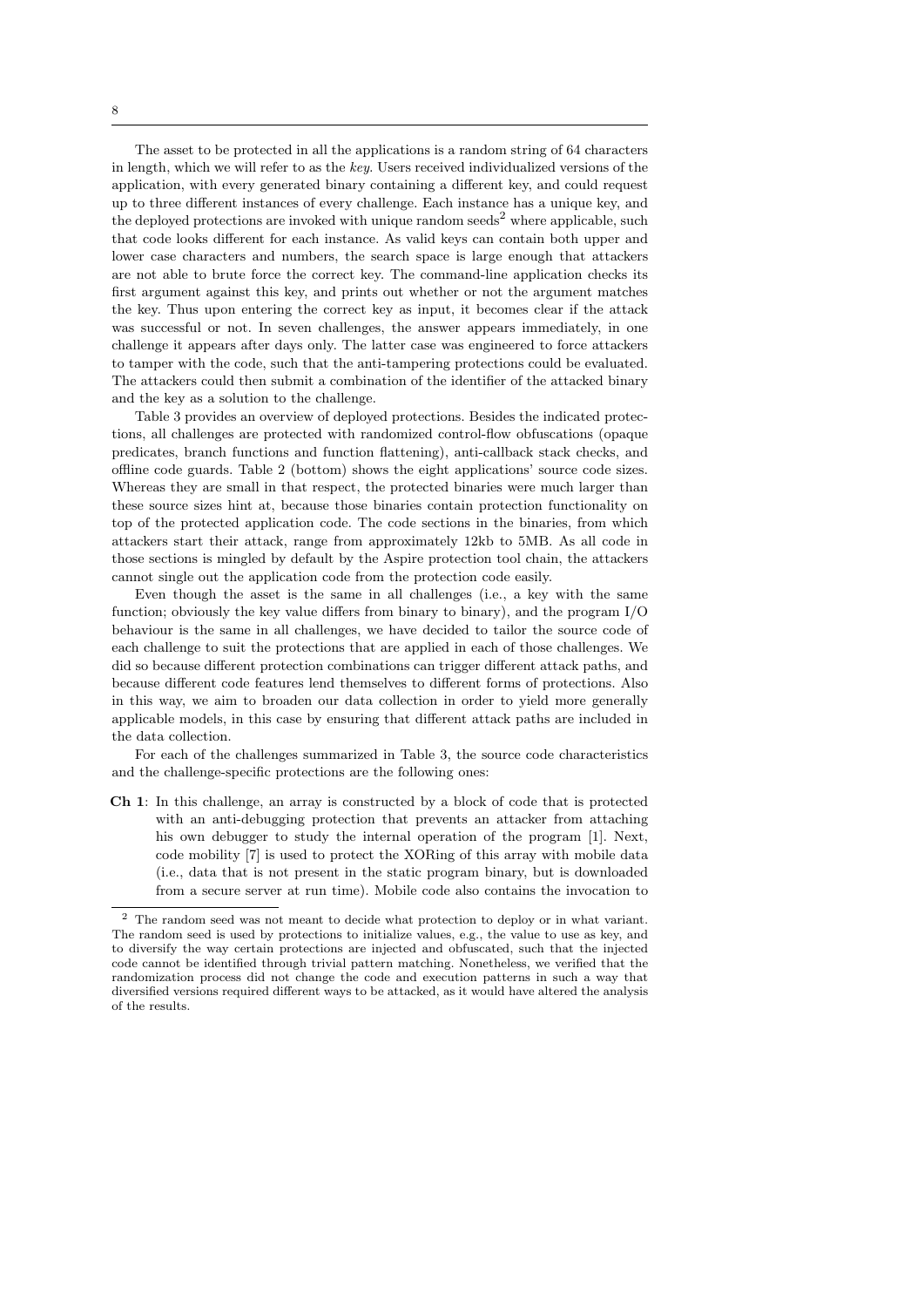The asset to be protected in all the applications is a random string of 64 characters in length, which we will refer to as the *key*. Users received individualized versions of the application, with every generated binary containing a different key, and could request up to three different instances of every challenge. Each instance has a unique key, and the deployed protections are invoked with unique random seeds[2] where applicable, such that code looks different for each instance. As valid keys can contain both upper and lower case characters and numbers, the search space is large enough that attackers are not able to brute force the correct key. The command-line application checks its first argument against this key, and prints out whether or not the argument matches the key. Thus upon entering the correct key as input, it becomes clear if the attack was successful or not. In seven challenges, the answer appears immediately, in one challenge it appears after days only. The latter case was engineered to force attackers to tamper with the code, such that the anti-tampering protections could be evaluated. The attackers could then submit a combination of the identifier of the attacked binary and the key as a solution to the challenge.

Table 3 provides an overview of deployed protections. Besides the indicated protections, all challenges are protected with randomized control-flow obfuscations (opaque predicates, branch functions and function flattening), anti-callback stack checks, and offline code guards. Table 2 (bottom) shows the eight applications' source code sizes. Whereas they are small in that respect, the protected binaries were much larger than these source sizes hint at, because those binaries contain protection functionality on top of the protected application code. The code sections in the binaries, from which attackers start their attack, range from approximately 12kb to 5MB. As all code in those sections is mingled by default by the Aspire protection tool chain, the attackers cannot single out the application code from the protection code easily.

Even though the asset is the same in all challenges (i.e., a key with the same function; obviously the key value differs from binary to binary), and the program I/O behaviour is the same in all challenges, we have decided to tailor the source code of each challenge to suit the protections that are applied in each of those challenges. We did so because different protection combinations can trigger different attack paths, and because different code features lend themselves to different forms of protections. Also in this way, we aim to broaden our data collection in order to yield more generally applicable models, in this case by ensuring that different attack paths are included in the data collection.

For each of the challenges summarized in Table 3, the source code characteristics and the challenge-specific protections are the following ones:

**Ch 1**: In this challenge, an array is constructed by a block of code that is protected with an anti-debugging protection that prevents an attacker from attaching his own debugger to study the internal operation of the program [1]. Next, code mobility [7] is used to protect the XORing of this array with mobile data (i.e., data that is not present in the static program binary, but is downloaded from a secure server at run time). Mobile code also contains the invocation to

[2] The random seed was not meant to decide what protection to deploy or in what variant. The random seed is used by protections to initialize values, e.g., the value to use as key, and to diversify the way certain protections are injected and obfuscated, such that the injected code cannot be identified through trivial pattern matching. Nonetheless, we verified that the randomization process did not change the code and execution patterns in such a way that diversified versions required different ways to be attacked, as it would have altered the analysis of the results.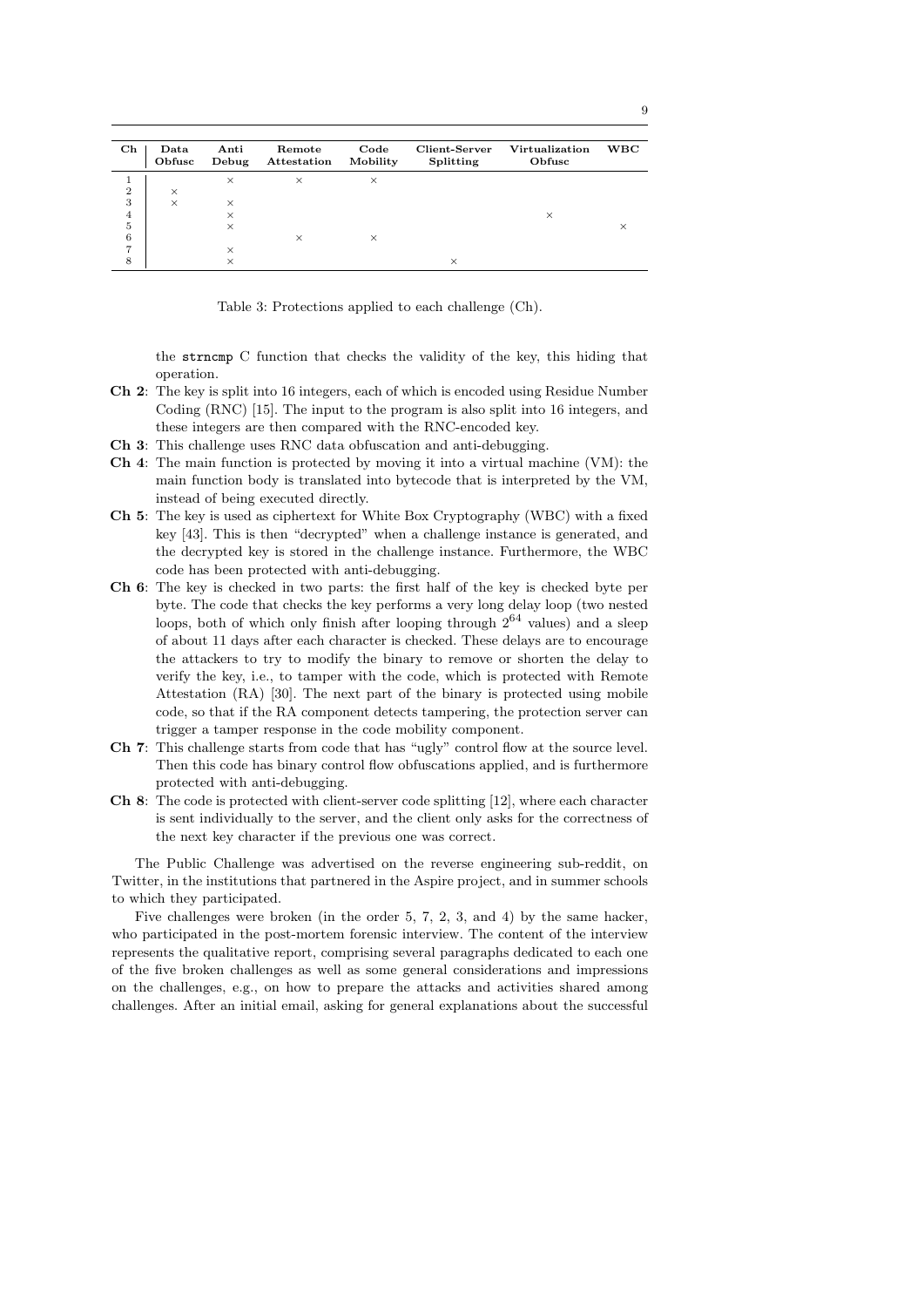| Ch | Data Obfusc | Anti Debug | Remote Attestation | Code Mobility | Client-Server Splitting | Virtualization Obfusc | WBC |
|---|---|---|---|---|---|---|---|
| 1 | | × | × | × | | | |
| 2 | × | | | | | | |
| 3 | × | × | | | | | |
| 4 | | × | | | | × | |
| 5 | | × | | | | | × |
| 6 | | | × | × | | | |
| 7 | | × | | | | | |
| 8 | | × | | | × | | |

Table 3: Protections applied to each challenge (Ch).

the strncmp C function that checks the validity of the key, this hiding that operation.

**Ch 2**: The key is split into 16 integers, each of which is encoded using Residue Number Coding (RNC) [15]. The input to the program is also split into 16 integers, and these integers are then compared with the RNC-encoded key.

**Ch 3**: This challenge uses RNC data obfuscation and anti-debugging.

**Ch 4**: The main function is protected by moving it into a virtual machine (VM): the main function body is translated into bytecode that is interpreted by the VM, instead of being executed directly.

**Ch 5**: The key is used as ciphertext for White Box Cryptography (WBC) with a fixed key [43]. This is then "decrypted" when a challenge instance is generated, and the decrypted key is stored in the challenge instance. Furthermore, the WBC code has been protected with anti-debugging.

**Ch 6**: The key is checked in two parts: the first half of the key is checked byte per byte. The code that checks the key performs a very long delay loop (two nested loops, both of which only finish after looping through $2^{64}$ values) and a sleep of about 11 days after each character is checked. These delays are to encourage the attackers to try to modify the binary to remove or shorten the delay to verify the key, i.e., to tamper with the code, which is protected with Remote Attestation (RA) [30]. The next part of the binary is protected using mobile code, so that if the RA component detects tampering, the protection server can trigger a tamper response in the code mobility component.

**Ch 7**: This challenge starts from code that has "ugly" control flow at the source level. Then this code has binary control flow obfuscations applied, and is furthermore protected with anti-debugging.

**Ch 8**: The code is protected with client-server code splitting [12], where each character is sent individually to the server, and the client only asks for the correctness of the next key character if the previous one was correct.

The Public Challenge was advertised on the reverse engineering sub-reddit, on Twitter, in the institutions that partnered in the Aspire project, and in summer schools to which they participated.

Five challenges were broken (in the order 5, 7, 2, 3, and 4) by the same hacker, who participated in the post-mortem forensic interview. The content of the interview represents the qualitative report, comprising several paragraphs dedicated to each one of the five broken challenges as well as some general considerations and impressions on the challenges, e.g., on how to prepare the attacks and activities shared among challenges. After an initial email, asking for general explanations about the successful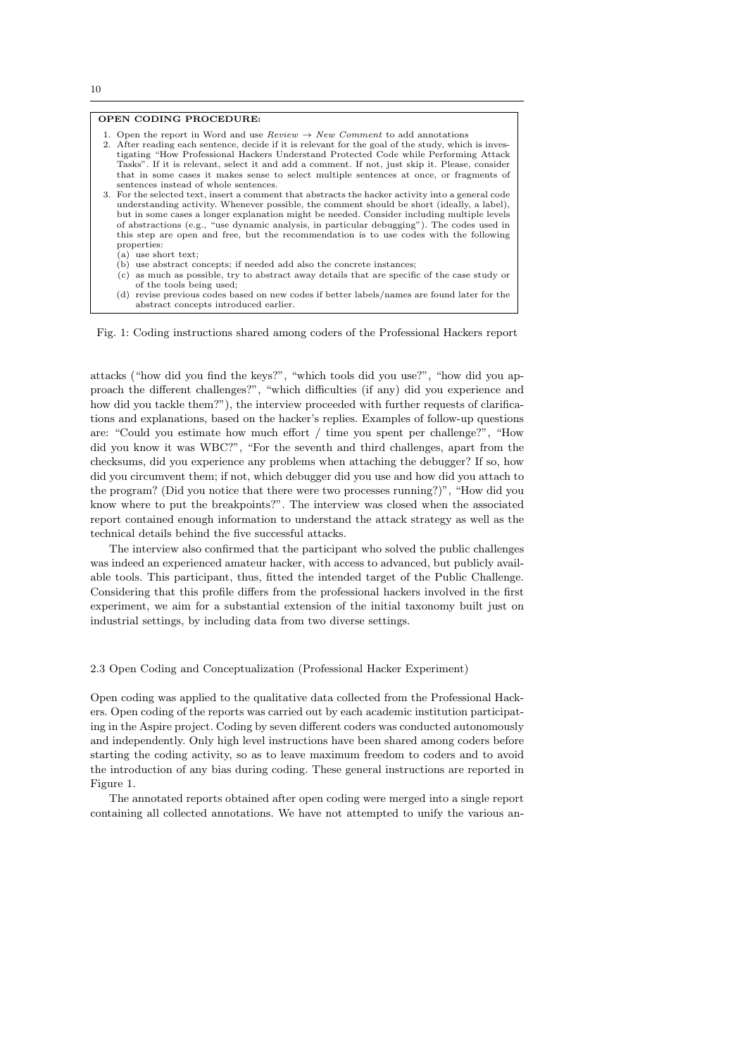**OPEN CODING PROCEDURE:**

1. Open the report in Word and use *Review → New Comment* to add annotations
2. After reading each sentence, decide if it is relevant for the goal of the study, which is investigating "How Professional Hackers Understand Protected Code while Performing Attack Tasks". If it is relevant, select it and add a comment. If not, just skip it. Please, consider that in some cases it makes sense to select multiple sentences at once, or fragments of sentences instead of whole sentences.
3. For the selected text, insert a comment that abstracts the hacker activity into a general code understanding activity. Whenever possible, the comment should be short (ideally, a label), but in some cases a longer explanation might be needed. Consider including multiple levels of abstractions (e.g., "use dynamic analysis, in particular debugging"). The codes used in this step are open and free, but the recommendation is to use codes with the following properties:
   (a) use short text;
   (b) use abstract concepts; if needed add also the concrete instances;
   (c) as much as possible, try to abstract away details that are specific of the case study or of the tools being used;
   (d) revise previous codes based on new codes if better labels/names are found later for the abstract concepts introduced earlier.

Fig. 1: Coding instructions shared among coders of the Professional Hackers report

attacks ("how did you find the keys?", "which tools did you use?", "how did you approach the different challenges?", "which difficulties (if any) did you experience and how did you tackle them?"), the interview proceeded with further requests of clarifications and explanations, based on the hacker's replies. Examples of follow-up questions are: "Could you estimate how much effort / time you spent per challenge?", "How did you know it was WBC?", "For the seventh and third challenges, apart from the checksums, did you experience any problems when attaching the debugger? If so, how did you circumvent them; if not, which debugger did you use and how did you attach to the program? (Did you notice that there were two processes running?)", "How did you know where to put the breakpoints?". The interview was closed when the associated report contained enough information to understand the attack strategy as well as the technical details behind the five successful attacks.

The interview also confirmed that the participant who solved the public challenges was indeed an experienced amateur hacker, with access to advanced, but publicly available tools. This participant, thus, fitted the intended target of the Public Challenge. Considering that this profile differs from the professional hackers involved in the first experiment, we aim for a substantial extension of the initial taxonomy built just on industrial settings, by including data from two diverse settings.

### 2.3 Open Coding and Conceptualization (Professional Hacker Experiment)

Open coding was applied to the qualitative data collected from the Professional Hackers. Open coding of the reports was carried out by each academic institution participating in the Aspire project. Coding by seven different coders was conducted autonomously and independently. Only high level instructions have been shared among coders before starting the coding activity, so as to leave maximum freedom to coders and to avoid the introduction of any bias during coding. These general instructions are reported in Figure 1.

The annotated reports obtained after open coding were merged into a single report containing all collected annotations. We have not attempted to unify the various an-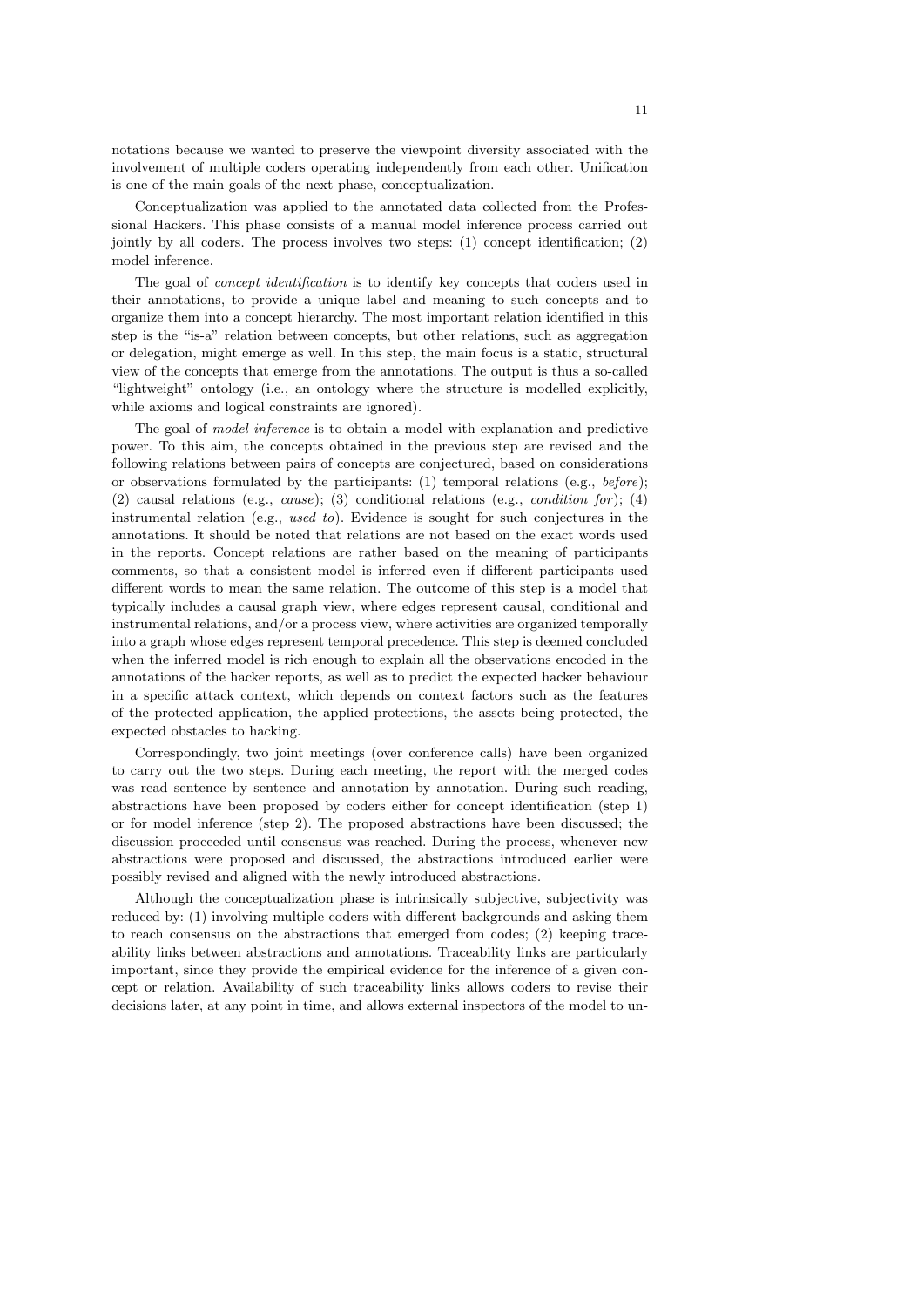notations because we wanted to preserve the viewpoint diversity associated with the involvement of multiple coders operating independently from each other. Unification is one of the main goals of the next phase, conceptualization.

Conceptualization was applied to the annotated data collected from the Professional Hackers. This phase consists of a manual model inference process carried out jointly by all coders. The process involves two steps: (1) concept identification; (2) model inference.

The goal of *concept identification* is to identify key concepts that coders used in their annotations, to provide a unique label and meaning to such concepts and to organize them into a concept hierarchy. The most important relation identified in this step is the "is-a" relation between concepts, but other relations, such as aggregation or delegation, might emerge as well. In this step, the main focus is a static, structural view of the concepts that emerge from the annotations. The output is thus a so-called "lightweight" ontology (i.e., an ontology where the structure is modelled explicitly, while axioms and logical constraints are ignored).

The goal of *model inference* is to obtain a model with explanation and predictive power. To this aim, the concepts obtained in the previous step are revised and the following relations between pairs of concepts are conjectured, based on considerations or observations formulated by the participants: (1) temporal relations (e.g., *before*); (2) causal relations (e.g., *cause*); (3) conditional relations (e.g., *condition for*); (4) instrumental relation (e.g., *used to*). Evidence is sought for such conjectures in the annotations. It should be noted that relations are not based on the exact words used in the reports. Concept relations are rather based on the meaning of participants comments, so that a consistent model is inferred even if different participants used different words to mean the same relation. The outcome of this step is a model that typically includes a causal graph view, where edges represent causal, conditional and instrumental relations, and/or a process view, where activities are organized temporally into a graph whose edges represent temporal precedence. This step is deemed concluded when the inferred model is rich enough to explain all the observations encoded in the annotations of the hacker reports, as well as to predict the expected hacker behaviour in a specific attack context, which depends on context factors such as the features of the protected application, the applied protections, the assets being protected, the expected obstacles to hacking.

Correspondingly, two joint meetings (over conference calls) have been organized to carry out the two steps. During each meeting, the report with the merged codes was read sentence by sentence and annotation by annotation. During such reading, abstractions have been proposed by coders either for concept identification (step 1) or for model inference (step 2). The proposed abstractions have been discussed; the discussion proceeded until consensus was reached. During the process, whenever new abstractions were proposed and discussed, the abstractions introduced earlier were possibly revised and aligned with the newly introduced abstractions.

Although the conceptualization phase is intrinsically subjective, subjectivity was reduced by: (1) involving multiple coders with different backgrounds and asking them to reach consensus on the abstractions that emerged from codes; (2) keeping traceability links between abstractions and annotations. Traceability links are particularly important, since they provide the empirical evidence for the inference of a given concept or relation. Availability of such traceability links allows coders to revise their decisions later, at any point in time, and allows external inspectors of the model to un-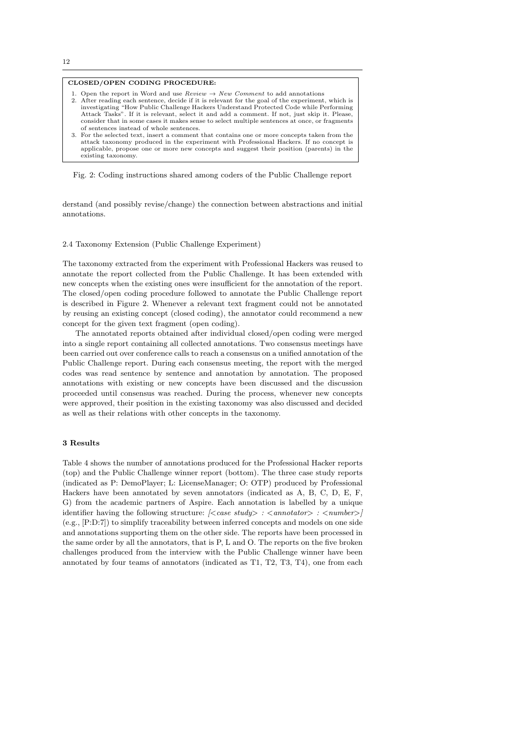**CLOSED/OPEN CODING PROCEDURE:**

1. Open the report in Word and use *Review* → *New Comment* to add annotations
2. After reading each sentence, decide if it is relevant for the goal of the experiment, which is investigating "How Public Challenge Hackers Understand Protected Code while Performing Attack Tasks". If it is relevant, select it and add a comment. If not, just skip it. Please, consider that in some cases it makes sense to select multiple sentences at once, or fragments of sentences instead of whole sentences.
3. For the selected text, insert a comment that contains one or more concepts taken from the attack taxonomy produced in the experiment with Professional Hackers. If no concept is applicable, propose one or more new concepts and suggest their position (parents) in the existing taxonomy.

Fig. 2: Coding instructions shared among coders of the Public Challenge report

derstand (and possibly revise/change) the connection between abstractions and initial annotations.

### 2.4 Taxonomy Extension (Public Challenge Experiment)

The taxonomy extracted from the experiment with Professional Hackers was reused to annotate the report collected from the Public Challenge. It has been extended with new concepts when the existing ones were insufficient for the annotation of the report. The closed/open coding procedure followed to annotate the Public Challenge report is described in Figure 2. Whenever a relevant text fragment could not be annotated by reusing an existing concept (closed coding), the annotator could recommend a new concept for the given text fragment (open coding).

The annotated reports obtained after individual closed/open coding were merged into a single report containing all collected annotations. Two consensus meetings have been carried out over conference calls to reach a consensus on a unified annotation of the Public Challenge report. During each consensus meeting, the report with the merged codes was read sentence by sentence and annotation by annotation. The proposed annotations with existing or new concepts have been discussed and the discussion proceeded until consensus was reached. During the process, whenever new concepts were approved, their position in the existing taxonomy was also discussed and decided as well as their relations with other concepts in the taxonomy.

## 3 Results

Table 4 shows the number of annotations produced for the Professional Hacker reports (top) and the Public Challenge winner report (bottom). The three case study reports (indicated as P: DemoPlayer; L: LicenseManager; O: OTP) produced by Professional Hackers have been annotated by seven annotators (indicated as A, B, C, D, E, F, G) from the academic partners of Aspire. Each annotation is labelled by a unique identifier having the following structure: *[<case study> : <annotator> : <number>]* (e.g., [P:D:7]) to simplify traceability between inferred concepts and models on one side and annotations supporting them on the other side. The reports have been processed in the same order by all the annotators, that is P, L and O. The reports on the five broken challenges produced from the interview with the Public Challenge winner have been annotated by four teams of annotators (indicated as T1, T2, T3, T4), one from each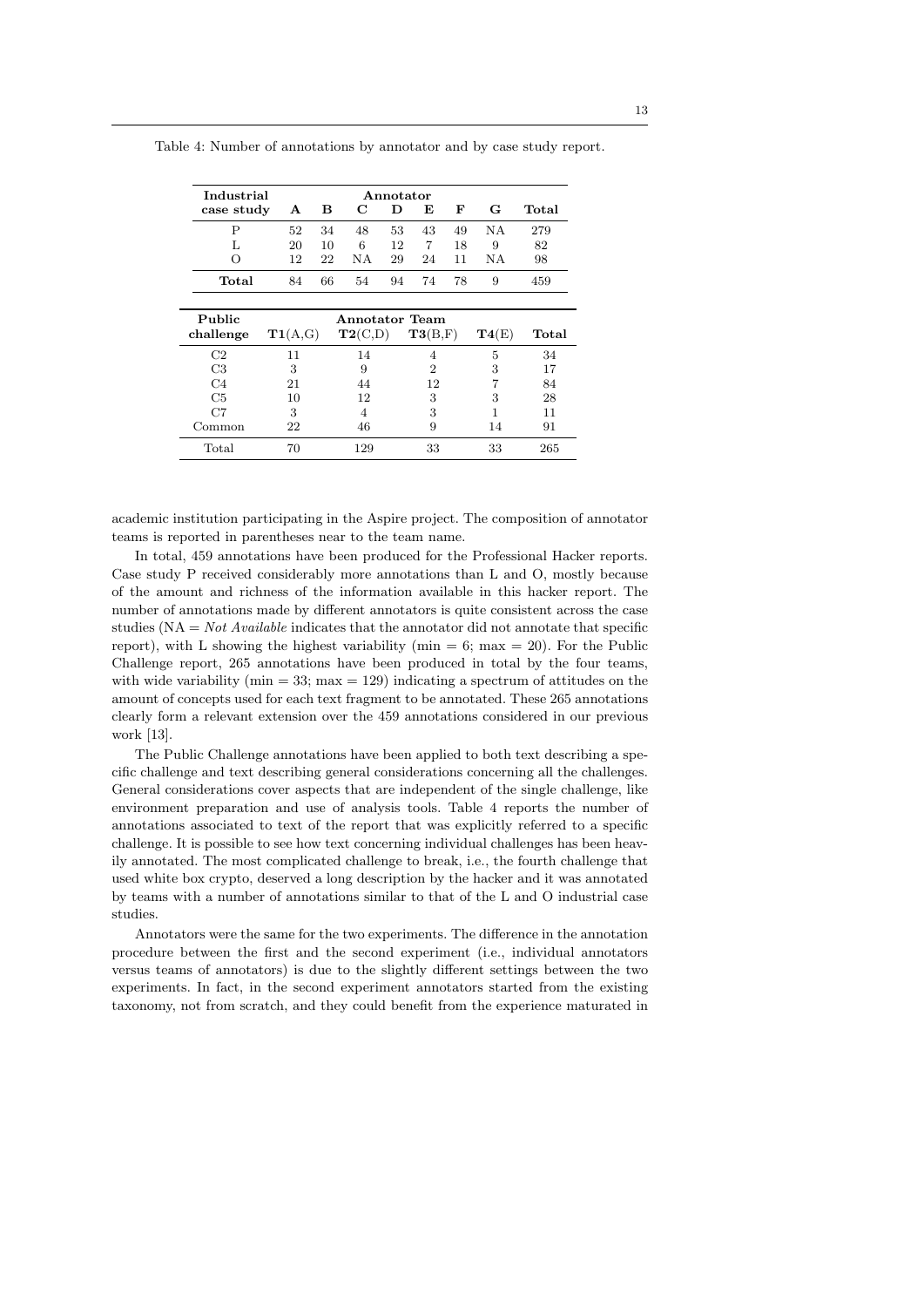Table 4: Number of annotations by annotator and by case study report.

| Industrial case study | Annotator | | | | | | | |
|---|---|---|---|---|---|---|---|---|
| | **A** | **B** | **C** | **D** | **E** | **F** | **G** | **Total** |
| P | 52 | 34 | 48 | 53 | 43 | 49 | NA | 279 |
| L | 20 | 10 | 6 | 12 | 7 | 18 | 9 | 82 |
| O | 12 | 22 | NA | 29 | 24 | 11 | NA | 98 |
| **Total** | 84 | 66 | 54 | 94 | 74 | 78 | 9 | 459 |

| Public challenge | Annotator Team | | | | |
|---|---|---|---|---|---|
| | **T1**(A,G) | **T2**(C,D) | **T3**(B,F) | **T4**(E) | **Total** |
| C2 | 11 | 14 | 4 | 5 | 34 |
| C3 | 3 | 9 | 2 | 3 | 17 |
| C4 | 21 | 44 | 12 | 7 | 84 |
| C5 | 10 | 12 | 3 | 3 | 28 |
| C7 | 3 | 4 | 3 | 1 | 11 |
| Common | 22 | 46 | 9 | 14 | 91 |
| Total | 70 | 129 | 33 | 33 | 265 |

academic institution participating in the Aspire project. The composition of annotator teams is reported in parentheses near to the team name.

In total, 459 annotations have been produced for the Professional Hacker reports. Case study P received considerably more annotations than L and O, mostly because of the amount and richness of the information available in this hacker report. The number of annotations made by different annotators is quite consistent across the case studies (NA = *Not Available* indicates that the annotator did not annotate that specific report), with L showing the highest variability (min = 6; max = 20). For the Public Challenge report, 265 annotations have been produced in total by the four teams, with wide variability (min = 33; max = 129) indicating a spectrum of attitudes on the amount of concepts used for each text fragment to be annotated. These 265 annotations clearly form a relevant extension over the 459 annotations considered in our previous work [13].

The Public Challenge annotations have been applied to both text describing a specific challenge and text describing general considerations concerning all the challenges. General considerations cover aspects that are independent of the single challenge, like environment preparation and use of analysis tools. Table 4 reports the number of annotations associated to text of the report that was explicitly referred to a specific challenge. It is possible to see how text concerning individual challenges has been heavily annotated. The most complicated challenge to break, i.e., the fourth challenge that used white box crypto, deserved a long description by the hacker and it was annotated by teams with a number of annotations similar to that of the L and O industrial case studies.

Annotators were the same for the two experiments. The difference in the annotation procedure between the first and the second experiment (i.e., individual annotators versus teams of annotators) is due to the slightly different settings between the two experiments. In fact, in the second experiment annotators started from the existing taxonomy, not from scratch, and they could benefit from the experience maturated in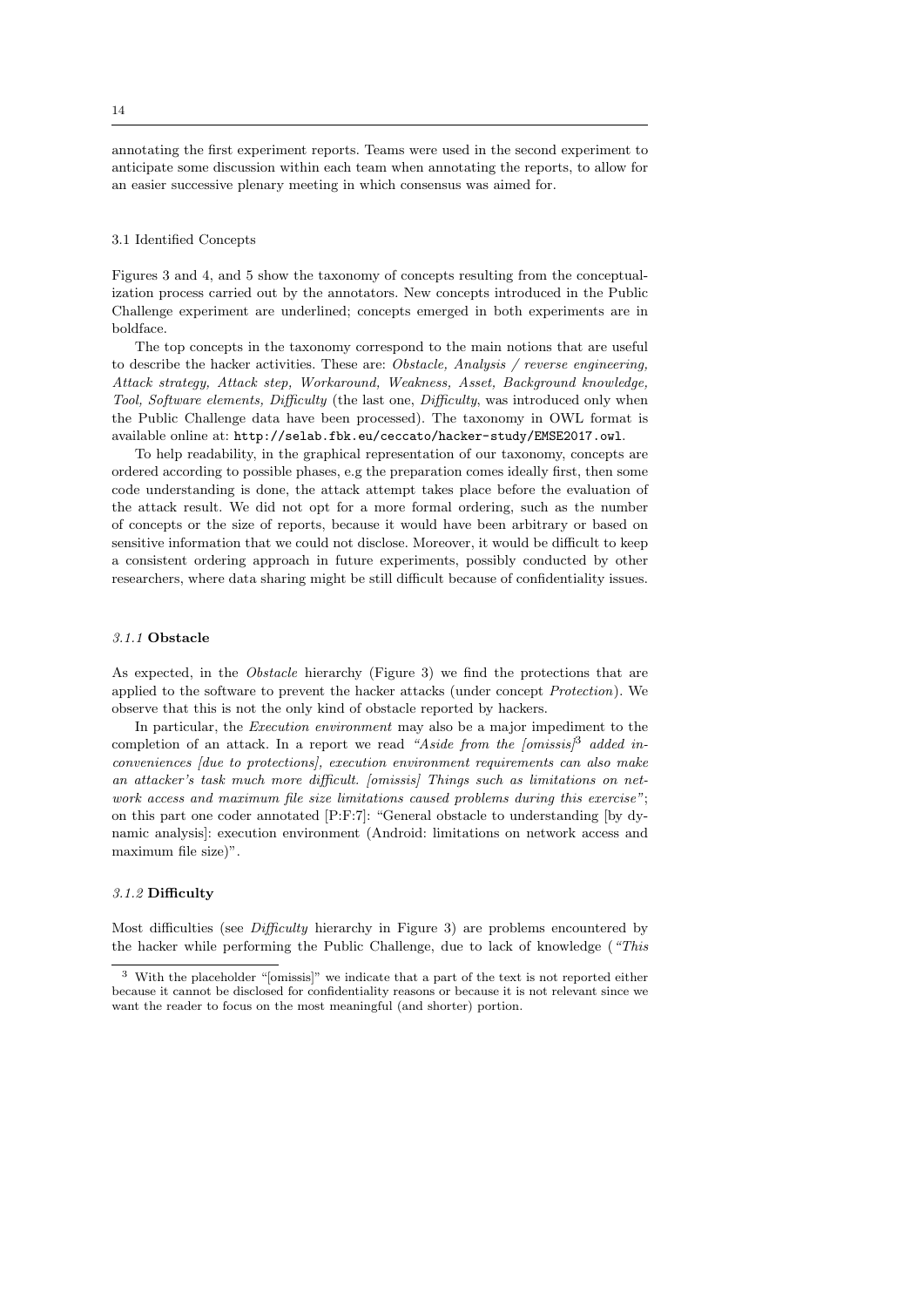annotating the first experiment reports. Teams were used in the second experiment to anticipate some discussion within each team when annotating the reports, to allow for an easier successive plenary meeting in which consensus was aimed for.

### 3.1 Identified Concepts

Figures 3 and 4, and 5 show the taxonomy of concepts resulting from the conceptualization process carried out by the annotators. New concepts introduced in the Public Challenge experiment are underlined; concepts emerged in both experiments are in boldface.

The top concepts in the taxonomy correspond to the main notions that are useful to describe the hacker activities. These are: *Obstacle, Analysis / reverse engineering, Attack strategy, Attack step, Workaround, Weakness, Asset, Background knowledge, Tool, Software elements, Difficulty* (the last one, *Difficulty*, was introduced only when the Public Challenge data have been processed). The taxonomy in OWL format is available online at: `http://selab.fbk.eu/ceccato/hacker-study/EMSE2017.owl`.

To help readability, in the graphical representation of our taxonomy, concepts are ordered according to possible phases, e.g the preparation comes ideally first, then some code understanding is done, the attack attempt takes place before the evaluation of the attack result. We did not opt for a more formal ordering, such as the number of concepts or the size of reports, because it would have been arbitrary or based on sensitive information that we could not disclose. Moreover, it would be difficult to keep a consistent ordering approach in future experiments, possibly conducted by other researchers, where data sharing might be still difficult because of confidentiality issues.

#### *3.1.1* Obstacle

As expected, in the *Obstacle* hierarchy (Figure 3) we find the protections that are applied to the software to prevent the hacker attacks (under concept *Protection*). We observe that this is not the only kind of obstacle reported by hackers.

In particular, the *Execution environment* may also be a major impediment to the completion of an attack. In a report we read *"Aside from the [omissis]*[3] *added inconveniences [due to protections], execution environment requirements can also make an attacker's task much more difficult. [omissis] Things such as limitations on network access and maximum file size limitations caused problems during this exercise"*; on this part one coder annotated [P:F:7]: "General obstacle to understanding [by dynamic analysis]: execution environment (Android: limitations on network access and maximum file size)".

#### *3.1.2* Difficulty

Most difficulties (see *Difficulty* hierarchy in Figure 3) are problems encountered by the hacker while performing the Public Challenge, due to lack of knowledge (*"This*

[3] With the placeholder "[omissis]" we indicate that a part of the text is not reported either because it cannot be disclosed for confidentiality reasons or because it is not relevant since we want the reader to focus on the most meaningful (and shorter) portion.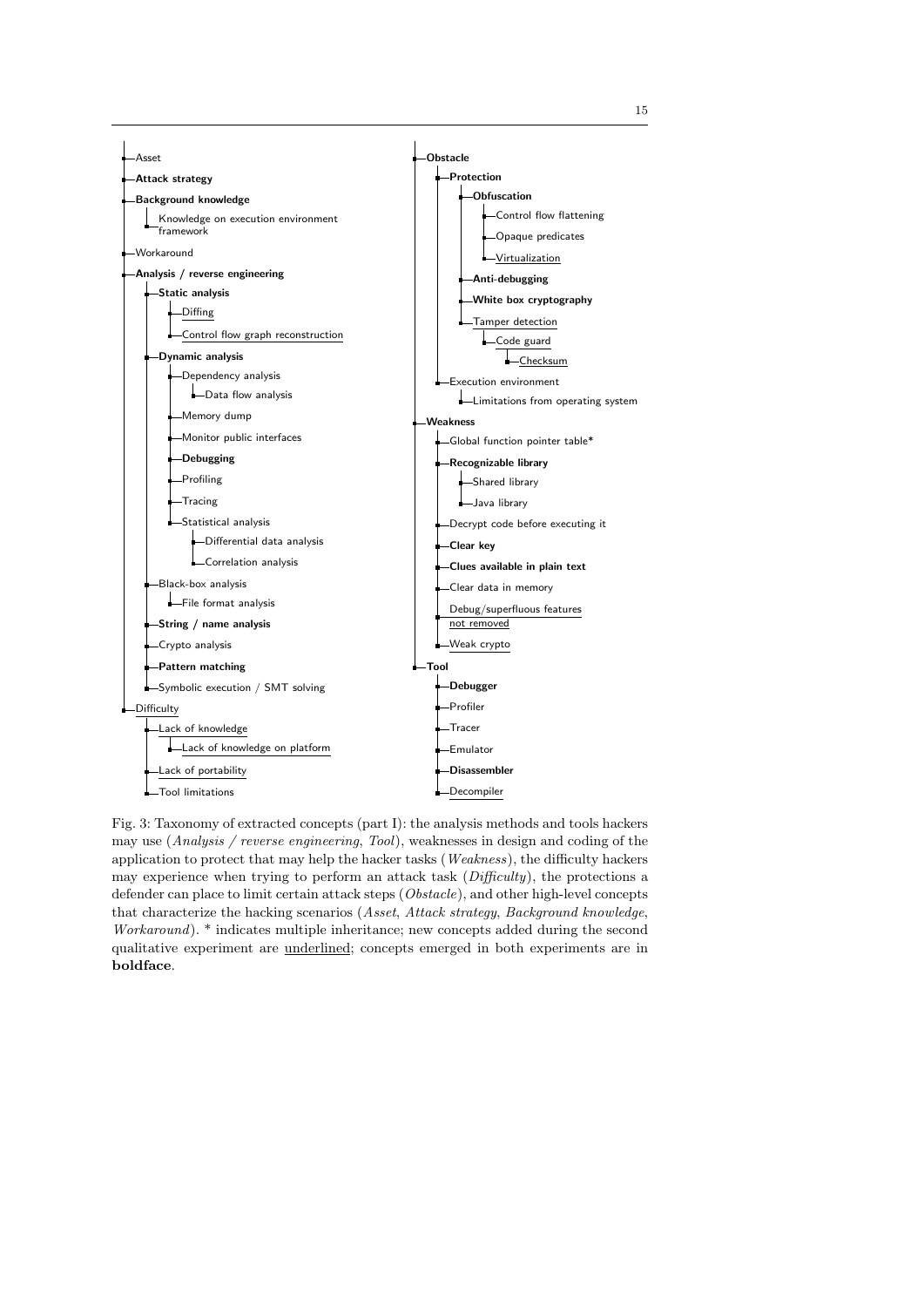- Asset
- **Attack strategy**
- **Background knowledge**
  - Knowledge on execution environment framework
- Workaround
- **Analysis / reverse engineering**
  - **Static analysis**
    - <u>Diffing</u>
    - <u>Control flow graph reconstruction</u>
  - **Dynamic analysis**
    - Dependency analysis
      - Data flow analysis
    - Memory dump
    - Monitor public interfaces
    - **Debugging**
    - Profiling
    - Tracing
    - Statistical analysis
      - Differential data analysis
      - Correlation analysis
  - Black-box analysis
    - File format analysis
  - **String / name analysis**
  - Crypto analysis
  - **Pattern matching**
  - Symbolic execution / SMT solving
- <u>Difficulty</u>
  - <u>Lack of knowledge</u>
    - <u>Lack of knowledge on platform</u>
  - <u>Lack of portability</u>
  - Tool limitations

- **Obstacle**
  - **Protection**
    - **Obfuscation**
      - Control flow flattening
      - Opaque predicates
      - <u>Virtualization</u>
    - **Anti-debugging**
    - **White box cryptography**
    - <u>Tamper detection</u>
      - <u>Code guard</u>
        - <u>Checksum</u>
  - Execution environment
    - Limitations from operating system
- **Weakness**
  - Global function pointer table*
  - **Recognizable library**
    - Shared library
    - Java library
  - Decrypt code before executing it
  - **Clear key**
  - **Clues available in plain text**
  - Clear data in memory
  - <u>Debug/superfluous features not removed</u>
  - <u>Weak crypto</u>
- **Tool**
  - **Debugger**
  - Profiler
  - Tracer
  - Emulator
  - **Disassembler**
  - <u>Decompiler</u>

Fig. 3: Taxonomy of extracted concepts (part I): the analysis methods and tools hackers may use (*Analysis / reverse engineering*, *Tool*), weaknesses in design and coding of the application to protect that may help the hacker tasks (*Weakness*), the difficulty hackers may experience when trying to perform an attack task (*Difficulty*), the protections a defender can place to limit certain attack steps (*Obstacle*), and other high-level concepts that characterize the hacking scenarios (*Asset*, *Attack strategy*, *Background knowledge*, *Workaround*). * indicates multiple inheritance; new concepts added during the second qualitative experiment are <u>underlined</u>; concepts emerged in both experiments are in **boldface**.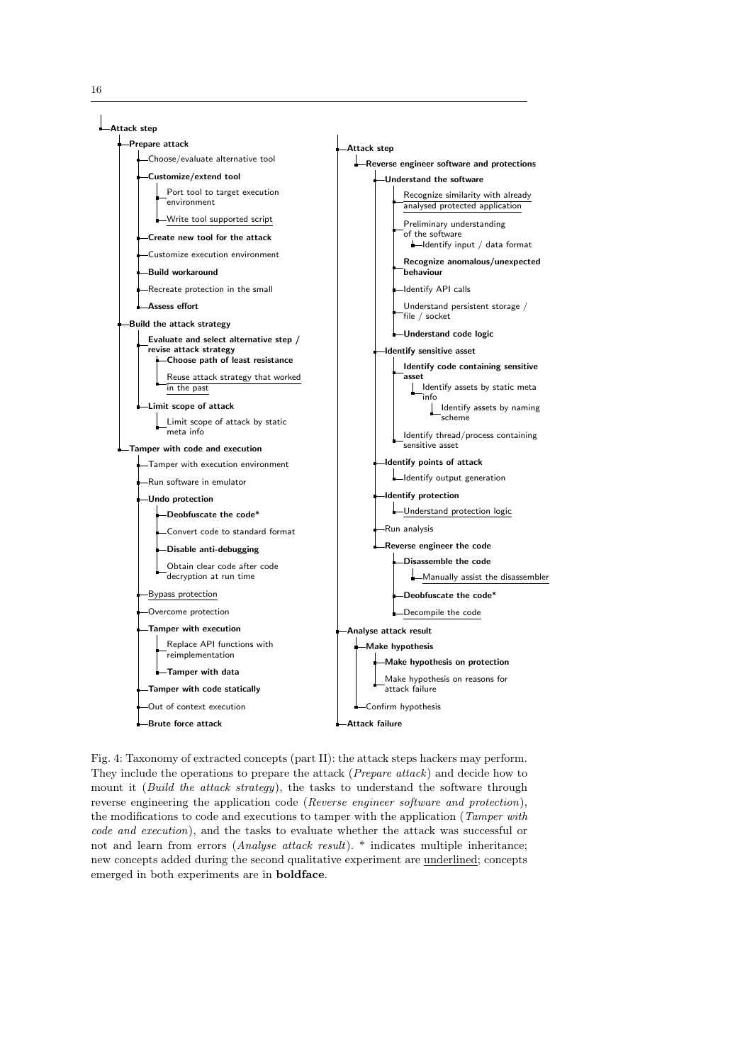- **Attack step**
  - **Prepare attack**
    - Choose/evaluate alternative tool
    - **Customize/extend tool**
      - Port tool to target execution environment
      - Write tool supported script
    - **Create new tool for the attack**
    - Customize execution environment
    - **Build workaround**
    - Recreate protection in the small
    - **Assess effort**
  - **Build the attack strategy**
    - **Evaluate and select alternative step / revise attack strategy**
      - **Choose path of least resistance**
      - Reuse attack strategy that worked in the past
    - **Limit scope of attack**
      - Limit scope of attack by static meta info
  - **Tamper with code and execution**
    - Tamper with execution environment
    - Run software in emulator
    - **Undo protection**
      - **Deobfuscate the code***
      - Convert code to standard format
      - **Disable anti-debugging**
      - Obtain clear code after code decryption at run time
    - Bypass protection
    - Overcome protection
    - **Tamper with execution**
      - Replace API functions with reimplementation
      - **Tamper with data**
    - **Tamper with code statically**
    - Out of context execution
    - **Brute force attack**

- **Attack step**
  - **Reverse engineer software and protections**
    - **Understand the software**
      - Recognize similarity with already analysed protected application
      - Preliminary understanding of the software
        - Identify input / data format
      - **Recognize anomalous/unexpected behaviour**
      - Identify API calls
      - Understand persistent storage / file / socket
      - **Understand code logic**
    - **Identify sensitive asset**
      - **Identify code containing sensitive asset**
        - Identify assets by static meta info
          - Identify assets by naming scheme
      - Identify thread/process containing sensitive asset
    - **Identify points of attack**
      - Identify output generation
    - **Identify protection**
      - Understand protection logic
    - Run analysis
    - **Reverse engineer the code**
      - **Disassemble the code**
        - Manually assist the disassembler
      - **Deobfuscate the code***
      - Decompile the code
  - **Analyse attack result**
    - **Make hypothesis**
      - **Make hypothesis on protection**
      - Make hypothesis on reasons for attack failure
    - Confirm hypothesis
  - **Attack failure**

Fig. 4: Taxonomy of extracted concepts (part II): the attack steps hackers may perform. They include the operations to prepare the attack (*Prepare attack*) and decide how to mount it (*Build the attack strategy*), the tasks to understand the software through reverse engineering the application code (*Reverse engineer software and protection*), the modifications to code and executions to tamper with the application (*Tamper with code and execution*), and the tasks to evaluate whether the attack was successful or not and learn from errors (*Analyse attack result*). * indicates multiple inheritance; new concepts added during the second qualitative experiment are underlined; concepts emerged in both experiments are in **boldface**.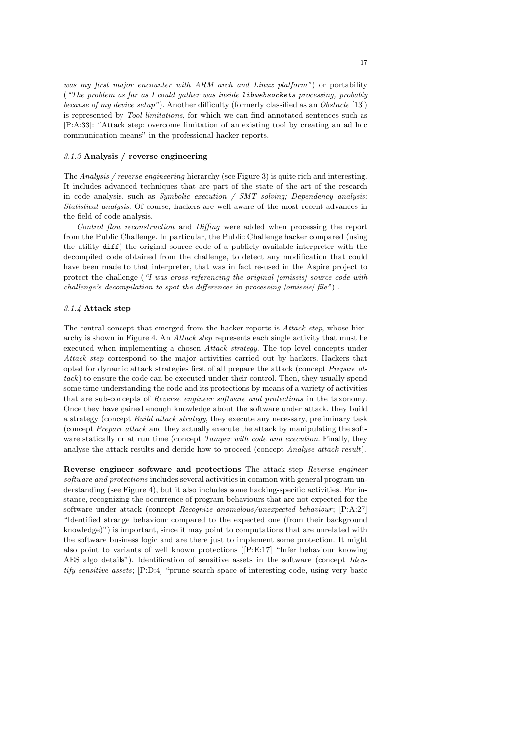*was my first major encounter with ARM arch and Linux platform"*) or portability (*"The problem as far as I could gather was inside `libwebsockets` processing, probably because of my device setup"*). Another difficulty (formerly classified as an *Obstacle* [13]) is represented by *Tool limitations*, for which we can find annotated sentences such as [P:A:33]: "Attack step: overcome limitation of an existing tool by creating an ad hoc communication means" in the professional hacker reports.

### *3.1.3* Analysis / reverse engineering

The *Analysis / reverse engineering* hierarchy (see Figure 3) is quite rich and interesting. It includes advanced techniques that are part of the state of the art of the research in code analysis, such as *Symbolic execution / SMT solving; Dependency analysis; Statistical analysis*. Of course, hackers are well aware of the most recent advances in the field of code analysis.

*Control flow reconstruction* and *Diffing* were added when processing the report from the Public Challenge. In particular, the Public Challenge hacker compared (using the utility `diff`) the original source code of a publicly available interpreter with the decompiled code obtained from the challenge, to detect any modification that could have been made to that interpreter, that was in fact re-used in the Aspire project to protect the challenge (*"I was cross-referencing the original [omissis] source code with challenge's decompilation to spot the differences in processing [omissis] file"*) .

### *3.1.4* Attack step

The central concept that emerged from the hacker reports is *Attack step*, whose hierarchy is shown in Figure 4. An *Attack step* represents each single activity that must be executed when implementing a chosen *Attack strategy*. The top level concepts under *Attack step* correspond to the major activities carried out by hackers. Hackers that opted for dynamic attack strategies first of all prepare the attack (concept *Prepare attack*) to ensure the code can be executed under their control. Then, they usually spend some time understanding the code and its protections by means of a variety of activities that are sub-concepts of *Reverse engineer software and protections* in the taxonomy. Once they have gained enough knowledge about the software under attack, they build a strategy (concept *Build attack strategy*, they execute any necessary, preliminary task (concept *Prepare attack* and they actually execute the attack by manipulating the software statically or at run time (concept *Tamper with code and execution*. Finally, they analyse the attack results and decide how to proceed (concept *Analyse attack result*).

**Reverse engineer software and protections** The attack step *Reverse engineer software and protections* includes several activities in common with general program understanding (see Figure 4), but it also includes some hacking-specific activities. For instance, recognizing the occurrence of program behaviours that are not expected for the software under attack (concept *Recognize anomalous/unexpected behaviour*; [P:A:27] "Identified strange behaviour compared to the expected one (from their background knowledge)") is important, since it may point to computations that are unrelated with the software business logic and are there just to implement some protection. It might also point to variants of well known protections ([P:E:17] "Infer behaviour knowing AES algo details"). Identification of sensitive assets in the software (concept *Identify sensitive assets*; [P:D:4] "prune search space of interesting code, using very basic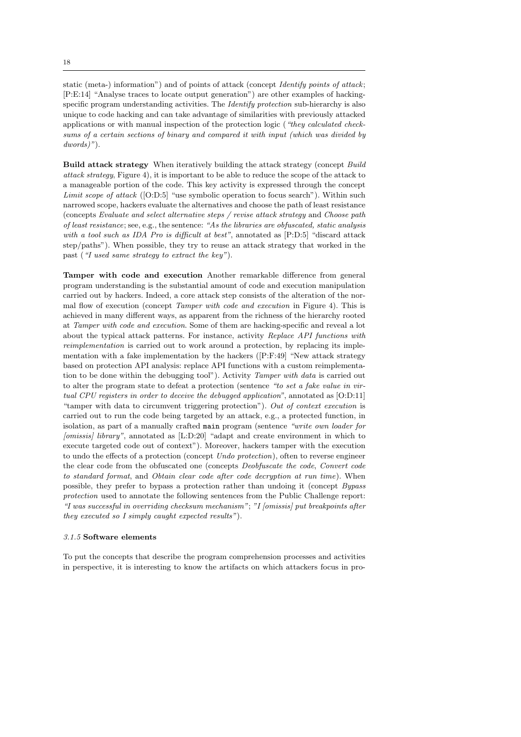static (meta-) information") and of points of attack (concept *Identify points of attack*; [P:E:14] "Analyse traces to locate output generation") are other examples of hacking-specific program understanding activities. The *Identify protection* sub-hierarchy is also unique to code hacking and can take advantage of similarities with previously attacked applications or with manual inspection of the protection logic (*"they calculated checksums of a certain sections of binary and compared it with input (which was divided by dwords)"*).

**Build attack strategy** When iteratively building the attack strategy (concept *Build attack strategy*, Figure 4), it is important to be able to reduce the scope of the attack to a manageable portion of the code. This key activity is expressed through the concept *Limit scope of attack* ([O:D:5] "use symbolic operation to focus search"). Within such narrowed scope, hackers evaluate the alternatives and choose the path of least resistance (concepts *Evaluate and select alternative steps / revise attack strategy* and *Choose path of least resistance*; see, e.g., the sentence: *"As the libraries are obfuscated, static analysis with a tool such as IDA Pro is difficult at best"*, annotated as [P:D:5] "discard attack step/paths"). When possible, they try to reuse an attack strategy that worked in the past (*"I used same strategy to extract the key"*).

**Tamper with code and execution** Another remarkable difference from general program understanding is the substantial amount of code and execution manipulation carried out by hackers. Indeed, a core attack step consists of the alteration of the normal flow of execution (concept *Tamper with code and execution* in Figure 4). This is achieved in many different ways, as apparent from the richness of the hierarchy rooted at *Tamper with code and execution*. Some of them are hacking-specific and reveal a lot about the typical attack patterns. For instance, activity *Replace API functions with reimplementation* is carried out to work around a protection, by replacing its implementation with a fake implementation by the hackers ([P:F:49] "New attack strategy based on protection API analysis: replace API functions with a custom reimplementation to be done within the debugging tool"). Activity *Tamper with data* is carried out to alter the program state to defeat a protection (sentence *"to set a fake value in virtual CPU registers in order to deceive the debugged application"*, annotated as [O:D:11] "tamper with data to circumvent triggering protection"). *Out of context execution* is carried out to run the code being targeted by an attack, e.g., a protected function, in isolation, as part of a manually crafted `main` program (sentence *"write own loader for [omissis] library"*, annotated as [L:D:20] "adapt and create environment in which to execute targeted code out of context"). Moreover, hackers tamper with the execution to undo the effects of a protection (concept *Undo protection*), often to reverse engineer the clear code from the obfuscated one (concepts *Deobfuscate the code*, *Convert code to standard format*, and *Obtain clear code after code decryption at run time*). When possible, they prefer to bypass a protection rather than undoing it (concept *Bypass protection* used to annotate the following sentences from the Public Challenge report: *"I was successful in overriding checksum mechanism"*; *"I [omissis] put breakpoints after they executed so I simply caught expected results"*).

### *3.1.5* Software elements

To put the concepts that describe the program comprehension processes and activities in perspective, it is interesting to know the artifacts on which attackers focus in pro-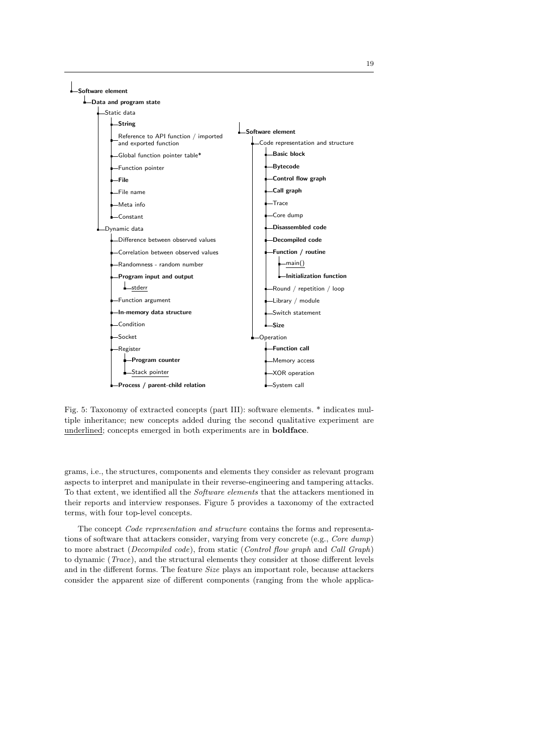- **Software element**
  - **Data and program state**
    - Static data
      - **String**
      - Reference to API function / imported and exported function
      - Global function pointer table*
      - Function pointer
      - **File**
      - File name
      - Meta info
      - Constant
    - Dynamic data
      - Difference between observed values
      - Correlation between observed values
      - Randomness - random number
      - **Program input and output**
        - <u>stderr</u>
      - Function argument
      - **In-memory data structure**
      - Condition
      - Socket
      - Register
        - **Program counter**
        - <u>Stack pointer</u>
      - **Process / parent-child relation**

- **Software element**
  - Code representation and structure
    - **Basic block**
    - **Bytecode**
    - **Control flow graph**
    - **Call graph**
    - Trace
    - Core dump
    - **Disassembled code**
    - **Decompiled code**
    - **Function / routine**
      - <u>main()</u>
      - **Initialization function**
    - Round / repetition / loop
    - Library / module
    - Switch statement
    - **Size**
  - Operation
    - **Function call**
    - Memory access
    - XOR operation
    - System call

Fig. 5: Taxonomy of extracted concepts (part III): software elements. * indicates multiple inheritance; new concepts added during the second qualitative experiment are <u>underlined</u>; concepts emerged in both experiments are in **boldface**.

grams, i.e., the structures, components and elements they consider as relevant program aspects to interpret and manipulate in their reverse-engineering and tampering attacks. To that extent, we identified all the *Software elements* that the attackers mentioned in their reports and interview responses. Figure 5 provides a taxonomy of the extracted terms, with four top-level concepts.

The concept *Code representation and structure* contains the forms and representations of software that attackers consider, varying from very concrete (e.g., *Core dump*) to more abstract (*Decompiled code*), from static (*Control flow graph* and *Call Graph*) to dynamic (*Trace*), and the structural elements they consider at those different levels and in the different forms. The feature *Size* plays an important role, because attackers consider the apparent size of different components (ranging from the whole applica-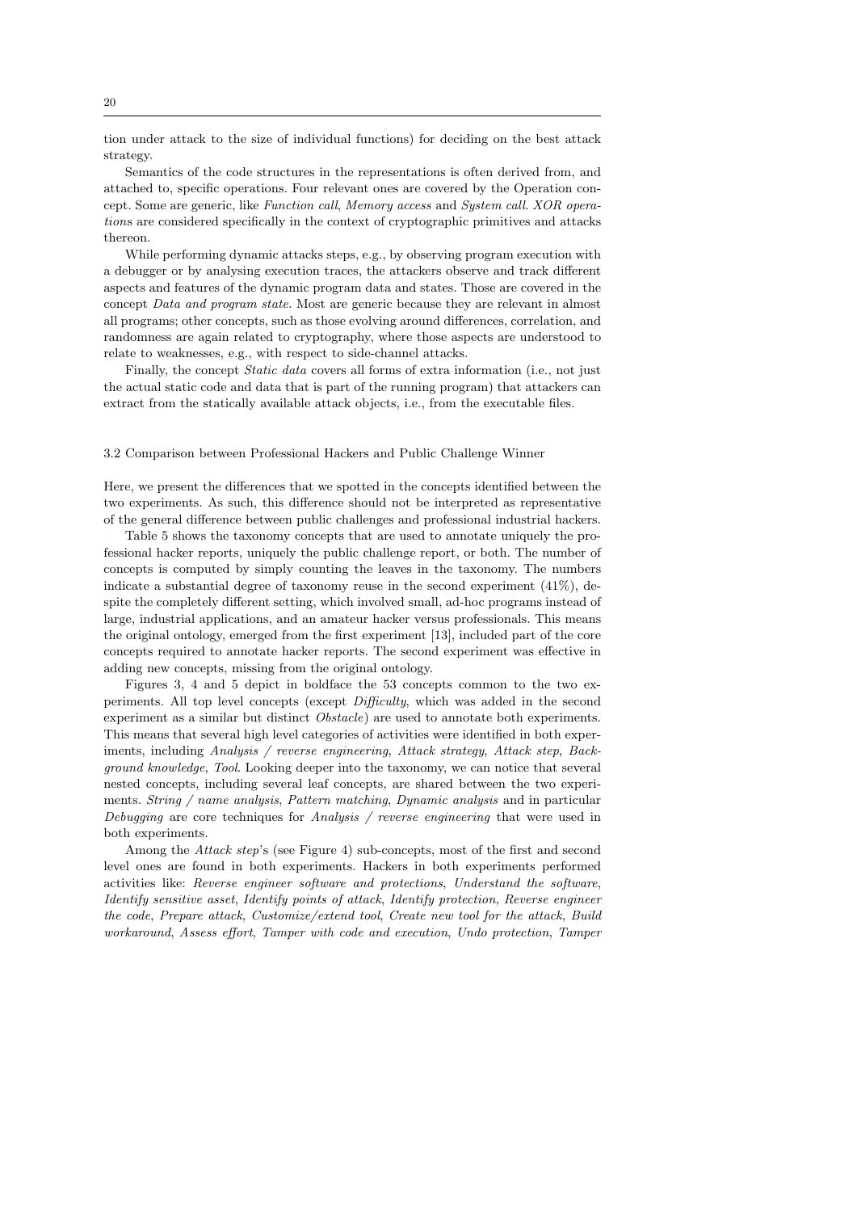tion under attack to the size of individual functions) for deciding on the best attack strategy.

Semantics of the code structures in the representations is often derived from, and attached to, specific operations. Four relevant ones are covered by the Operation concept. Some are generic, like *Function call*, *Memory access* and *System call*. *XOR operation*s are considered specifically in the context of cryptographic primitives and attacks thereon.

While performing dynamic attacks steps, e.g., by observing program execution with a debugger or by analysing execution traces, the attackers observe and track different aspects and features of the dynamic program data and states. Those are covered in the concept *Data and program state*. Most are generic because they are relevant in almost all programs; other concepts, such as those evolving around differences, correlation, and randomness are again related to cryptography, where those aspects are understood to relate to weaknesses, e.g., with respect to side-channel attacks.

Finally, the concept *Static data* covers all forms of extra information (i.e., not just the actual static code and data that is part of the running program) that attackers can extract from the statically available attack objects, i.e., from the executable files.

### 3.2 Comparison between Professional Hackers and Public Challenge Winner

Here, we present the differences that we spotted in the concepts identified between the two experiments. As such, this difference should not be interpreted as representative of the general difference between public challenges and professional industrial hackers.

Table 5 shows the taxonomy concepts that are used to annotate uniquely the professional hacker reports, uniquely the public challenge report, or both. The number of concepts is computed by simply counting the leaves in the taxonomy. The numbers indicate a substantial degree of taxonomy reuse in the second experiment (41%), despite the completely different setting, which involved small, ad-hoc programs instead of large, industrial applications, and an amateur hacker versus professionals. This means the original ontology, emerged from the first experiment [13], included part of the core concepts required to annotate hacker reports. The second experiment was effective in adding new concepts, missing from the original ontology.

Figures 3, 4 and 5 depict in boldface the 53 concepts common to the two experiments. All top level concepts (except *Difficulty*, which was added in the second experiment as a similar but distinct *Obstacle*) are used to annotate both experiments. This means that several high level categories of activities were identified in both experiments, including *Analysis / reverse engineering*, *Attack strategy*, *Attack step*, *Background knowledge*, *Tool*. Looking deeper into the taxonomy, we can notice that several nested concepts, including several leaf concepts, are shared between the two experiments. *String / name analysis*, *Pattern matching*, *Dynamic analysis* and in particular *Debugging* are core techniques for *Analysis / reverse engineering* that were used in both experiments.

Among the *Attack step*'s (see Figure 4) sub-concepts, most of the first and second level ones are found in both experiments. Hackers in both experiments performed activities like: *Reverse engineer software and protections*, *Understand the software*, *Identify sensitive asset*, *Identify points of attack*, *Identify protection*, *Reverse engineer the code*, *Prepare attack*, *Customize/extend tool*, *Create new tool for the attack*, *Build workaround*, *Assess effort*, *Tamper with code and execution*, *Undo protection*, *Tamper*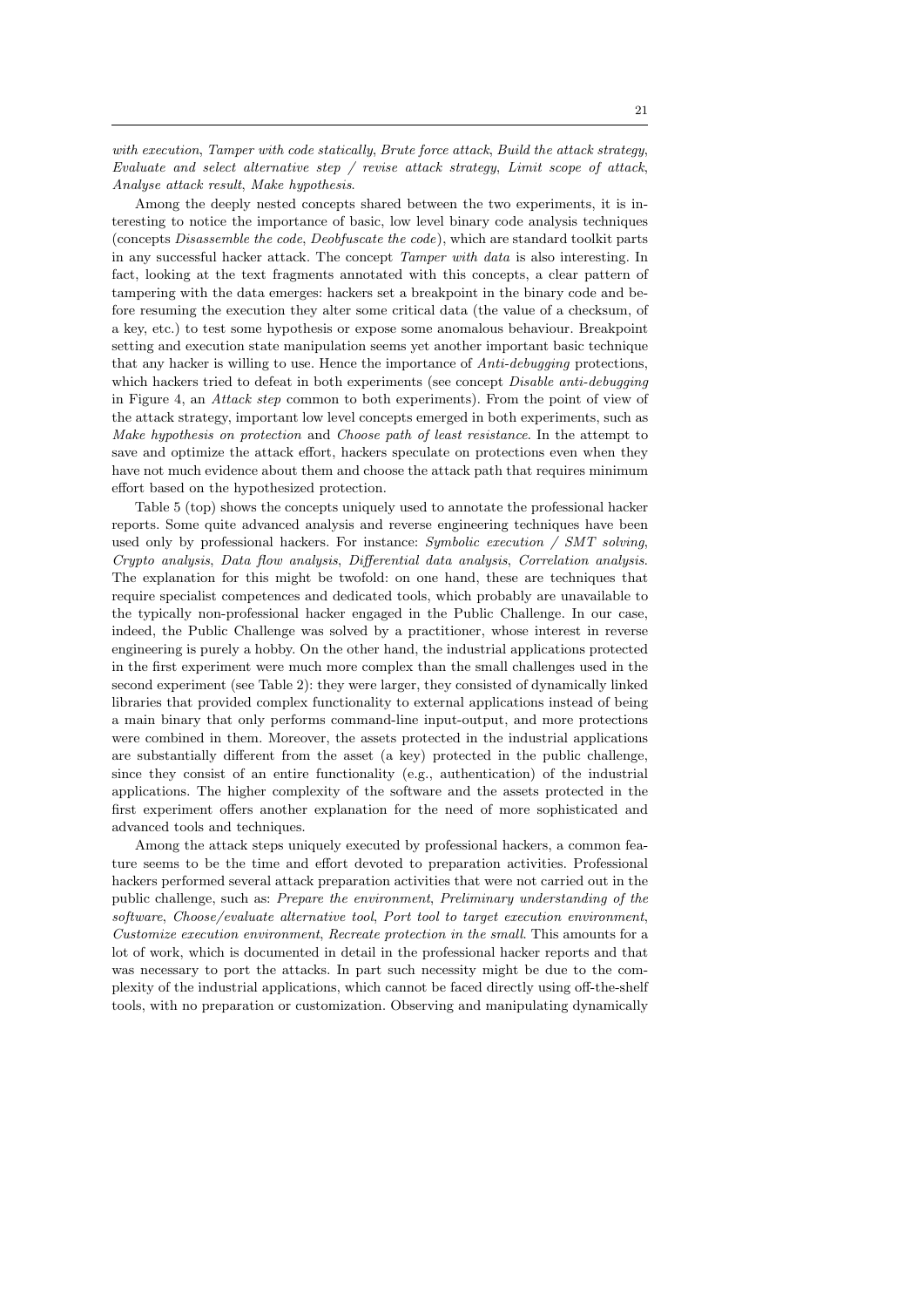*with execution*, *Tamper with code statically*, *Brute force attack*, *Build the attack strategy*, *Evaluate and select alternative step / revise attack strategy*, *Limit scope of attack*, *Analyse attack result*, *Make hypothesis*.

Among the deeply nested concepts shared between the two experiments, it is interesting to notice the importance of basic, low level binary code analysis techniques (concepts *Disassemble the code*, *Deobfuscate the code*), which are standard toolkit parts in any successful hacker attack. The concept *Tamper with data* is also interesting. In fact, looking at the text fragments annotated with this concepts, a clear pattern of tampering with the data emerges: hackers set a breakpoint in the binary code and before resuming the execution they alter some critical data (the value of a checksum, of a key, etc.) to test some hypothesis or expose some anomalous behaviour. Breakpoint setting and execution state manipulation seems yet another important basic technique that any hacker is willing to use. Hence the importance of *Anti-debugging* protections, which hackers tried to defeat in both experiments (see concept *Disable anti-debugging* in Figure 4, an *Attack step* common to both experiments). From the point of view of the attack strategy, important low level concepts emerged in both experiments, such as *Make hypothesis on protection* and *Choose path of least resistance*. In the attempt to save and optimize the attack effort, hackers speculate on protections even when they have not much evidence about them and choose the attack path that requires minimum effort based on the hypothesized protection.

Table 5 (top) shows the concepts uniquely used to annotate the professional hacker reports. Some quite advanced analysis and reverse engineering techniques have been used only by professional hackers. For instance: *Symbolic execution / SMT solving*, *Crypto analysis*, *Data flow analysis*, *Differential data analysis*, *Correlation analysis*. The explanation for this might be twofold: on one hand, these are techniques that require specialist competences and dedicated tools, which probably are unavailable to the typically non-professional hacker engaged in the Public Challenge. In our case, indeed, the Public Challenge was solved by a practitioner, whose interest in reverse engineering is purely a hobby. On the other hand, the industrial applications protected in the first experiment were much more complex than the small challenges used in the second experiment (see Table 2): they were larger, they consisted of dynamically linked libraries that provided complex functionality to external applications instead of being a main binary that only performs command-line input-output, and more protections were combined in them. Moreover, the assets protected in the industrial applications are substantially different from the asset (a key) protected in the public challenge, since they consist of an entire functionality (e.g., authentication) of the industrial applications. The higher complexity of the software and the assets protected in the first experiment offers another explanation for the need of more sophisticated and advanced tools and techniques.

Among the attack steps uniquely executed by professional hackers, a common feature seems to be the time and effort devoted to preparation activities. Professional hackers performed several attack preparation activities that were not carried out in the public challenge, such as: *Prepare the environment*, *Preliminary understanding of the software*, *Choose/evaluate alternative tool*, *Port tool to target execution environment*, *Customize execution environment*, *Recreate protection in the small*. This amounts for a lot of work, which is documented in detail in the professional hacker reports and that was necessary to port the attacks. In part such necessity might be due to the complexity of the industrial applications, which cannot be faced directly using off-the-shelf tools, with no preparation or customization. Observing and manipulating dynamically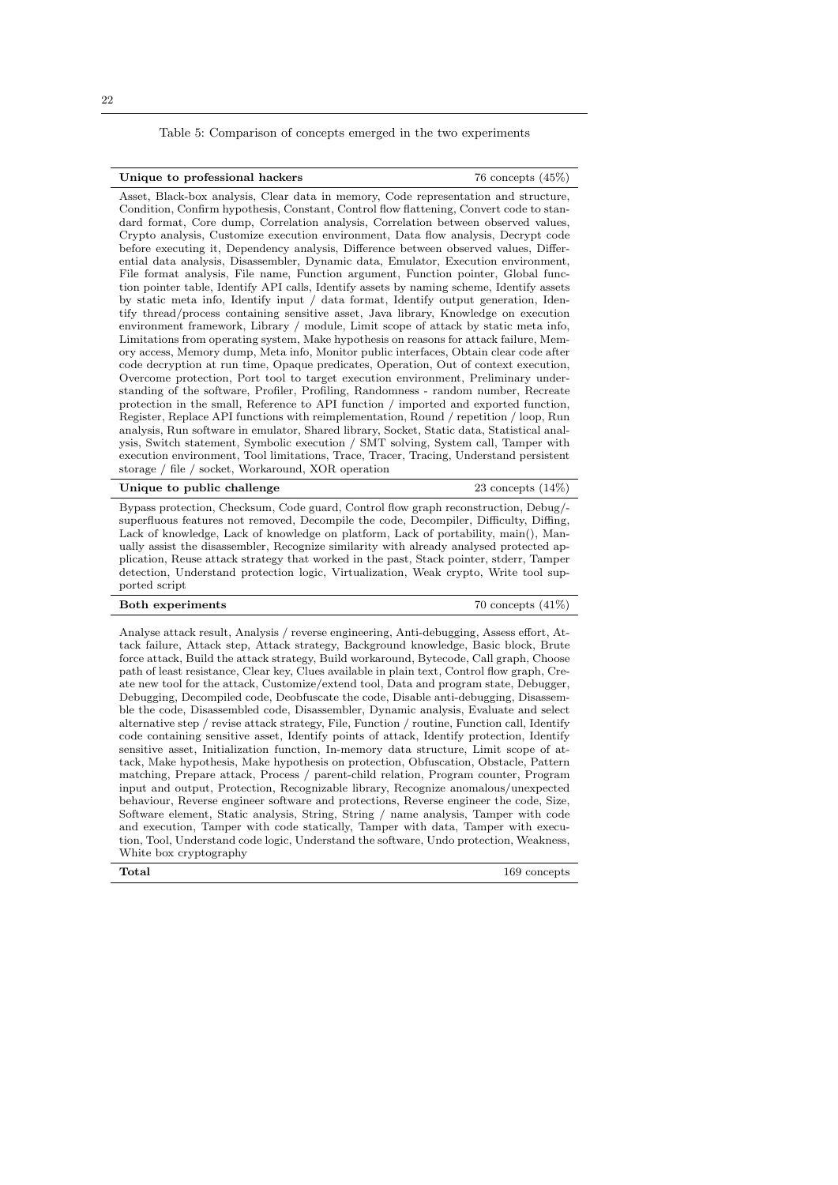Table 5: Comparison of concepts emerged in the two experiments

| **Unique to professional hackers** | 76 concepts (45%) |
|---|---|
| Asset, Black-box analysis, Clear data in memory, Code representation and structure, Condition, Confirm hypothesis, Constant, Control flow flattening, Convert code to standard format, Core dump, Correlation analysis, Correlation between observed values, Crypto analysis, Customize execution environment, Data flow analysis, Decrypt code before executing it, Dependency analysis, Difference between observed values, Differential data analysis, Disassembler, Dynamic data, Emulator, Execution environment, File format analysis, File name, Function argument, Function pointer, Global function pointer table, Identify API calls, Identify assets by naming scheme, Identify assets by static meta info, Identify input / data format, Identify output generation, Identify thread/process containing sensitive asset, Java library, Knowledge on execution environment framework, Library / module, Limit scope of attack by static meta info, Limitations from operating system, Make hypothesis on reasons for attack failure, Memory access, Memory dump, Meta info, Monitor public interfaces, Obtain clear code after code decryption at run time, Opaque predicates, Operation, Out of context execution, Overcome protection, Port tool to target execution environment, Preliminary understanding of the software, Profiler, Profiling, Randomness - random number, Recreate protection in the small, Reference to API function / imported and exported function, Register, Replace API functions with reimplementation, Round / repetition / loop, Run analysis, Run software in emulator, Shared library, Socket, Static data, Statistical analysis, Switch statement, Symbolic execution / SMT solving, System call, Tamper with execution environment, Tool limitations, Trace, Tracer, Tracing, Understand persistent storage / file / socket, Workaround, XOR operation | |
| **Unique to public challenge** | 23 concepts (14%) |
| Bypass protection, Checksum, Code guard, Control flow graph reconstruction, Debug/-superfluous features not removed, Decompile the code, Decompiler, Difficulty, Diffing, Lack of knowledge, Lack of knowledge on platform, Lack of portability, main(), Manually assist the disassembler, Recognize similarity with already analysed protected application, Reuse attack strategy that worked in the past, Stack pointer, stderr, Tamper detection, Understand protection logic, Virtualization, Weak crypto, Write tool supported script | |
| **Both experiments** | 70 concepts (41%) |
| Analyse attack result, Analysis / reverse engineering, Anti-debugging, Assess effort, Attack failure, Attack step, Attack strategy, Background knowledge, Basic block, Brute force attack, Build the attack strategy, Build workaround, Bytecode, Call graph, Choose path of least resistance, Clear key, Clues available in plain text, Control flow graph, Create new tool for the attack, Customize/extend tool, Data and program state, Debugger, Debugging, Decompiled code, Deobfuscate the code, Disable anti-debugging, Disassemble the code, Disassembled code, Disassembler, Dynamic analysis, Evaluate and select alternative step / revise attack strategy, File, Function / routine, Function call, Identify code containing sensitive asset, Identify points of attack, Identify protection, Identify sensitive asset, Initialization function, In-memory data structure, Limit scope of attack, Make hypothesis, Make hypothesis on protection, Obfuscation, Obstacle, Pattern matching, Prepare attack, Process / parent-child relation, Program counter, Program input and output, Protection, Recognizable library, Recognize anomalous/unexpected behaviour, Reverse engineer software and protections, Reverse engineer the code, Size, Software element, Static analysis, String, String / name analysis, Tamper with code and execution, Tamper with code statically, Tamper with data, Tamper with execution, Tool, Understand code logic, Understand the software, Undo protection, Weakness, White box cryptography | |
| **Total** | 169 concepts |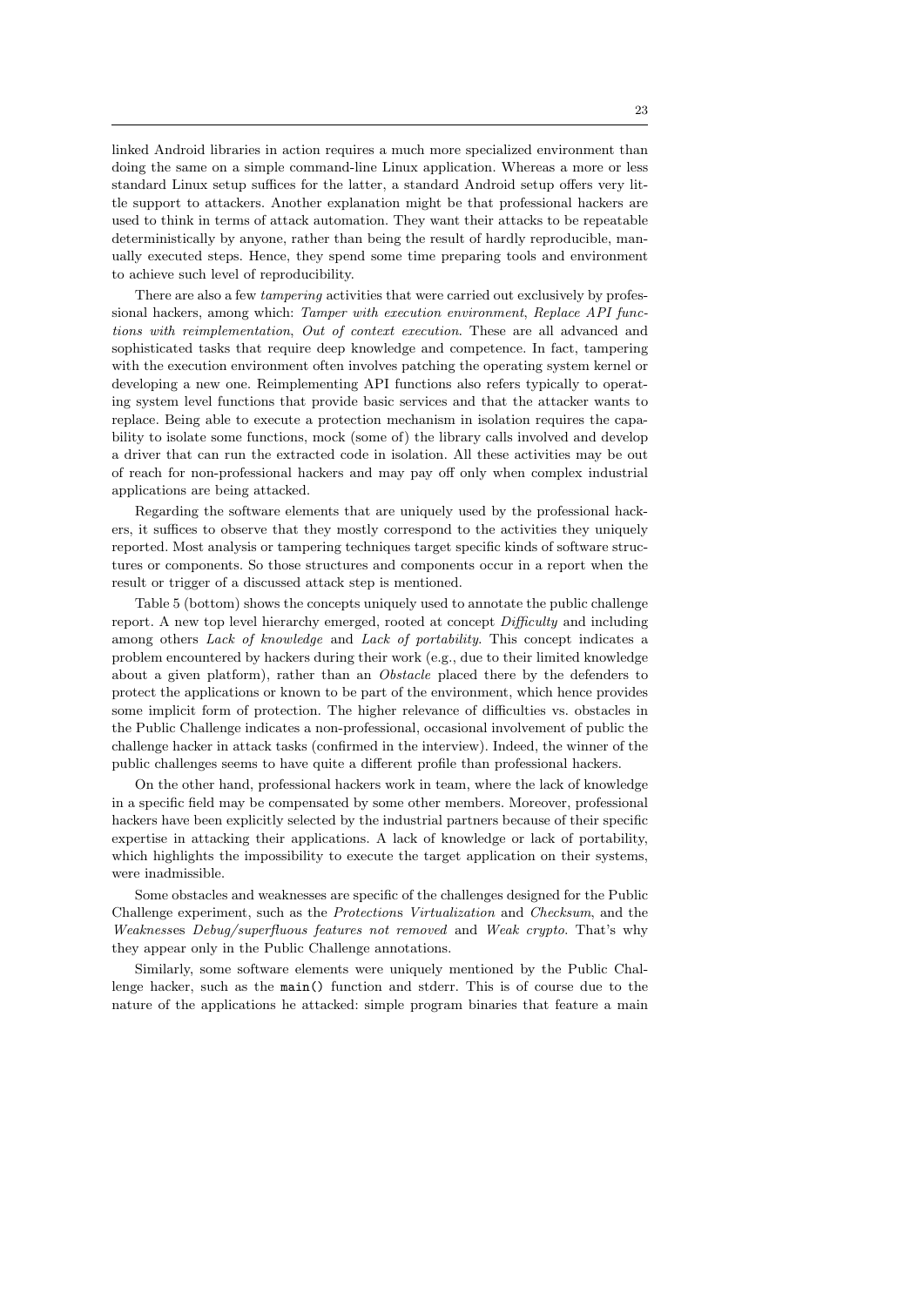linked Android libraries in action requires a much more specialized environment than doing the same on a simple command-line Linux application. Whereas a more or less standard Linux setup suffices for the latter, a standard Android setup offers very little support to attackers. Another explanation might be that professional hackers are used to think in terms of attack automation. They want their attacks to be repeatable deterministically by anyone, rather than being the result of hardly reproducible, manually executed steps. Hence, they spend some time preparing tools and environment to achieve such level of reproducibility.

There are also a few *tampering* activities that were carried out exclusively by professional hackers, among which: *Tamper with execution environment*, *Replace API functions with reimplementation*, *Out of context execution*. These are all advanced and sophisticated tasks that require deep knowledge and competence. In fact, tampering with the execution environment often involves patching the operating system kernel or developing a new one. Reimplementing API functions also refers typically to operating system level functions that provide basic services and that the attacker wants to replace. Being able to execute a protection mechanism in isolation requires the capability to isolate some functions, mock (some of) the library calls involved and develop a driver that can run the extracted code in isolation. All these activities may be out of reach for non-professional hackers and may pay off only when complex industrial applications are being attacked.

Regarding the software elements that are uniquely used by the professional hackers, it suffices to observe that they mostly correspond to the activities they uniquely reported. Most analysis or tampering techniques target specific kinds of software structures or components. So those structures and components occur in a report when the result or trigger of a discussed attack step is mentioned.

Table 5 (bottom) shows the concepts uniquely used to annotate the public challenge report. A new top level hierarchy emerged, rooted at concept *Difficulty* and including among others *Lack of knowledge* and *Lack of portability*. This concept indicates a problem encountered by hackers during their work (e.g., due to their limited knowledge about a given platform), rather than an *Obstacle* placed there by the defenders to protect the applications or known to be part of the environment, which hence provides some implicit form of protection. The higher relevance of difficulties vs. obstacles in the Public Challenge indicates a non-professional, occasional involvement of public the challenge hacker in attack tasks (confirmed in the interview). Indeed, the winner of the public challenges seems to have quite a different profile than professional hackers.

On the other hand, professional hackers work in team, where the lack of knowledge in a specific field may be compensated by some other members. Moreover, professional hackers have been explicitly selected by the industrial partners because of their specific expertise in attacking their applications. A lack of knowledge or lack of portability, which highlights the impossibility to execute the target application on their systems, were inadmissible.

Some obstacles and weaknesses are specific of the challenges designed for the Public Challenge experiment, such as the *Protection*s *Virtualization* and *Checksum*, and the *Weakness*es *Debug/superfluous features not removed* and *Weak crypto*. That's why they appear only in the Public Challenge annotations.

Similarly, some software elements were uniquely mentioned by the Public Challenge hacker, such as the `main()` function and stderr. This is of course due to the nature of the applications he attacked: simple program binaries that feature a main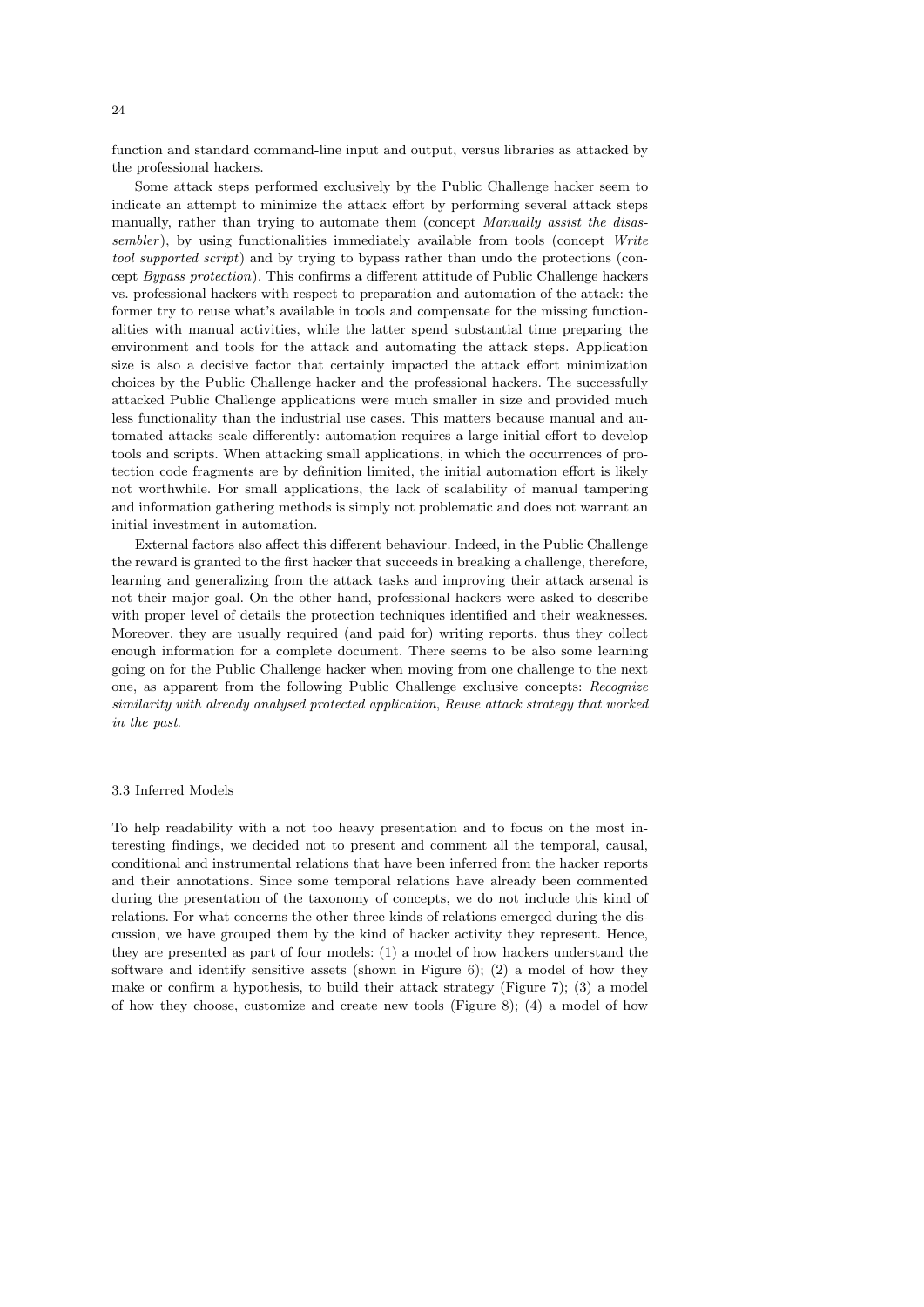function and standard command-line input and output, versus libraries as attacked by the professional hackers.

Some attack steps performed exclusively by the Public Challenge hacker seem to indicate an attempt to minimize the attack effort by performing several attack steps manually, rather than trying to automate them (concept *Manually assist the disassembler*), by using functionalities immediately available from tools (concept *Write tool supported script*) and by trying to bypass rather than undo the protections (concept *Bypass protection*). This confirms a different attitude of Public Challenge hackers vs. professional hackers with respect to preparation and automation of the attack: the former try to reuse what's available in tools and compensate for the missing functionalities with manual activities, while the latter spend substantial time preparing the environment and tools for the attack and automating the attack steps. Application size is also a decisive factor that certainly impacted the attack effort minimization choices by the Public Challenge hacker and the professional hackers. The successfully attacked Public Challenge applications were much smaller in size and provided much less functionality than the industrial use cases. This matters because manual and automated attacks scale differently: automation requires a large initial effort to develop tools and scripts. When attacking small applications, in which the occurrences of protection code fragments are by definition limited, the initial automation effort is likely not worthwhile. For small applications, the lack of scalability of manual tampering and information gathering methods is simply not problematic and does not warrant an initial investment in automation.

External factors also affect this different behaviour. Indeed, in the Public Challenge the reward is granted to the first hacker that succeeds in breaking a challenge, therefore, learning and generalizing from the attack tasks and improving their attack arsenal is not their major goal. On the other hand, professional hackers were asked to describe with proper level of details the protection techniques identified and their weaknesses. Moreover, they are usually required (and paid for) writing reports, thus they collect enough information for a complete document. There seems to be also some learning going on for the Public Challenge hacker when moving from one challenge to the next one, as apparent from the following Public Challenge exclusive concepts: *Recognize similarity with already analysed protected application*, *Reuse attack strategy that worked in the past*.

### 3.3 Inferred Models

To help readability with a not too heavy presentation and to focus on the most interesting findings, we decided not to present and comment all the temporal, causal, conditional and instrumental relations that have been inferred from the hacker reports and their annotations. Since some temporal relations have already been commented during the presentation of the taxonomy of concepts, we do not include this kind of relations. For what concerns the other three kinds of relations emerged during the discussion, we have grouped them by the kind of hacker activity they represent. Hence, they are presented as part of four models: (1) a model of how hackers understand the software and identify sensitive assets (shown in Figure 6); (2) a model of how they make or confirm a hypothesis, to build their attack strategy (Figure 7); (3) a model of how they choose, customize and create new tools (Figure 8); (4) a model of how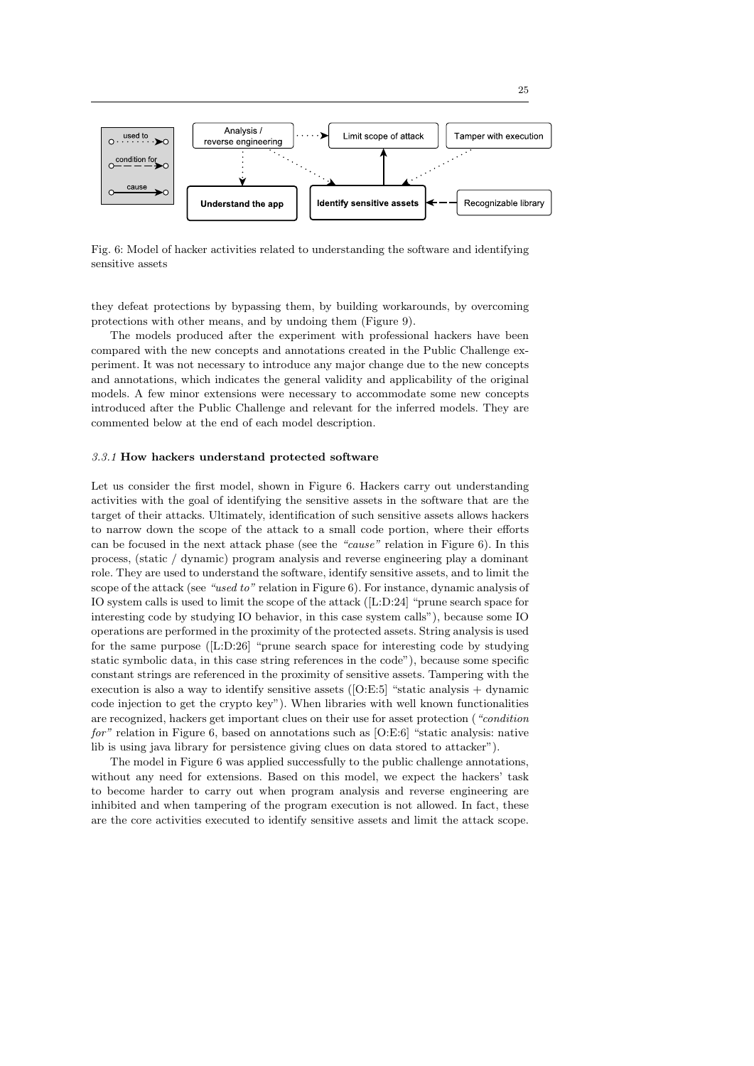Fig. 6: Model of hacker activities related to understanding the software and identifying sensitive assets

they defeat protections by bypassing them, by building workarounds, by overcoming protections with other means, and by undoing them (Figure 9).

The models produced after the experiment with professional hackers have been compared with the new concepts and annotations created in the Public Challenge experiment. It was not necessary to introduce any major change due to the new concepts and annotations, which indicates the general validity and applicability of the original models. A few minor extensions were necessary to accommodate some new concepts introduced after the Public Challenge and relevant for the inferred models. They are commented below at the end of each model description.

### *3.3.1* How hackers understand protected software

Let us consider the first model, shown in Figure 6. Hackers carry out understanding activities with the goal of identifying the sensitive assets in the software that are the target of their attacks. Ultimately, identification of such sensitive assets allows hackers to narrow down the scope of the attack to a small code portion, where their efforts can be focused in the next attack phase (see the *"cause"* relation in Figure 6). In this process, (static / dynamic) program analysis and reverse engineering play a dominant role. They are used to understand the software, identify sensitive assets, and to limit the scope of the attack (see *"used to"* relation in Figure 6). For instance, dynamic analysis of IO system calls is used to limit the scope of the attack ([L:D:24] "prune search space for interesting code by studying IO behavior, in this case system calls"), because some IO operations are performed in the proximity of the protected assets. String analysis is used for the same purpose ([L:D:26] "prune search space for interesting code by studying static symbolic data, in this case string references in the code"), because some specific constant strings are referenced in the proximity of sensitive assets. Tampering with the execution is also a way to identify sensitive assets ([O:E:5] "static analysis + dynamic code injection to get the crypto key"). When libraries with well known functionalities are recognized, hackers get important clues on their use for asset protection (*"condition for"* relation in Figure 6, based on annotations such as [O:E:6] "static analysis: native lib is using java library for persistence giving clues on data stored to attacker").

The model in Figure 6 was applied successfully to the public challenge annotations, without any need for extensions. Based on this model, we expect the hackers' task to become harder to carry out when program analysis and reverse engineering are inhibited and when tampering of the program execution is not allowed. In fact, these are the core activities executed to identify sensitive assets and limit the attack scope.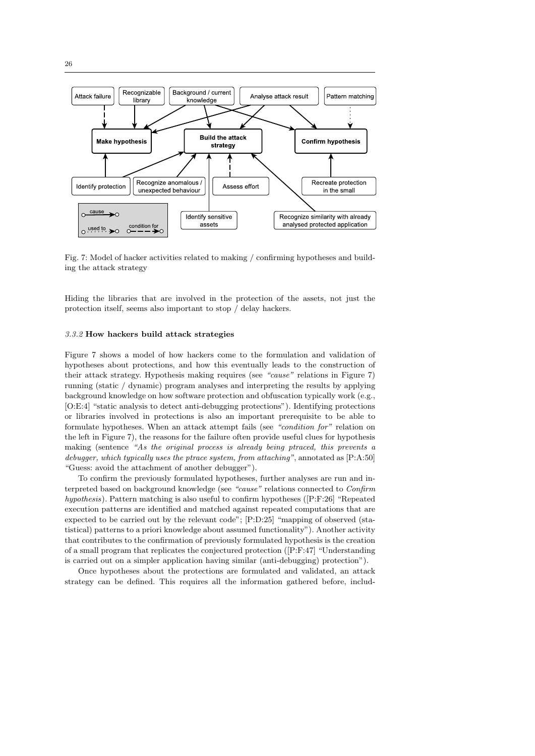Fig. 7: Model of hacker activities related to making / confirming hypotheses and building the attack strategy

Hiding the libraries that are involved in the protection of the assets, not just the protection itself, seems also important to stop / delay hackers.

### *3.3.2* How hackers build attack strategies

Figure 7 shows a model of how hackers come to the formulation and validation of hypotheses about protections, and how this eventually leads to the construction of their attack strategy. Hypothesis making requires (see *"cause"* relations in Figure 7) running (static / dynamic) program analyses and interpreting the results by applying background knowledge on how software protection and obfuscation typically work (e.g., [O:E:4] "static analysis to detect anti-debugging protections"). Identifying protections or libraries involved in protections is also an important prerequisite to be able to formulate hypotheses. When an attack attempt fails (see *"condition for"* relation on the left in Figure 7), the reasons for the failure often provide useful clues for hypothesis making (sentence *"As the original process is already being ptraced, this prevents a debugger, which typically uses the ptrace system, from attaching"*, annotated as [P:A:50] "Guess: avoid the attachment of another debugger").

To confirm the previously formulated hypotheses, further analyses are run and interpreted based on background knowledge (see *"cause"* relations connected to *Confirm hypothesis*). Pattern matching is also useful to confirm hypotheses ([P:F:26] "Repeated execution patterns are identified and matched against repeated computations that are expected to be carried out by the relevant code"; [P:D:25] "mapping of observed (statistical) patterns to a priori knowledge about assumed functionality"). Another activity that contributes to the confirmation of previously formulated hypothesis is the creation of a small program that replicates the conjectured protection ([P:F:47] "Understanding is carried out on a simpler application having similar (anti-debugging) protection").

Once hypotheses about the protections are formulated and validated, an attack strategy can be defined. This requires all the information gathered before, includ-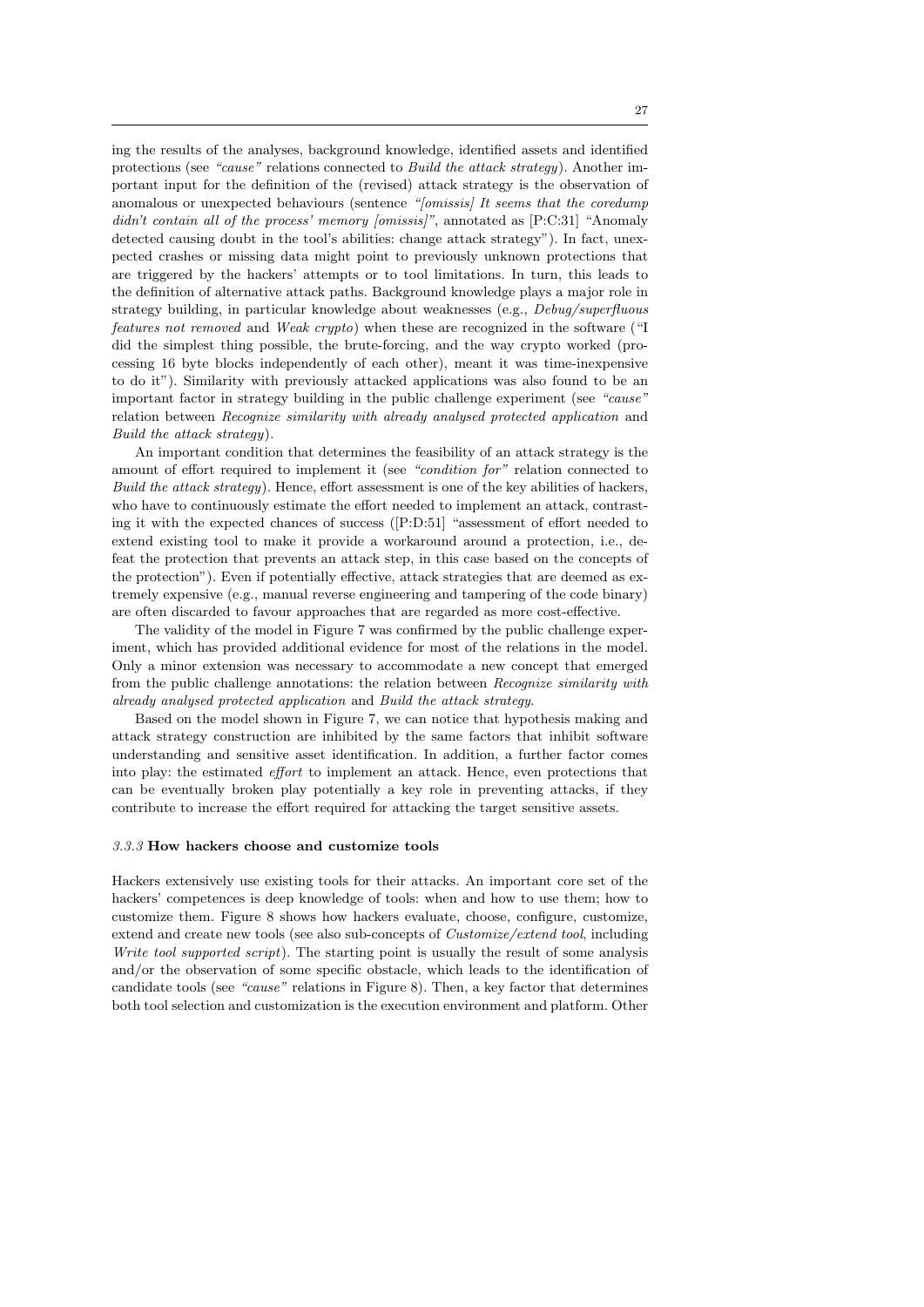ing the results of the analyses, background knowledge, identified assets and identified protections (see *"cause"* relations connected to *Build the attack strategy*). Another important input for the definition of the (revised) attack strategy is the observation of anomalous or unexpected behaviours (sentence *"[omissis] It seems that the coredump didn't contain all of the process' memory [omissis]"*, annotated as [P:C:31] "Anomaly detected causing doubt in the tool's abilities: change attack strategy"). In fact, unexpected crashes or missing data might point to previously unknown protections that are triggered by the hackers' attempts or to tool limitations. In turn, this leads to the definition of alternative attack paths. Background knowledge plays a major role in strategy building, in particular knowledge about weaknesses (e.g., *Debug/superfluous features not removed* and *Weak crypto*) when these are recognized in the software ("I did the simplest thing possible, the brute-forcing, and the way crypto worked (processing 16 byte blocks independently of each other), meant it was time-inexpensive to do it"). Similarity with previously attacked applications was also found to be an important factor in strategy building in the public challenge experiment (see *"cause"* relation between *Recognize similarity with already analysed protected application* and *Build the attack strategy*).

An important condition that determines the feasibility of an attack strategy is the amount of effort required to implement it (see *"condition for"* relation connected to *Build the attack strategy*). Hence, effort assessment is one of the key abilities of hackers, who have to continuously estimate the effort needed to implement an attack, contrasting it with the expected chances of success ([P:D:51] "assessment of effort needed to extend existing tool to make it provide a workaround around a protection, i.e., defeat the protection that prevents an attack step, in this case based on the concepts of the protection"). Even if potentially effective, attack strategies that are deemed as extremely expensive (e.g., manual reverse engineering and tampering of the code binary) are often discarded to favour approaches that are regarded as more cost-effective.

The validity of the model in Figure 7 was confirmed by the public challenge experiment, which has provided additional evidence for most of the relations in the model. Only a minor extension was necessary to accommodate a new concept that emerged from the public challenge annotations: the relation between *Recognize similarity with already analysed protected application* and *Build the attack strategy*.

Based on the model shown in Figure 7, we can notice that hypothesis making and attack strategy construction are inhibited by the same factors that inhibit software understanding and sensitive asset identification. In addition, a further factor comes into play: the estimated *effort* to implement an attack. Hence, even protections that can be eventually broken play potentially a key role in preventing attacks, if they contribute to increase the effort required for attacking the target sensitive assets.

### *3.3.3* How hackers choose and customize tools

Hackers extensively use existing tools for their attacks. An important core set of the hackers' competences is deep knowledge of tools: when and how to use them; how to customize them. Figure 8 shows how hackers evaluate, choose, configure, customize, extend and create new tools (see also sub-concepts of *Customize/extend tool*, including *Write tool supported script*). The starting point is usually the result of some analysis and/or the observation of some specific obstacle, which leads to the identification of candidate tools (see *"cause"* relations in Figure 8). Then, a key factor that determines both tool selection and customization is the execution environment and platform. Other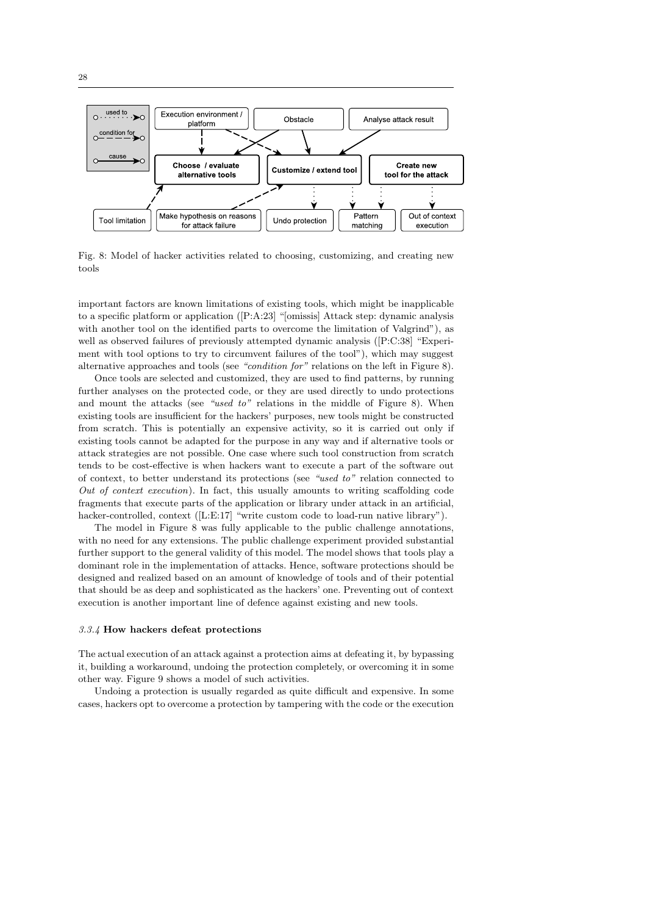Fig. 8: Model of hacker activities related to choosing, customizing, and creating new tools

important factors are known limitations of existing tools, which might be inapplicable to a specific platform or application ([P:A:23] "[omissis] Attack step: dynamic analysis with another tool on the identified parts to overcome the limitation of Valgrind"), as well as observed failures of previously attempted dynamic analysis ([P:C:38] "Experiment with tool options to try to circumvent failures of the tool"), which may suggest alternative approaches and tools (see *"condition for"* relations on the left in Figure 8).

Once tools are selected and customized, they are used to find patterns, by running further analyses on the protected code, or they are used directly to undo protections and mount the attacks (see *"used to"* relations in the middle of Figure 8). When existing tools are insufficient for the hackers' purposes, new tools might be constructed from scratch. This is potentially an expensive activity, so it is carried out only if existing tools cannot be adapted for the purpose in any way and if alternative tools or attack strategies are not possible. One case where such tool construction from scratch tends to be cost-effective is when hackers want to execute a part of the software out of context, to better understand its protections (see *"used to"* relation connected to *Out of context execution*). In fact, this usually amounts to writing scaffolding code fragments that execute parts of the application or library under attack in an artificial, hacker-controlled, context ([L:E:17] "write custom code to load-run native library").

The model in Figure 8 was fully applicable to the public challenge annotations, with no need for any extensions. The public challenge experiment provided substantial further support to the general validity of this model. The model shows that tools play a dominant role in the implementation of attacks. Hence, software protections should be designed and realized based on an amount of knowledge of tools and of their potential that should be as deep and sophisticated as the hackers' one. Preventing out of context execution is another important line of defence against existing and new tools.

### *3.3.4* How hackers defeat protections

The actual execution of an attack against a protection aims at defeating it, by bypassing it, building a workaround, undoing the protection completely, or overcoming it in some other way. Figure 9 shows a model of such activities.

Undoing a protection is usually regarded as quite difficult and expensive. In some cases, hackers opt to overcome a protection by tampering with the code or the execution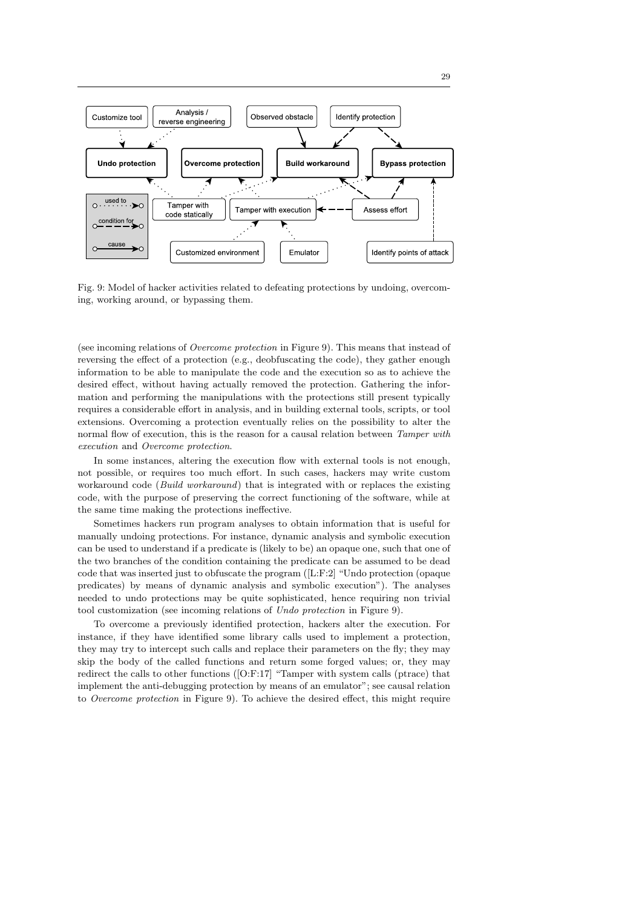Fig. 9: Model of hacker activities related to defeating protections by undoing, overcoming, working around, or bypassing them.

(see incoming relations of *Overcome protection* in Figure 9). This means that instead of reversing the effect of a protection (e.g., deobfuscating the code), they gather enough information to be able to manipulate the code and the execution so as to achieve the desired effect, without having actually removed the protection. Gathering the information and performing the manipulations with the protections still present typically requires a considerable effort in analysis, and in building external tools, scripts, or tool extensions. Overcoming a protection eventually relies on the possibility to alter the normal flow of execution, this is the reason for a causal relation between *Tamper with execution* and *Overcome protection*.

In some instances, altering the execution flow with external tools is not enough, not possible, or requires too much effort. In such cases, hackers may write custom workaround code (*Build workaround*) that is integrated with or replaces the existing code, with the purpose of preserving the correct functioning of the software, while at the same time making the protections ineffective.

Sometimes hackers run program analyses to obtain information that is useful for manually undoing protections. For instance, dynamic analysis and symbolic execution can be used to understand if a predicate is (likely to be) an opaque one, such that one of the two branches of the condition containing the predicate can be assumed to be dead code that was inserted just to obfuscate the program ([L:F:2] "Undo protection (opaque predicates) by means of dynamic analysis and symbolic execution"). The analyses needed to undo protections may be quite sophisticated, hence requiring non trivial tool customization (see incoming relations of *Undo protection* in Figure 9).

To overcome a previously identified protection, hackers alter the execution. For instance, if they have identified some library calls used to implement a protection, they may try to intercept such calls and replace their parameters on the fly; they may skip the body of the called functions and return some forged values; or, they may redirect the calls to other functions ([O:F:17] "Tamper with system calls (ptrace) that implement the anti-debugging protection by means of an emulator"; see causal relation to *Overcome protection* in Figure 9). To achieve the desired effect, this might require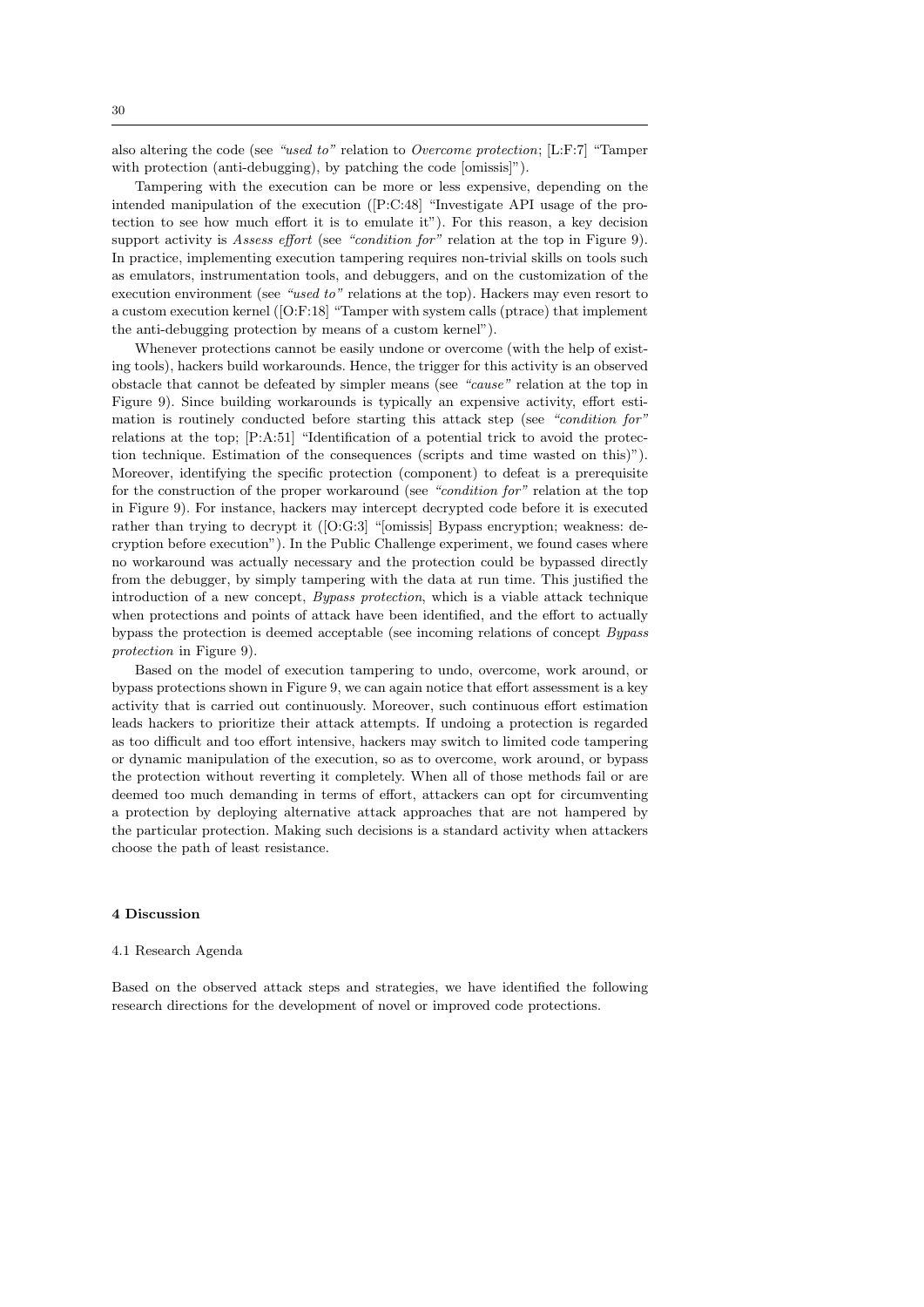also altering the code (see *"used to"* relation to *Overcome protection*; [L:F:7] "Tamper with protection (anti-debugging), by patching the code [omissis]").

Tampering with the execution can be more or less expensive, depending on the intended manipulation of the execution ([P:C:48] "Investigate API usage of the protection to see how much effort it is to emulate it"). For this reason, a key decision support activity is *Assess effort* (see *"condition for"* relation at the top in Figure 9). In practice, implementing execution tampering requires non-trivial skills on tools such as emulators, instrumentation tools, and debuggers, and on the customization of the execution environment (see *"used to"* relations at the top). Hackers may even resort to a custom execution kernel ([O:F:18] "Tamper with system calls (ptrace) that implement the anti-debugging protection by means of a custom kernel").

Whenever protections cannot be easily undone or overcome (with the help of existing tools), hackers build workarounds. Hence, the trigger for this activity is an observed obstacle that cannot be defeated by simpler means (see *"cause"* relation at the top in Figure 9). Since building workarounds is typically an expensive activity, effort estimation is routinely conducted before starting this attack step (see *"condition for"* relations at the top; [P:A:51] "Identification of a potential trick to avoid the protection technique. Estimation of the consequences (scripts and time wasted on this)"). Moreover, identifying the specific protection (component) to defeat is a prerequisite for the construction of the proper workaround (see *"condition for"* relation at the top in Figure 9). For instance, hackers may intercept decrypted code before it is executed rather than trying to decrypt it ([O:G:3] "[omissis] Bypass encryption; weakness: decryption before execution"). In the Public Challenge experiment, we found cases where no workaround was actually necessary and the protection could be bypassed directly from the debugger, by simply tampering with the data at run time. This justified the introduction of a new concept, *Bypass protection*, which is a viable attack technique when protections and points of attack have been identified, and the effort to actually bypass the protection is deemed acceptable (see incoming relations of concept *Bypass protection* in Figure 9).

Based on the model of execution tampering to undo, overcome, work around, or bypass protections shown in Figure 9, we can again notice that effort assessment is a key activity that is carried out continuously. Moreover, such continuous effort estimation leads hackers to prioritize their attack attempts. If undoing a protection is regarded as too difficult and too effort intensive, hackers may switch to limited code tampering or dynamic manipulation of the execution, so as to overcome, work around, or bypass the protection without reverting it completely. When all of those methods fail or are deemed too much demanding in terms of effort, attackers can opt for circumventing a protection by deploying alternative attack approaches that are not hampered by the particular protection. Making such decisions is a standard activity when attackers choose the path of least resistance.

## 4 Discussion

### 4.1 Research Agenda

Based on the observed attack steps and strategies, we have identified the following research directions for the development of novel or improved code protections.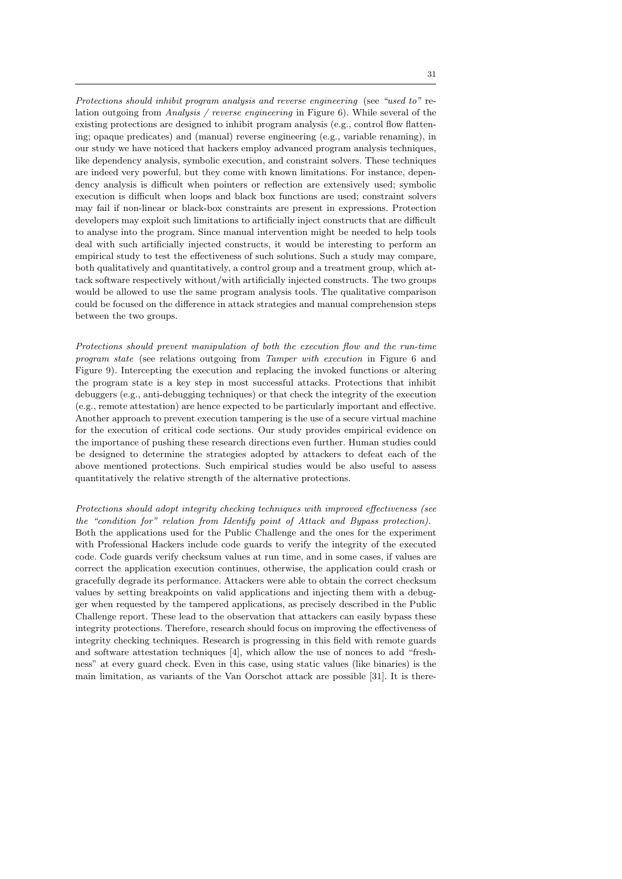*Protections should inhibit program analysis and reverse engineering* (see *"used to"* relation outgoing from *Analysis / reverse engineering* in Figure 6). While several of the existing protections are designed to inhibit program analysis (e.g., control flow flattening; opaque predicates) and (manual) reverse engineering (e.g., variable renaming), in our study we have noticed that hackers employ advanced program analysis techniques, like dependency analysis, symbolic execution, and constraint solvers. These techniques are indeed very powerful, but they come with known limitations. For instance, dependency analysis is difficult when pointers or reflection are extensively used; symbolic execution is difficult when loops and black box functions are used; constraint solvers may fail if non-linear or black-box constraints are present in expressions. Protection developers may exploit such limitations to artificially inject constructs that are difficult to analyse into the program. Since manual intervention might be needed to help tools deal with such artificially injected constructs, it would be interesting to perform an empirical study to test the effectiveness of such solutions. Such a study may compare, both qualitatively and quantitatively, a control group and a treatment group, which attack software respectively without/with artificially injected constructs. The two groups would be allowed to use the same program analysis tools. The qualitative comparison could be focused on the difference in attack strategies and manual comprehension steps between the two groups.

*Protections should prevent manipulation of both the execution flow and the run-time program state* (see relations outgoing from *Tamper with execution* in Figure 6 and Figure 9). Intercepting the execution and replacing the invoked functions or altering the program state is a key step in most successful attacks. Protections that inhibit debuggers (e.g., anti-debugging techniques) or that check the integrity of the execution (e.g., remote attestation) are hence expected to be particularly important and effective. Another approach to prevent execution tampering is the use of a secure virtual machine for the execution of critical code sections. Our study provides empirical evidence on the importance of pushing these research directions even further. Human studies could be designed to determine the strategies adopted by attackers to defeat each of the above mentioned protections. Such empirical studies would be also useful to assess quantitatively the relative strength of the alternative protections.

*Protections should adopt integrity checking techniques with improved effectiveness (see the "condition for" relation from Identify point of Attack and Bypass protection).* Both the applications used for the Public Challenge and the ones for the experiment with Professional Hackers include code guards to verify the integrity of the executed code. Code guards verify checksum values at run time, and in some cases, if values are correct the application execution continues, otherwise, the application could crash or gracefully degrade its performance. Attackers were able to obtain the correct checksum values by setting breakpoints on valid applications and injecting them with a debugger when requested by the tampered applications, as precisely described in the Public Challenge report. These lead to the observation that attackers can easily bypass these integrity protections. Therefore, research should focus on improving the effectiveness of integrity checking techniques. Research is progressing in this field with remote guards and software attestation techniques [4], which allow the use of nonces to add "freshness" at every guard check. Even in this case, using static values (like binaries) is the main limitation, as variants of the Van Oorschot attack are possible [31]. It is there-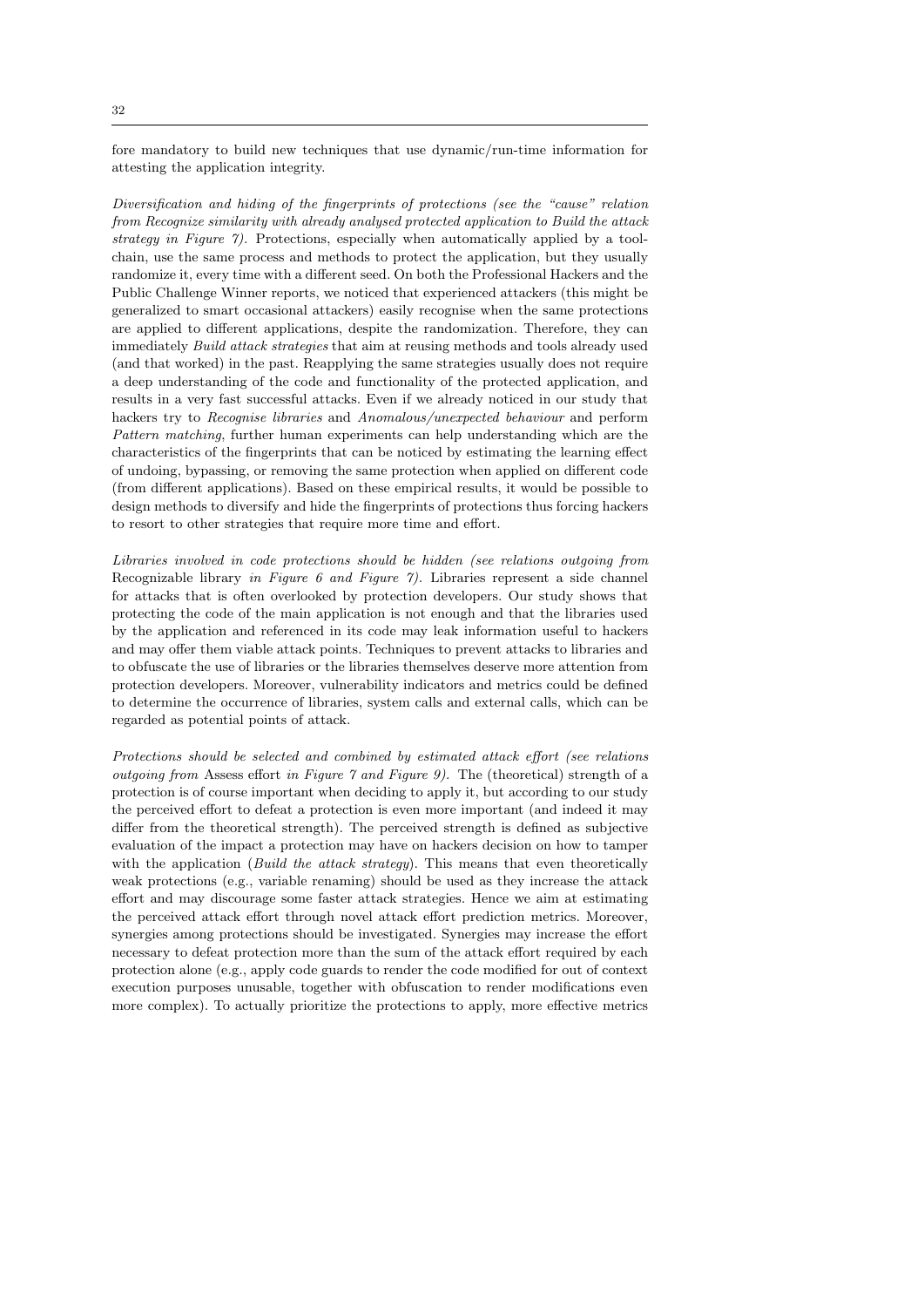fore mandatory to build new techniques that use dynamic/run-time information for attesting the application integrity.

*Diversification and hiding of the fingerprints of protections (see the "cause" relation from Recognize similarity with already analysed protected application to Build the attack strategy in Figure 7).* Protections, especially when automatically applied by a toolchain, use the same process and methods to protect the application, but they usually randomize it, every time with a different seed. On both the Professional Hackers and the Public Challenge Winner reports, we noticed that experienced attackers (this might be generalized to smart occasional attackers) easily recognise when the same protections are applied to different applications, despite the randomization. Therefore, they can immediately *Build attack strategies* that aim at reusing methods and tools already used (and that worked) in the past. Reapplying the same strategies usually does not require a deep understanding of the code and functionality of the protected application, and results in a very fast successful attacks. Even if we already noticed in our study that hackers try to *Recognise libraries* and *Anomalous/unexpected behaviour* and perform *Pattern matching*, further human experiments can help understanding which are the characteristics of the fingerprints that can be noticed by estimating the learning effect of undoing, bypassing, or removing the same protection when applied on different code (from different applications). Based on these empirical results, it would be possible to design methods to diversify and hide the fingerprints of protections thus forcing hackers to resort to other strategies that require more time and effort.

*Libraries involved in code protections should be hidden (see relations outgoing from* Recognizable library *in Figure 6 and Figure 7).* Libraries represent a side channel for attacks that is often overlooked by protection developers. Our study shows that protecting the code of the main application is not enough and that the libraries used by the application and referenced in its code may leak information useful to hackers and may offer them viable attack points. Techniques to prevent attacks to libraries and to obfuscate the use of libraries or the libraries themselves deserve more attention from protection developers. Moreover, vulnerability indicators and metrics could be defined to determine the occurrence of libraries, system calls and external calls, which can be regarded as potential points of attack.

*Protections should be selected and combined by estimated attack effort (see relations outgoing from* Assess effort *in Figure 7 and Figure 9).* The (theoretical) strength of a protection is of course important when deciding to apply it, but according to our study the perceived effort to defeat a protection is even more important (and indeed it may differ from the theoretical strength). The perceived strength is defined as subjective evaluation of the impact a protection may have on hackers decision on how to tamper with the application (*Build the attack strategy*). This means that even theoretically weak protections (e.g., variable renaming) should be used as they increase the attack effort and may discourage some faster attack strategies. Hence we aim at estimating the perceived attack effort through novel attack effort prediction metrics. Moreover, synergies among protections should be investigated. Synergies may increase the effort necessary to defeat protection more than the sum of the attack effort required by each protection alone (e.g., apply code guards to render the code modified for out of context execution purposes unusable, together with obfuscation to render modifications even more complex). To actually prioritize the protections to apply, more effective metrics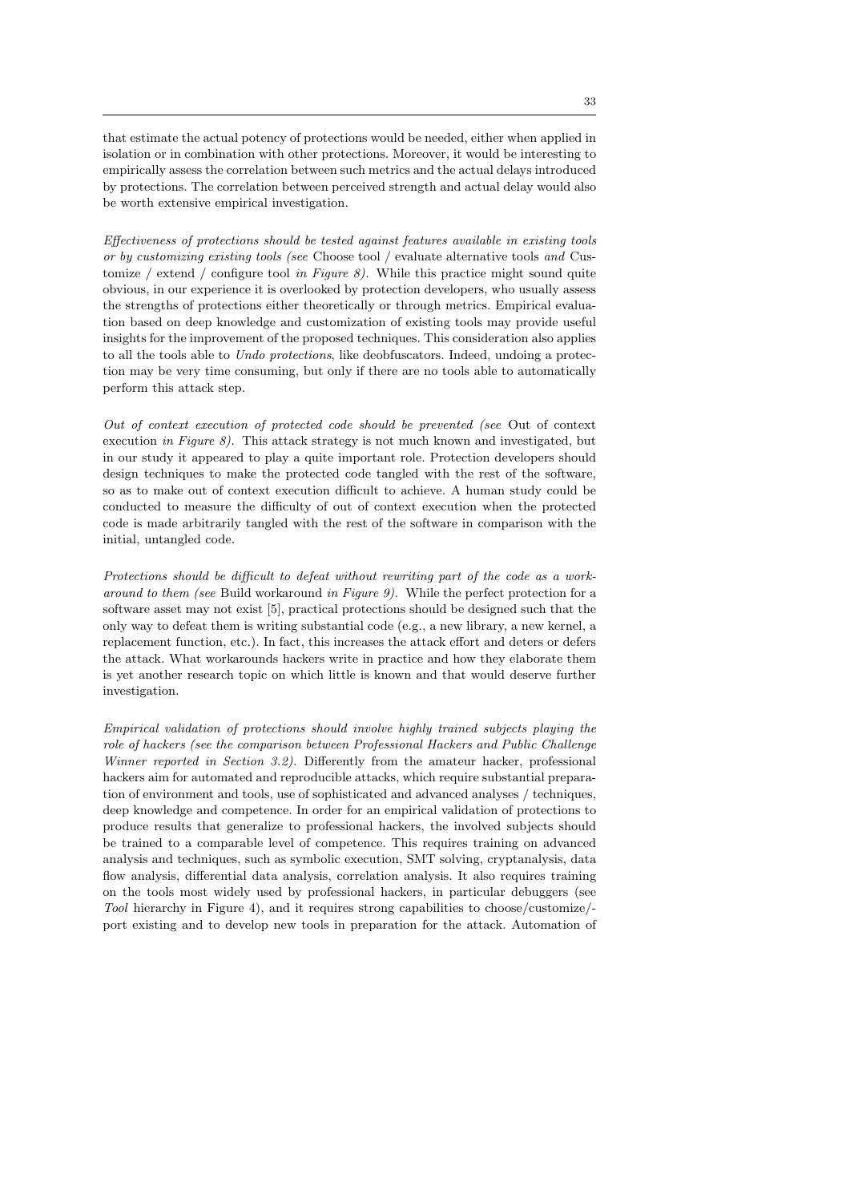that estimate the actual potency of protections would be needed, either when applied in isolation or in combination with other protections. Moreover, it would be interesting to empirically assess the correlation between such metrics and the actual delays introduced by protections. The correlation between perceived strength and actual delay would also be worth extensive empirical investigation.

*Effectiveness of protections should be tested against features available in existing tools or by customizing existing tools (see* Choose tool / evaluate alternative tools *and* Customize / extend / configure tool *in Figure 8).* While this practice might sound quite obvious, in our experience it is overlooked by protection developers, who usually assess the strengths of protections either theoretically or through metrics. Empirical evaluation based on deep knowledge and customization of existing tools may provide useful insights for the improvement of the proposed techniques. This consideration also applies to all the tools able to *Undo protections*, like deobfuscators. Indeed, undoing a protection may be very time consuming, but only if there are no tools able to automatically perform this attack step.

*Out of context execution of protected code should be prevented (see* Out of context execution *in Figure 8).* This attack strategy is not much known and investigated, but in our study it appeared to play a quite important role. Protection developers should design techniques to make the protected code tangled with the rest of the software, so as to make out of context execution difficult to achieve. A human study could be conducted to measure the difficulty of out of context execution when the protected code is made arbitrarily tangled with the rest of the software in comparison with the initial, untangled code.

*Protections should be difficult to defeat without rewriting part of the code as a workaround to them (see* Build workaround *in Figure 9).* While the perfect protection for a software asset may not exist [5], practical protections should be designed such that the only way to defeat them is writing substantial code (e.g., a new library, a new kernel, a replacement function, etc.). In fact, this increases the attack effort and deters or defers the attack. What workarounds hackers write in practice and how they elaborate them is yet another research topic on which little is known and that would deserve further investigation.

*Empirical validation of protections should involve highly trained subjects playing the role of hackers (see the comparison between Professional Hackers and Public Challenge Winner reported in Section 3.2).* Differently from the amateur hacker, professional hackers aim for automated and reproducible attacks, which require substantial preparation of environment and tools, use of sophisticated and advanced analyses / techniques, deep knowledge and competence. In order for an empirical validation of protections to produce results that generalize to professional hackers, the involved subjects should be trained to a comparable level of competence. This requires training on advanced analysis and techniques, such as symbolic execution, SMT solving, cryptanalysis, data flow analysis, differential data analysis, correlation analysis. It also requires training on the tools most widely used by professional hackers, in particular debuggers (see *Tool* hierarchy in Figure 4), and it requires strong capabilities to choose/customize/port existing and to develop new tools in preparation for the attack. Automation of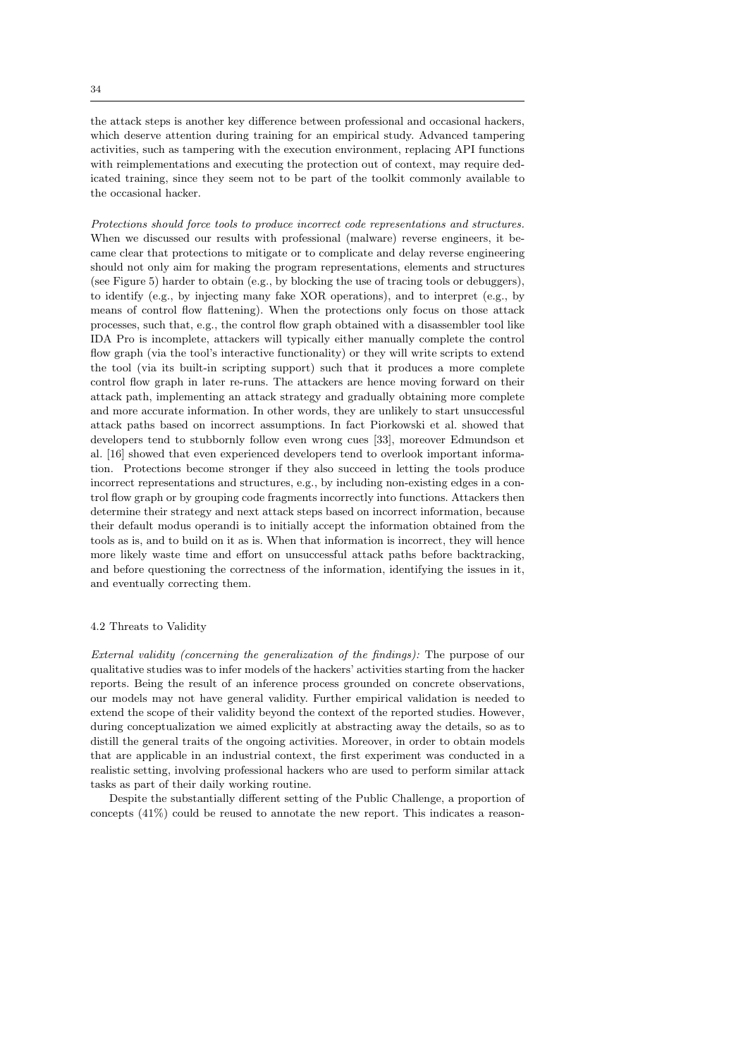the attack steps is another key difference between professional and occasional hackers, which deserve attention during training for an empirical study. Advanced tampering activities, such as tampering with the execution environment, replacing API functions with reimplementations and executing the protection out of context, may require dedicated training, since they seem not to be part of the toolkit commonly available to the occasional hacker.

*Protections should force tools to produce incorrect code representations and structures.* When we discussed our results with professional (malware) reverse engineers, it became clear that protections to mitigate or to complicate and delay reverse engineering should not only aim for making the program representations, elements and structures (see Figure 5) harder to obtain (e.g., by blocking the use of tracing tools or debuggers), to identify (e.g., by injecting many fake XOR operations), and to interpret (e.g., by means of control flow flattening). When the protections only focus on those attack processes, such that, e.g., the control flow graph obtained with a disassembler tool like IDA Pro is incomplete, attackers will typically either manually complete the control flow graph (via the tool's interactive functionality) or they will write scripts to extend the tool (via its built-in scripting support) such that it produces a more complete control flow graph in later re-runs. The attackers are hence moving forward on their attack path, implementing an attack strategy and gradually obtaining more complete and more accurate information. In other words, they are unlikely to start unsuccessful attack paths based on incorrect assumptions. In fact Piorkowski et al. showed that developers tend to stubbornly follow even wrong cues [33], moreover Edmundson et al. [16] showed that even experienced developers tend to overlook important information. Protections become stronger if they also succeed in letting the tools produce incorrect representations and structures, e.g., by including non-existing edges in a control flow graph or by grouping code fragments incorrectly into functions. Attackers then determine their strategy and next attack steps based on incorrect information, because their default modus operandi is to initially accept the information obtained from the tools as is, and to build on it as is. When that information is incorrect, they will hence more likely waste time and effort on unsuccessful attack paths before backtracking, and before questioning the correctness of the information, identifying the issues in it, and eventually correcting them.

### 4.2 Threats to Validity

*External validity (concerning the generalization of the findings):* The purpose of our qualitative studies was to infer models of the hackers' activities starting from the hacker reports. Being the result of an inference process grounded on concrete observations, our models may not have general validity. Further empirical validation is needed to extend the scope of their validity beyond the context of the reported studies. However, during conceptualization we aimed explicitly at abstracting away the details, so as to distill the general traits of the ongoing activities. Moreover, in order to obtain models that are applicable in an industrial context, the first experiment was conducted in a realistic setting, involving professional hackers who are used to perform similar attack tasks as part of their daily working routine.

Despite the substantially different setting of the Public Challenge, a proportion of concepts (41%) could be reused to annotate the new report. This indicates a reason-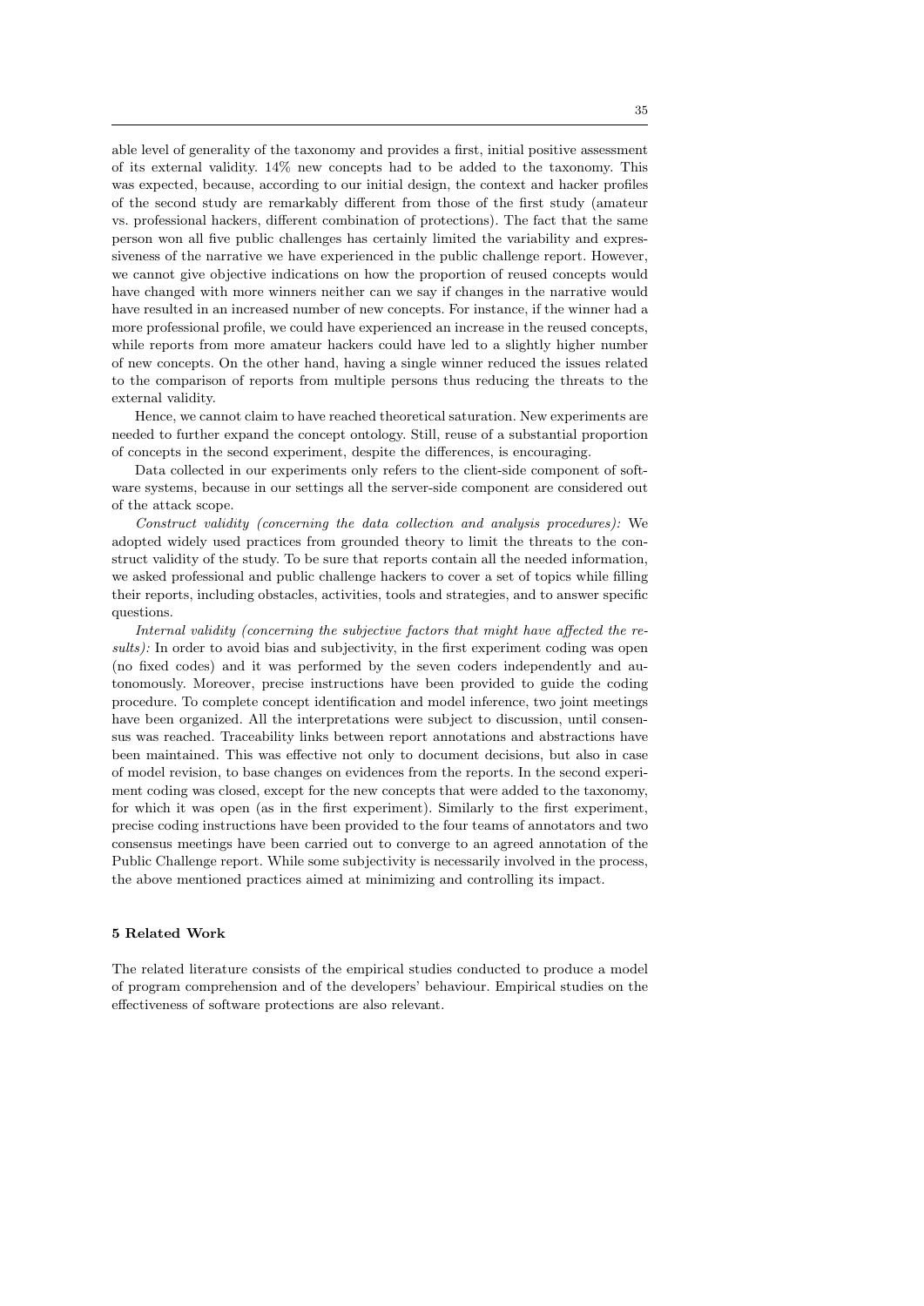able level of generality of the taxonomy and provides a first, initial positive assessment of its external validity. 14% new concepts had to be added to the taxonomy. This was expected, because, according to our initial design, the context and hacker profiles of the second study are remarkably different from those of the first study (amateur vs. professional hackers, different combination of protections). The fact that the same person won all five public challenges has certainly limited the variability and expressiveness of the narrative we have experienced in the public challenge report. However, we cannot give objective indications on how the proportion of reused concepts would have changed with more winners neither can we say if changes in the narrative would have resulted in an increased number of new concepts. For instance, if the winner had a more professional profile, we could have experienced an increase in the reused concepts, while reports from more amateur hackers could have led to a slightly higher number of new concepts. On the other hand, having a single winner reduced the issues related to the comparison of reports from multiple persons thus reducing the threats to the external validity.

Hence, we cannot claim to have reached theoretical saturation. New experiments are needed to further expand the concept ontology. Still, reuse of a substantial proportion of concepts in the second experiment, despite the differences, is encouraging.

Data collected in our experiments only refers to the client-side component of software systems, because in our settings all the server-side component are considered out of the attack scope.

*Construct validity (concerning the data collection and analysis procedures):* We adopted widely used practices from grounded theory to limit the threats to the construct validity of the study. To be sure that reports contain all the needed information, we asked professional and public challenge hackers to cover a set of topics while filling their reports, including obstacles, activities, tools and strategies, and to answer specific questions.

*Internal validity (concerning the subjective factors that might have affected the results):* In order to avoid bias and subjectivity, in the first experiment coding was open (no fixed codes) and it was performed by the seven coders independently and autonomously. Moreover, precise instructions have been provided to guide the coding procedure. To complete concept identification and model inference, two joint meetings have been organized. All the interpretations were subject to discussion, until consensus was reached. Traceability links between report annotations and abstractions have been maintained. This was effective not only to document decisions, but also in case of model revision, to base changes on evidences from the reports. In the second experiment coding was closed, except for the new concepts that were added to the taxonomy, for which it was open (as in the first experiment). Similarly to the first experiment, precise coding instructions have been provided to the four teams of annotators and two consensus meetings have been carried out to converge to an agreed annotation of the Public Challenge report. While some subjectivity is necessarily involved in the process, the above mentioned practices aimed at minimizing and controlling its impact.

## 5 Related Work

The related literature consists of the empirical studies conducted to produce a model of program comprehension and of the developers' behaviour. Empirical studies on the effectiveness of software protections are also relevant.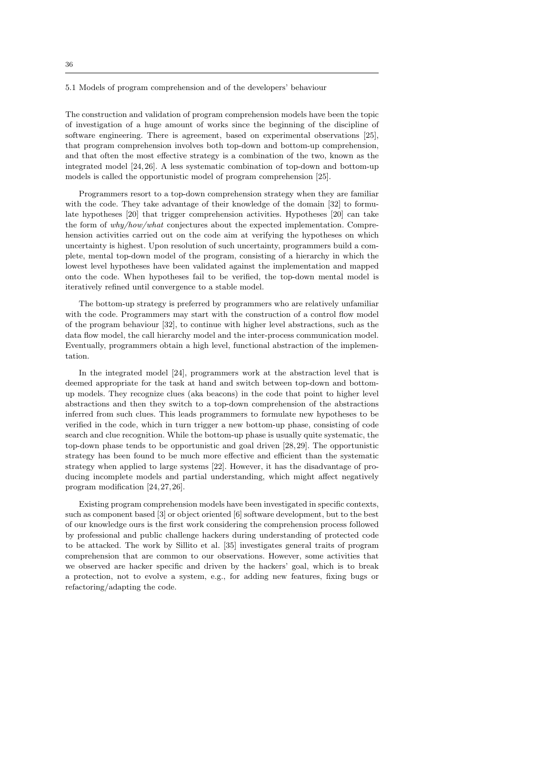### 5.1 Models of program comprehension and of the developers' behaviour

The construction and validation of program comprehension models have been the topic of investigation of a huge amount of works since the beginning of the discipline of software engineering. There is agreement, based on experimental observations [25], that program comprehension involves both top-down and bottom-up comprehension, and that often the most effective strategy is a combination of the two, known as the integrated model [24, 26]. A less systematic combination of top-down and bottom-up models is called the opportunistic model of program comprehension [25].

Programmers resort to a top-down comprehension strategy when they are familiar with the code. They take advantage of their knowledge of the domain [32] to formulate hypotheses [20] that trigger comprehension activities. Hypotheses [20] can take the form of *why/how/what* conjectures about the expected implementation. Comprehension activities carried out on the code aim at verifying the hypotheses on which uncertainty is highest. Upon resolution of such uncertainty, programmers build a complete, mental top-down model of the program, consisting of a hierarchy in which the lowest level hypotheses have been validated against the implementation and mapped onto the code. When hypotheses fail to be verified, the top-down mental model is iteratively refined until convergence to a stable model.

The bottom-up strategy is preferred by programmers who are relatively unfamiliar with the code. Programmers may start with the construction of a control flow model of the program behaviour [32], to continue with higher level abstractions, such as the data flow model, the call hierarchy model and the inter-process communication model. Eventually, programmers obtain a high level, functional abstraction of the implementation.

In the integrated model [24], programmers work at the abstraction level that is deemed appropriate for the task at hand and switch between top-down and bottom-up models. They recognize clues (aka beacons) in the code that point to higher level abstractions and then they switch to a top-down comprehension of the abstractions inferred from such clues. This leads programmers to formulate new hypotheses to be verified in the code, which in turn trigger a new bottom-up phase, consisting of code search and clue recognition. While the bottom-up phase is usually quite systematic, the top-down phase tends to be opportunistic and goal driven [28, 29]. The opportunistic strategy has been found to be much more effective and efficient than the systematic strategy when applied to large systems [22]. However, it has the disadvantage of producing incomplete models and partial understanding, which might affect negatively program modification [24, 27, 26].

Existing program comprehension models have been investigated in specific contexts, such as component based [3] or object oriented [6] software development, but to the best of our knowledge ours is the first work considering the comprehension process followed by professional and public challenge hackers during understanding of protected code to be attacked. The work by Sillito et al. [35] investigates general traits of program comprehension that are common to our observations. However, some activities that we observed are hacker specific and driven by the hackers' goal, which is to break a protection, not to evolve a system, e.g., for adding new features, fixing bugs or refactoring/adapting the code.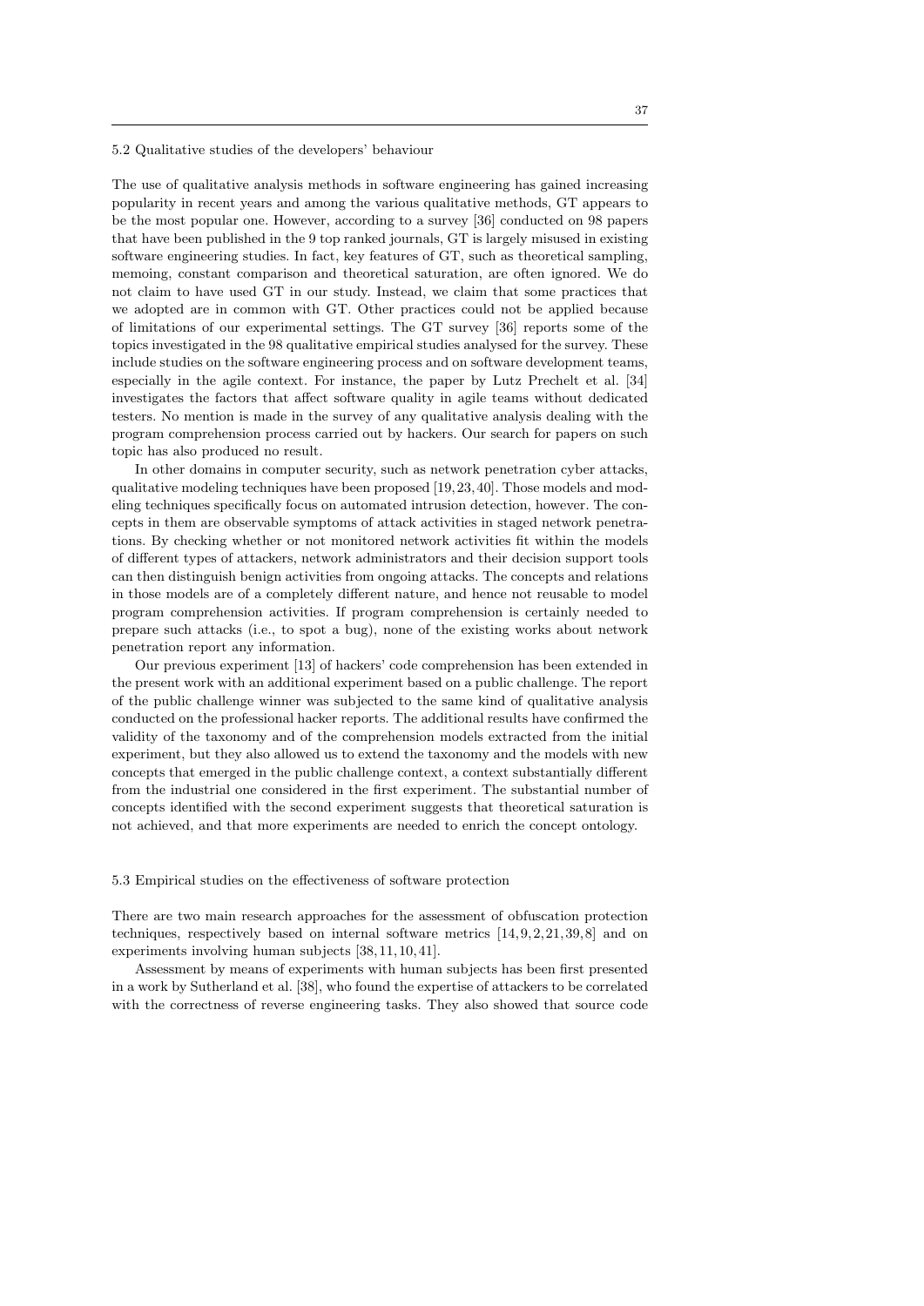### 5.2 Qualitative studies of the developers' behaviour

The use of qualitative analysis methods in software engineering has gained increasing popularity in recent years and among the various qualitative methods, GT appears to be the most popular one. However, according to a survey [36] conducted on 98 papers that have been published in the 9 top ranked journals, GT is largely misused in existing software engineering studies. In fact, key features of GT, such as theoretical sampling, memoing, constant comparison and theoretical saturation, are often ignored. We do not claim to have used GT in our study. Instead, we claim that some practices that we adopted are in common with GT. Other practices could not be applied because of limitations of our experimental settings. The GT survey [36] reports some of the topics investigated in the 98 qualitative empirical studies analysed for the survey. These include studies on the software engineering process and on software development teams, especially in the agile context. For instance, the paper by Lutz Prechelt et al. [34] investigates the factors that affect software quality in agile teams without dedicated testers. No mention is made in the survey of any qualitative analysis dealing with the program comprehension process carried out by hackers. Our search for papers on such topic has also produced no result.

In other domains in computer security, such as network penetration cyber attacks, qualitative modeling techniques have been proposed [19, 23, 40]. Those models and modeling techniques specifically focus on automated intrusion detection, however. The concepts in them are observable symptoms of attack activities in staged network penetrations. By checking whether or not monitored network activities fit within the models of different types of attackers, network administrators and their decision support tools can then distinguish benign activities from ongoing attacks. The concepts and relations in those models are of a completely different nature, and hence not reusable to model program comprehension activities. If program comprehension is certainly needed to prepare such attacks (i.e., to spot a bug), none of the existing works about network penetration report any information.

Our previous experiment [13] of hackers' code comprehension has been extended in the present work with an additional experiment based on a public challenge. The report of the public challenge winner was subjected to the same kind of qualitative analysis conducted on the professional hacker reports. The additional results have confirmed the validity of the taxonomy and of the comprehension models extracted from the initial experiment, but they also allowed us to extend the taxonomy and the models with new concepts that emerged in the public challenge context, a context substantially different from the industrial one considered in the first experiment. The substantial number of concepts identified with the second experiment suggests that theoretical saturation is not achieved, and that more experiments are needed to enrich the concept ontology.

### 5.3 Empirical studies on the effectiveness of software protection

There are two main research approaches for the assessment of obfuscation protection techniques, respectively based on internal software metrics [14, 9, 2, 21, 39, 8] and on experiments involving human subjects [38, 11, 10, 41].

Assessment by means of experiments with human subjects has been first presented in a work by Sutherland et al. [38], who found the expertise of attackers to be correlated with the correctness of reverse engineering tasks. They also showed that source code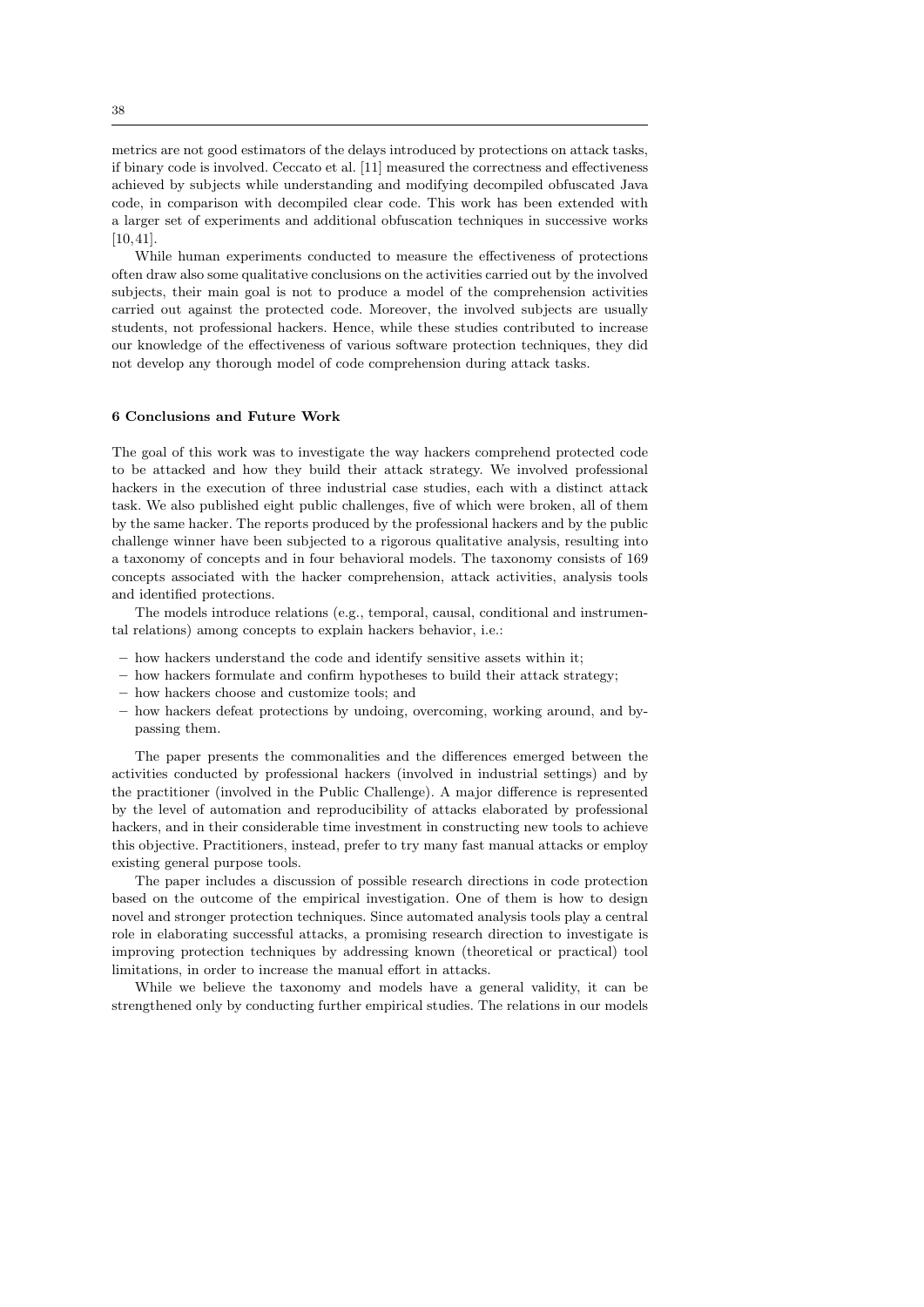metrics are not good estimators of the delays introduced by protections on attack tasks, if binary code is involved. Ceccato et al. [11] measured the correctness and effectiveness achieved by subjects while understanding and modifying decompiled obfuscated Java code, in comparison with decompiled clear code. This work has been extended with a larger set of experiments and additional obfuscation techniques in successive works [10, 41].

While human experiments conducted to measure the effectiveness of protections often draw also some qualitative conclusions on the activities carried out by the involved subjects, their main goal is not to produce a model of the comprehension activities carried out against the protected code. Moreover, the involved subjects are usually students, not professional hackers. Hence, while these studies contributed to increase our knowledge of the effectiveness of various software protection techniques, they did not develop any thorough model of code comprehension during attack tasks.

## 6 Conclusions and Future Work

The goal of this work was to investigate the way hackers comprehend protected code to be attacked and how they build their attack strategy. We involved professional hackers in the execution of three industrial case studies, each with a distinct attack task. We also published eight public challenges, five of which were broken, all of them by the same hacker. The reports produced by the professional hackers and by the public challenge winner have been subjected to a rigorous qualitative analysis, resulting into a taxonomy of concepts and in four behavioral models. The taxonomy consists of 169 concepts associated with the hacker comprehension, attack activities, analysis tools and identified protections.

The models introduce relations (e.g., temporal, causal, conditional and instrumental relations) among concepts to explain hackers behavior, i.e.:

- how hackers understand the code and identify sensitive assets within it;
- how hackers formulate and confirm hypotheses to build their attack strategy;
- how hackers choose and customize tools; and
- how hackers defeat protections by undoing, overcoming, working around, and bypassing them.

The paper presents the commonalities and the differences emerged between the activities conducted by professional hackers (involved in industrial settings) and by the practitioner (involved in the Public Challenge). A major difference is represented by the level of automation and reproducibility of attacks elaborated by professional hackers, and in their considerable time investment in constructing new tools to achieve this objective. Practitioners, instead, prefer to try many fast manual attacks or employ existing general purpose tools.

The paper includes a discussion of possible research directions in code protection based on the outcome of the empirical investigation. One of them is how to design novel and stronger protection techniques. Since automated analysis tools play a central role in elaborating successful attacks, a promising research direction to investigate is improving protection techniques by addressing known (theoretical or practical) tool limitations, in order to increase the manual effort in attacks.

While we believe the taxonomy and models have a general validity, it can be strengthened only by conducting further empirical studies. The relations in our models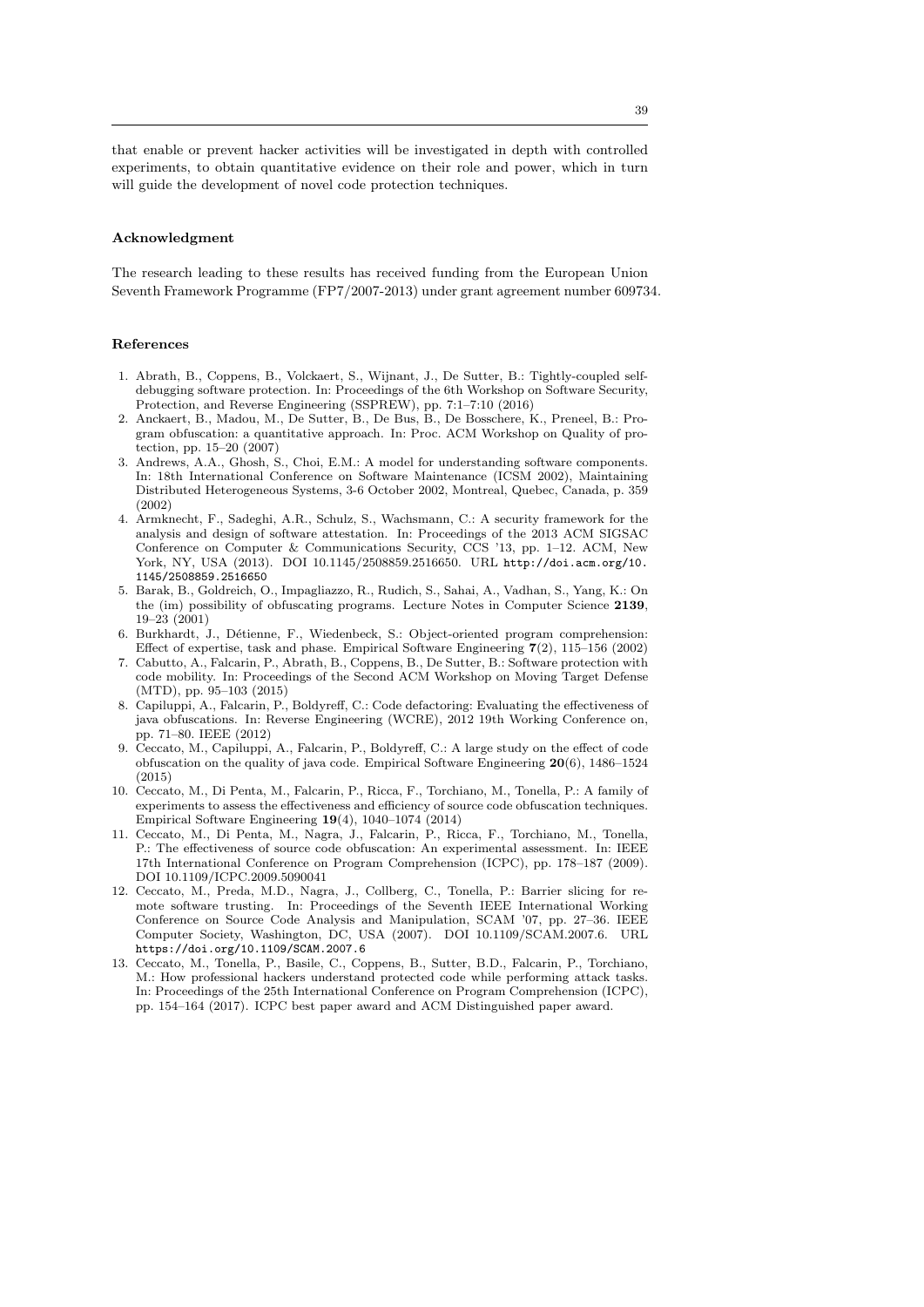that enable or prevent hacker activities will be investigated in depth with controlled experiments, to obtain quantitative evidence on their role and power, which in turn will guide the development of novel code protection techniques.

### Acknowledgment

The research leading to these results has received funding from the European Union Seventh Framework Programme (FP7/2007-2013) under grant agreement number 609734.

### References

1. Abrath, B., Coppens, B., Volckaert, S., Wijnant, J., De Sutter, B.: Tightly-coupled self-debugging software protection. In: Proceedings of the 6th Workshop on Software Security, Protection, and Reverse Engineering (SSPREW), pp. 7:1–7:10 (2016)
2. Anckaert, B., Madou, M., De Sutter, B., De Bus, B., De Bosschere, K., Preneel, B.: Program obfuscation: a quantitative approach. In: Proc. ACM Workshop on Quality of protection, pp. 15–20 (2007)
3. Andrews, A.A., Ghosh, S., Choi, E.M.: A model for understanding software components. In: 18th International Conference on Software Maintenance (ICSM 2002), Maintaining Distributed Heterogeneous Systems, 3-6 October 2002, Montreal, Quebec, Canada, p. 359 (2002)
4. Armknecht, F., Sadeghi, A.R., Schulz, S., Wachsmann, C.: A security framework for the analysis and design of software attestation. In: Proceedings of the 2013 ACM SIGSAC Conference on Computer & Communications Security, CCS '13, pp. 1–12. ACM, New York, NY, USA (2013). DOI 10.1145/2508859.2516650. URL http://doi.acm.org/10.1145/2508859.2516650
5. Barak, B., Goldreich, O., Impagliazzo, R., Rudich, S., Sahai, A., Vadhan, S., Yang, K.: On the (im) possibility of obfuscating programs. Lecture Notes in Computer Science **2139**, 19–23 (2001)
6. Burkhardt, J., Détienne, F., Wiedenbeck, S.: Object-oriented program comprehension: Effect of expertise, task and phase. Empirical Software Engineering **7**(2), 115–156 (2002)
7. Cabutto, A., Falcarin, P., Abrath, B., Coppens, B., De Sutter, B.: Software protection with code mobility. In: Proceedings of the Second ACM Workshop on Moving Target Defense (MTD), pp. 95–103 (2015)
8. Capiluppi, A., Falcarin, P., Boldyreff, C.: Code defactoring: Evaluating the effectiveness of java obfuscations. In: Reverse Engineering (WCRE), 2012 19th Working Conference on, pp. 71–80. IEEE (2012)
9. Ceccato, M., Capiluppi, A., Falcarin, P., Boldyreff, C.: A large study on the effect of code obfuscation on the quality of java code. Empirical Software Engineering **20**(6), 1486–1524 (2015)
10. Ceccato, M., Di Penta, M., Falcarin, P., Ricca, F., Torchiano, M., Tonella, P.: A family of experiments to assess the effectiveness and efficiency of source code obfuscation techniques. Empirical Software Engineering **19**(4), 1040–1074 (2014)
11. Ceccato, M., Di Penta, M., Nagra, J., Falcarin, P., Ricca, F., Torchiano, M., Tonella, P.: The effectiveness of source code obfuscation: An experimental assessment. In: IEEE 17th International Conference on Program Comprehension (ICPC), pp. 178–187 (2009). DOI 10.1109/ICPC.2009.5090041
12. Ceccato, M., Preda, M.D., Nagra, J., Collberg, C., Tonella, P.: Barrier slicing for remote software trusting. In: Proceedings of the Seventh IEEE International Working Conference on Source Code Analysis and Manipulation, SCAM '07, pp. 27–36. IEEE Computer Society, Washington, DC, USA (2007). DOI 10.1109/SCAM.2007.6. URL https://doi.org/10.1109/SCAM.2007.6
13. Ceccato, M., Tonella, P., Basile, C., Coppens, B., Sutter, B.D., Falcarin, P., Torchiano, M.: How professional hackers understand protected code while performing attack tasks. In: Proceedings of the 25th International Conference on Program Comprehension (ICPC), pp. 154–164 (2017). ICPC best paper award and ACM Distinguished paper award.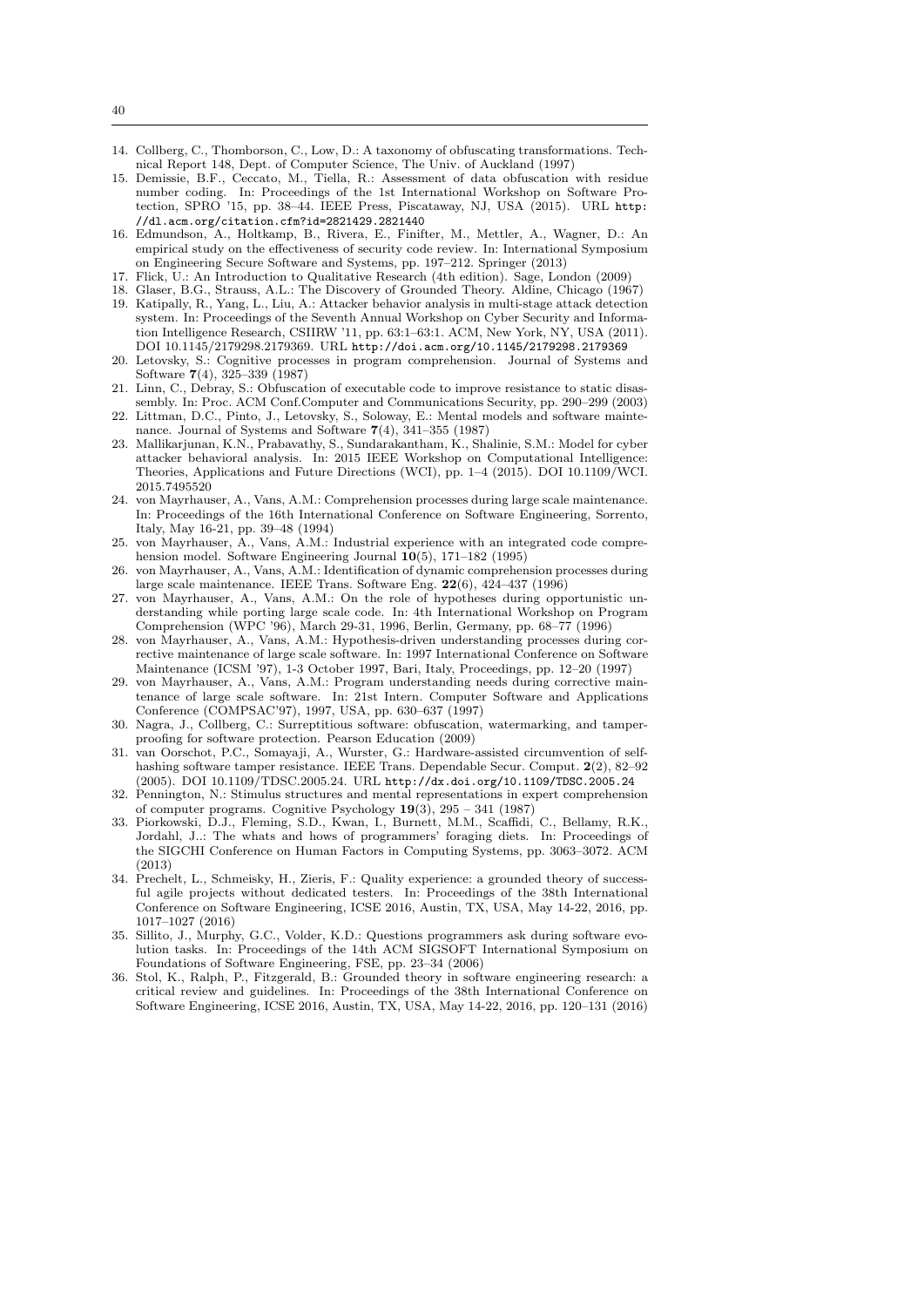14. Collberg, C., Thomborson, C., Low, D.: A taxonomy of obfuscating transformations. Technical Report 148, Dept. of Computer Science, The Univ. of Auckland (1997)
15. Demissie, B.F., Ceccato, M., Tiella, R.: Assessment of data obfuscation with residue number coding. In: Proceedings of the 1st International Workshop on Software Protection, SPRO '15, pp. 38–44. IEEE Press, Piscataway, NJ, USA (2015). URL http://dl.acm.org/citation.cfm?id=2821429.2821440
16. Edmundson, A., Holtkamp, B., Rivera, E., Finifter, M., Mettler, A., Wagner, D.: An empirical study on the effectiveness of security code review. In: International Symposium on Engineering Secure Software and Systems, pp. 197–212. Springer (2013)
17. Flick, U.: An Introduction to Qualitative Research (4th edition). Sage, London (2009)
18. Glaser, B.G., Strauss, A.L.: The Discovery of Grounded Theory. Aldine, Chicago (1967)
19. Katipally, R., Yang, L., Liu, A.: Attacker behavior analysis in multi-stage attack detection system. In: Proceedings of the Seventh Annual Workshop on Cyber Security and Information Intelligence Research, CSIIRW '11, pp. 63:1–63:1. ACM, New York, NY, USA (2011). DOI 10.1145/2179298.2179369. URL http://doi.acm.org/10.1145/2179298.2179369
20. Letovsky, S.: Cognitive processes in program comprehension. Journal of Systems and Software **7**(4), 325–339 (1987)
21. Linn, C., Debray, S.: Obfuscation of executable code to improve resistance to static disassembly. In: Proc. ACM Conf.Computer and Communications Security, pp. 290–299 (2003)
22. Littman, D.C., Pinto, J., Letovsky, S., Soloway, E.: Mental models and software maintenance. Journal of Systems and Software **7**(4), 341–355 (1987)
23. Mallikarjunan, K.N., Prabavathy, S., Sundarakantham, K., Shalinie, S.M.: Model for cyber attacker behavioral analysis. In: 2015 IEEE Workshop on Computational Intelligence: Theories, Applications and Future Directions (WCI), pp. 1–4 (2015). DOI 10.1109/WCI.2015.7495520
24. von Mayrhauser, A., Vans, A.M.: Comprehension processes during large scale maintenance. In: Proceedings of the 16th International Conference on Software Engineering, Sorrento, Italy, May 16-21, pp. 39–48 (1994)
25. von Mayrhauser, A., Vans, A.M.: Industrial experience with an integrated code comprehension model. Software Engineering Journal **10**(5), 171–182 (1995)
26. von Mayrhauser, A., Vans, A.M.: Identification of dynamic comprehension processes during large scale maintenance. IEEE Trans. Software Eng. **22**(6), 424–437 (1996)
27. von Mayrhauser, A., Vans, A.M.: On the role of hypotheses during opportunistic understanding while porting large scale code. In: 4th International Workshop on Program Comprehension (WPC '96), March 29-31, 1996, Berlin, Germany, pp. 68–77 (1996)
28. von Mayrhauser, A., Vans, A.M.: Hypothesis-driven understanding processes during corrective maintenance of large scale software. In: 1997 International Conference on Software Maintenance (ICSM '97), 1-3 October 1997, Bari, Italy, Proceedings, pp. 12–20 (1997)
29. von Mayrhauser, A., Vans, A.M.: Program understanding needs during corrective maintenance of large scale software. In: 21st Intern. Computer Software and Applications Conference (COMPSAC'97), 1997, USA, pp. 630–637 (1997)
30. Nagra, J., Collberg, C.: Surreptitious software: obfuscation, watermarking, and tamperproofing for software protection. Pearson Education (2009)
31. van Oorschot, P.C., Somayaji, A., Wurster, G.: Hardware-assisted circumvention of self-hashing software tamper resistance. IEEE Trans. Dependable Secur. Comput. **2**(2), 82–92 (2005). DOI 10.1109/TDSC.2005.24. URL http://dx.doi.org/10.1109/TDSC.2005.24
32. Pennington, N.: Stimulus structures and mental representations in expert comprehension of computer programs. Cognitive Psychology **19**(3), 295 – 341 (1987)
33. Piorkowski, D.J., Fleming, S.D., Kwan, I., Burnett, M.M., Scaffidi, C., Bellamy, R.K., Jordahl, J..: The whats and hows of programmers' foraging diets. In: Proceedings of the SIGCHI Conference on Human Factors in Computing Systems, pp. 3063–3072. ACM (2013)
34. Prechelt, L., Schmeisky, H., Zieris, F.: Quality experience: a grounded theory of successful agile projects without dedicated testers. In: Proceedings of the 38th International Conference on Software Engineering, ICSE 2016, Austin, TX, USA, May 14-22, 2016, pp. 1017–1027 (2016)
35. Sillito, J., Murphy, G.C., Volder, K.D.: Questions programmers ask during software evolution tasks. In: Proceedings of the 14th ACM SIGSOFT International Symposium on Foundations of Software Engineering, FSE, pp. 23–34 (2006)
36. Stol, K., Ralph, P., Fitzgerald, B.: Grounded theory in software engineering research: a critical review and guidelines. In: Proceedings of the 38th International Conference on Software Engineering, ICSE 2016, Austin, TX, USA, May 14-22, 2016, pp. 120–131 (2016)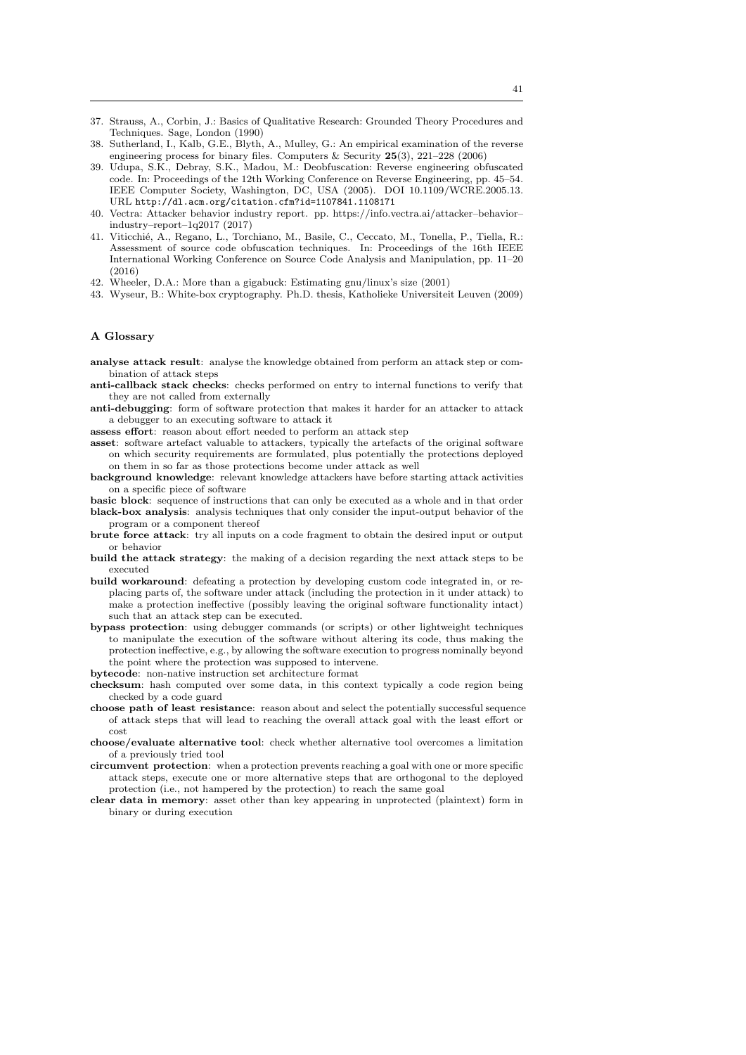37. Strauss, A., Corbin, J.: Basics of Qualitative Research: Grounded Theory Procedures and Techniques. Sage, London (1990)
38. Sutherland, I., Kalb, G.E., Blyth, A., Mulley, G.: An empirical examination of the reverse engineering process for binary files. Computers & Security **25**(3), 221–228 (2006)
39. Udupa, S.K., Debray, S.K., Madou, M.: Deobfuscation: Reverse engineering obfuscated code. In: Proceedings of the 12th Working Conference on Reverse Engineering, pp. 45–54. IEEE Computer Society, Washington, DC, USA (2005). DOI 10.1109/WCRE.2005.13. URL `http://dl.acm.org/citation.cfm?id=1107841.1108171`
40. Vectra: Attacker behavior industry report. pp. https://info.vectra.ai/attacker–behavior–industry–report–1q2017 (2017)
41. Viticchié, A., Regano, L., Torchiano, M., Basile, C., Ceccato, M., Tonella, P., Tiella, R.: Assessment of source code obfuscation techniques. In: Proceedings of the 16th IEEE International Working Conference on Source Code Analysis and Manipulation, pp. 11–20 (2016)
42. Wheeler, D.A.: More than a gigabuck: Estimating gnu/linux's size (2001)
43. Wyseur, B.: White-box cryptography. Ph.D. thesis, Katholieke Universiteit Leuven (2009)

## A Glossary

**analyse attack result**: analyse the knowledge obtained from perform an attack step or combination of attack steps

**anti-callback stack checks**: checks performed on entry to internal functions to verify that they are not called from externally

**anti-debugging**: form of software protection that makes it harder for an attacker to attack a debugger to an executing software to attack it

**assess effort**: reason about effort needed to perform an attack step

**asset**: software artefact valuable to attackers, typically the artefacts of the original software on which security requirements are formulated, plus potentially the protections deployed on them in so far as those protections become under attack as well

**background knowledge**: relevant knowledge attackers have before starting attack activities on a specific piece of software

**basic block**: sequence of instructions that can only be executed as a whole and in that order

**black-box analysis**: analysis techniques that only consider the input-output behavior of the program or a component thereof

**brute force attack**: try all inputs on a code fragment to obtain the desired input or output or behavior

**build the attack strategy**: the making of a decision regarding the next attack steps to be executed

**build workaround**: defeating a protection by developing custom code integrated in, or replacing parts of, the software under attack (including the protection in it under attack) to make a protection ineffective (possibly leaving the original software functionality intact) such that an attack step can be executed.

**bypass protection**: using debugger commands (or scripts) or other lightweight techniques to manipulate the execution of the software without altering its code, thus making the protection ineffective, e.g., by allowing the software execution to progress nominally beyond the point where the protection was supposed to intervene.

**bytecode**: non-native instruction set architecture format

**checksum**: hash computed over some data, in this context typically a code region being checked by a code guard

**choose path of least resistance**: reason about and select the potentially successful sequence of attack steps that will lead to reaching the overall attack goal with the least effort or cost

**choose/evaluate alternative tool**: check whether alternative tool overcomes a limitation of a previously tried tool

**circumvent protection**: when a protection prevents reaching a goal with one or more specific attack steps, execute one or more alternative steps that are orthogonal to the deployed protection (i.e., not hampered by the protection) to reach the same goal

**clear data in memory**: asset other than key appearing in unprotected (plaintext) form in binary or during execution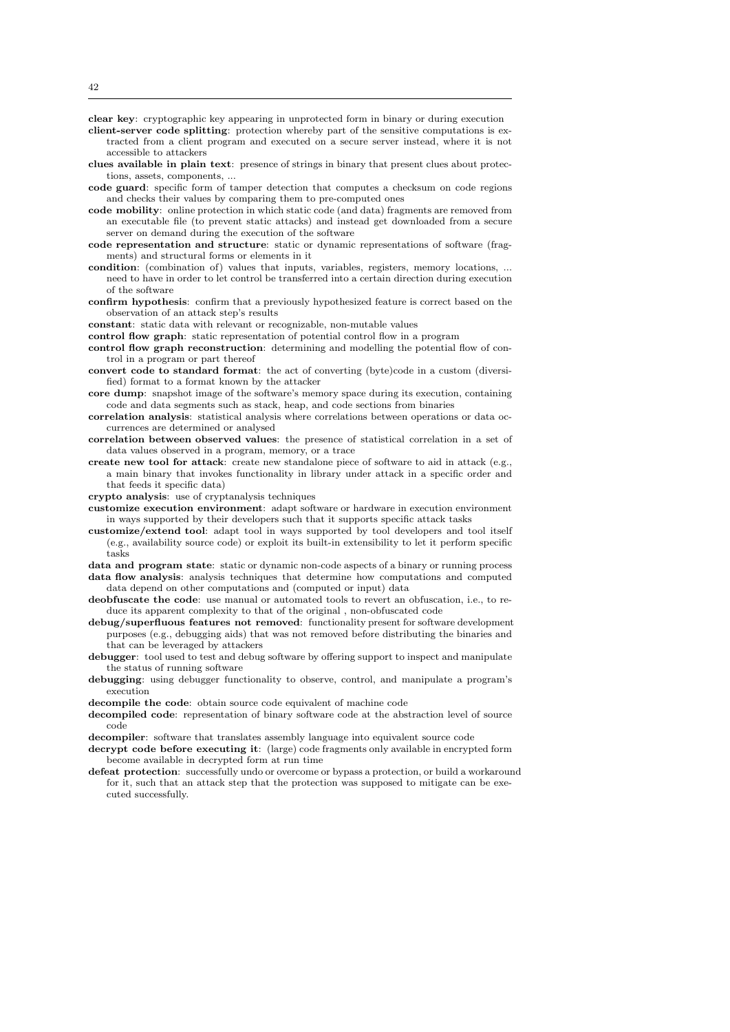**clear key**: cryptographic key appearing in unprotected form in binary or during execution

**client-server code splitting**: protection whereby part of the sensitive computations is extracted from a client program and executed on a secure server instead, where it is not accessible to attackers

**clues available in plain text**: presence of strings in binary that present clues about protections, assets, components, ...

**code guard**: specific form of tamper detection that computes a checksum on code regions and checks their values by comparing them to pre-computed ones

**code mobility**: online protection in which static code (and data) fragments are removed from an executable file (to prevent static attacks) and instead get downloaded from a secure server on demand during the execution of the software

**code representation and structure**: static or dynamic representations of software (fragments) and structural forms or elements in it

**condition**: (combination of) values that inputs, variables, registers, memory locations, ... need to have in order to let control be transferred into a certain direction during execution of the software

**confirm hypothesis**: confirm that a previously hypothesized feature is correct based on the observation of an attack step's results

**constant**: static data with relevant or recognizable, non-mutable values

**control flow graph**: static representation of potential control flow in a program

**control flow graph reconstruction**: determining and modelling the potential flow of control in a program or part thereof

**convert code to standard format**: the act of converting (byte)code in a custom (diversified) format to a format known by the attacker

**core dump**: snapshot image of the software's memory space during its execution, containing code and data segments such as stack, heap, and code sections from binaries

**correlation analysis**: statistical analysis where correlations between operations or data occurrences are determined or analysed

**correlation between observed values**: the presence of statistical correlation in a set of data values observed in a program, memory, or a trace

**create new tool for attack**: create new standalone piece of software to aid in attack (e.g., a main binary that invokes functionality in library under attack in a specific order and that feeds it specific data)

**crypto analysis**: use of cryptanalysis techniques

**customize execution environment**: adapt software or hardware in execution environment in ways supported by their developers such that it supports specific attack tasks

**customize/extend tool**: adapt tool in ways supported by tool developers and tool itself (e.g., availability source code) or exploit its built-in extensibility to let it perform specific tasks

**data and program state**: static or dynamic non-code aspects of a binary or running process

**data flow analysis**: analysis techniques that determine how computations and computed data depend on other computations and (computed or input) data

**deobfuscate the code**: use manual or automated tools to revert an obfuscation, i.e., to reduce its apparent complexity to that of the original , non-obfuscated code

**debug/superfluous features not removed**: functionality present for software development purposes (e.g., debugging aids) that was not removed before distributing the binaries and that can be leveraged by attackers

**debugger**: tool used to test and debug software by offering support to inspect and manipulate the status of running software

**debugging**: using debugger functionality to observe, control, and manipulate a program's execution

**decompile the code**: obtain source code equivalent of machine code

**decompiled code**: representation of binary software code at the abstraction level of source code

**decompiler**: software that translates assembly language into equivalent source code

**decrypt code before executing it**: (large) code fragments only available in encrypted form become available in decrypted form at run time

**defeat protection**: successfully undo or overcome or bypass a protection, or build a workaround for it, such that an attack step that the protection was supposed to mitigate can be executed successfully.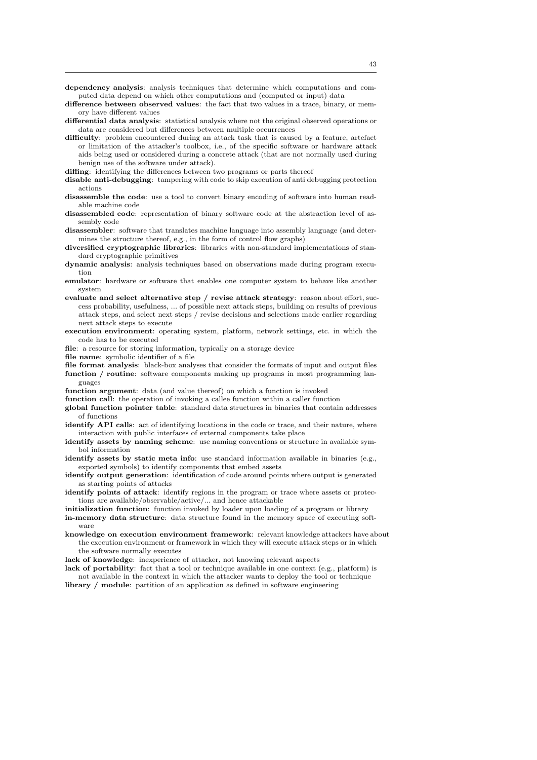**dependency analysis**: analysis techniques that determine which computations and computed data depend on which other computations and (computed or input) data

**difference between observed values**: the fact that two values in a trace, binary, or memory have different values

**differential data analysis**: statistical analysis where not the original observed operations or data are considered but differences between multiple occurrences

**difficulty**: problem encountered during an attack task that is caused by a feature, artefact or limitation of the attacker's toolbox, i.e., of the specific software or hardware attack aids being used or considered during a concrete attack (that are not normally used during benign use of the software under attack).

**diffing**: identifying the differences between two programs or parts thereof

**disable anti-debugging**: tampering with code to skip execution of anti debugging protection actions

**disassemble the code**: use a tool to convert binary encoding of software into human readable machine code

**disassembled code**: representation of binary software code at the abstraction level of assembly code

**disassembler**: software that translates machine language into assembly language (and determines the structure thereof, e.g., in the form of control flow graphs)

**diversified cryptographic libraries**: libraries with non-standard implementations of standard cryptographic primitives

**dynamic analysis**: analysis techniques based on observations made during program execution

**emulator**: hardware or software that enables one computer system to behave like another system

**evaluate and select alternative step / revise attack strategy**: reason about effort, success probability, usefulness, ... of possible next attack steps, building on results of previous attack steps, and select next steps / revise decisions and selections made earlier regarding next attack steps to execute

**execution environment**: operating system, platform, network settings, etc. in which the code has to be executed

**file**: a resource for storing information, typically on a storage device

**file name**: symbolic identifier of a file

**file format analysis**: black-box analyses that consider the formats of input and output files

**function / routine**: software components making up programs in most programming languages

**function argument**: data (and value thereof) on which a function is invoked

**function call**: the operation of invoking a callee function within a caller function

**global function pointer table**: standard data structures in binaries that contain addresses of functions

**identify API calls**: act of identifying locations in the code or trace, and their nature, where interaction with public interfaces of external components take place

**identify assets by naming scheme**: use naming conventions or structure in available symbol information

**identify assets by static meta info**: use standard information available in binaries (e.g., exported symbols) to identify components that embed assets

**identify output generation**: identification of code around points where output is generated as starting points of attacks

**identify points of attack**: identify regions in the program or trace where assets or protections are available/observable/active/... and hence attackable

**initialization function**: function invoked by loader upon loading of a program or library

**in-memory data structure**: data structure found in the memory space of executing software

**knowledge on execution environment framework**: relevant knowledge attackers have about the execution environment or framework in which they will execute attack steps or in which the software normally executes

**lack of knowledge**: inexperience of attacker, not knowing relevant aspects

**lack of portability**: fact that a tool or technique available in one context (e.g., platform) is not available in the context in which the attacker wants to deploy the tool or technique

**library / module**: partition of an application as defined in software engineering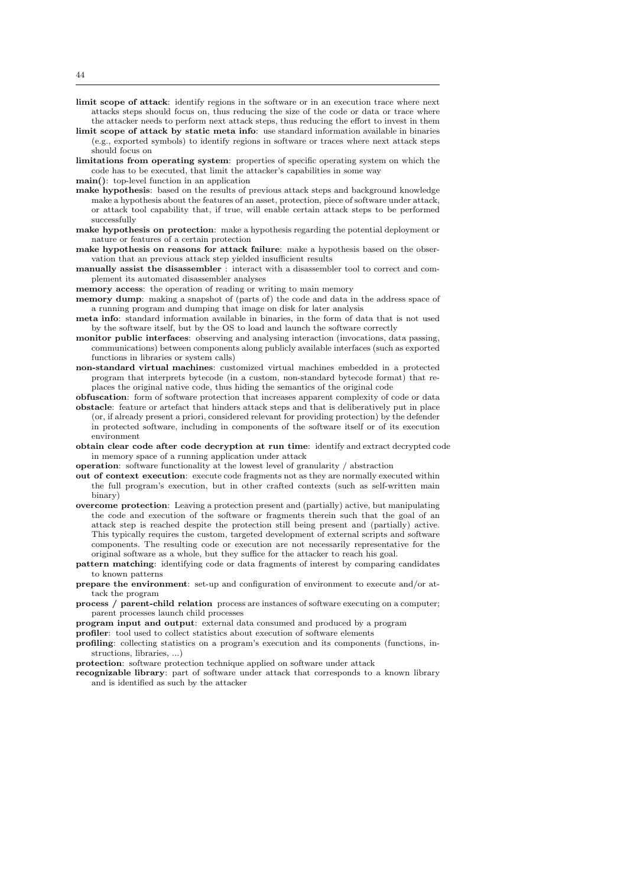**limit scope of attack**: identify regions in the software or in an execution trace where next attacks steps should focus on, thus reducing the size of the code or data or trace where the attacker needs to perform next attack steps, thus reducing the effort to invest in them

**limit scope of attack by static meta info**: use standard information available in binaries (e.g., exported symbols) to identify regions in software or traces where next attack steps should focus on

**limitations from operating system**: properties of specific operating system on which the code has to be executed, that limit the attacker's capabilities in some way

**main()**: top-level function in an application

**make hypothesis**: based on the results of previous attack steps and background knowledge make a hypothesis about the features of an asset, protection, piece of software under attack, or attack tool capability that, if true, will enable certain attack steps to be performed successfully

**make hypothesis on protection**: make a hypothesis regarding the potential deployment or nature or features of a certain protection

**make hypothesis on reasons for attack failure**: make a hypothesis based on the observation that an previous attack step yielded insufficient results

**manually assist the disassembler** : interact with a disassembler tool to correct and complement its automated disassembler analyses

**memory access**: the operation of reading or writing to main memory

**memory dump**: making a snapshot of (parts of) the code and data in the address space of a running program and dumping that image on disk for later analysis

**meta info**: standard information available in binaries, in the form of data that is not used by the software itself, but by the OS to load and launch the software correctly

**monitor public interfaces**: observing and analysing interaction (invocations, data passing, communications) between components along publicly available interfaces (such as exported functions in libraries or system calls)

**non-standard virtual machines**: customized virtual machines embedded in a protected program that interprets bytecode (in a custom, non-standard bytecode format) that replaces the original native code, thus hiding the semantics of the original code

**obfuscation**: form of software protection that increases apparent complexity of code or data

**obstacle**: feature or artefact that hinders attack steps and that is deliberatively put in place (or, if already present a priori, considered relevant for providing protection) by the defender in protected software, including in components of the software itself or of its execution environment

**obtain clear code after code decryption at run time**: identify and extract decrypted code in memory space of a running application under attack

**operation**: software functionality at the lowest level of granularity / abstraction

**out of context execution**: execute code fragments not as they are normally executed within the full program's execution, but in other crafted contexts (such as self-written main binary)

**overcome protection**: Leaving a protection present and (partially) active, but manipulating the code and execution of the software or fragments therein such that the goal of an attack step is reached despite the protection still being present and (partially) active. This typically requires the custom, targeted development of external scripts and software components. The resulting code or execution are not necessarily representative for the original software as a whole, but they suffice for the attacker to reach his goal.

**pattern matching**: identifying code or data fragments of interest by comparing candidates to known patterns

**prepare the environment**: set-up and configuration of environment to execute and/or attack the program

**process / parent-child relation** process are instances of software executing on a computer; parent processes launch child processes

**program input and output**: external data consumed and produced by a program

**profiler**: tool used to collect statistics about execution of software elements

**profiling**: collecting statistics on a program's execution and its components (functions, instructions, libraries, ...)

**protection**: software protection technique applied on software under attack

**recognizable library**: part of software under attack that corresponds to a known library and is identified as such by the attacker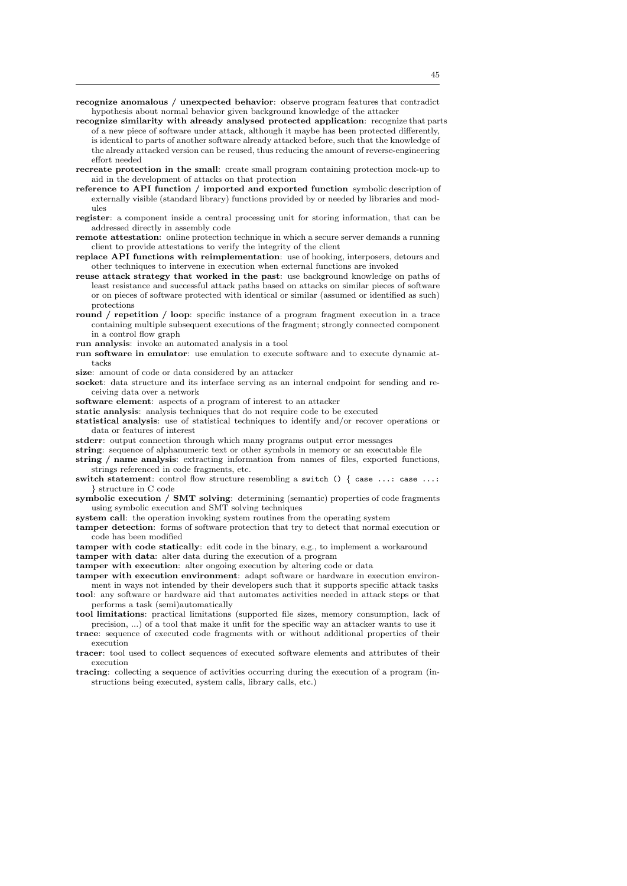**recognize anomalous / unexpected behavior**: observe program features that contradict hypothesis about normal behavior given background knowledge of the attacker

**recognize similarity with already analysed protected application**: recognize that parts of a new piece of software under attack, although it maybe has been protected differently, is identical to parts of another software already attacked before, such that the knowledge of the already attacked version can be reused, thus reducing the amount of reverse-engineering effort needed

**recreate protection in the small**: create small program containing protection mock-up to aid in the development of attacks on that protection

**reference to API function / imported and exported function** symbolic description of externally visible (standard library) functions provided by or needed by libraries and modules

**register**: a component inside a central processing unit for storing information, that can be addressed directly in assembly code

**remote attestation**: online protection technique in which a secure server demands a running client to provide attestations to verify the integrity of the client

**replace API functions with reimplementation**: use of hooking, interposers, detours and other techniques to intervene in execution when external functions are invoked

**reuse attack strategy that worked in the past**: use background knowledge on paths of least resistance and successful attack paths based on attacks on similar pieces of software or on pieces of software protected with identical or similar (assumed or identified as such) protections

**round / repetition / loop**: specific instance of a program fragment execution in a trace containing multiple subsequent executions of the fragment; strongly connected component in a control flow graph

**run analysis**: invoke an automated analysis in a tool

**run software in emulator**: use emulation to execute software and to execute dynamic attacks

**size**: amount of code or data considered by an attacker

**socket**: data structure and its interface serving as an internal endpoint for sending and receiving data over a network

**software element**: aspects of a program of interest to an attacker

**static analysis**: analysis techniques that do not require code to be executed

**statistical analysis**: use of statistical techniques to identify and/or recover operations or data or features of interest

**stderr**: output connection through which many programs output error messages

**string**: sequence of alphanumeric text or other symbols in memory or an executable file

**string / name analysis**: extracting information from names of files, exported functions, strings referenced in code fragments, etc.

**switch statement**: control flow structure resembling a `switch () { case ...: case ...: }` structure in C code

**symbolic execution / SMT solving**: determining (semantic) properties of code fragments using symbolic execution and SMT solving techniques

**system call**: the operation invoking system routines from the operating system

**tamper detection**: forms of software protection that try to detect that normal execution or code has been modified

**tamper with code statically**: edit code in the binary, e.g., to implement a workaround

**tamper with data**: alter data during the execution of a program

**tamper with execution**: alter ongoing execution by altering code or data

**tamper with execution environment**: adapt software or hardware in execution environment in ways not intended by their developers such that it supports specific attack tasks

**tool**: any software or hardware aid that automates activities needed in attack steps or that performs a task (semi)automatically

**tool limitations**: practical limitations (supported file sizes, memory consumption, lack of precision, ...) of a tool that make it unfit for the specific way an attacker wants to use it

**trace**: sequence of executed code fragments with or without additional properties of their execution

**tracer**: tool used to collect sequences of executed software elements and attributes of their execution

**tracing**: collecting a sequence of activities occurring during the execution of a program (instructions being executed, system calls, library calls, etc.)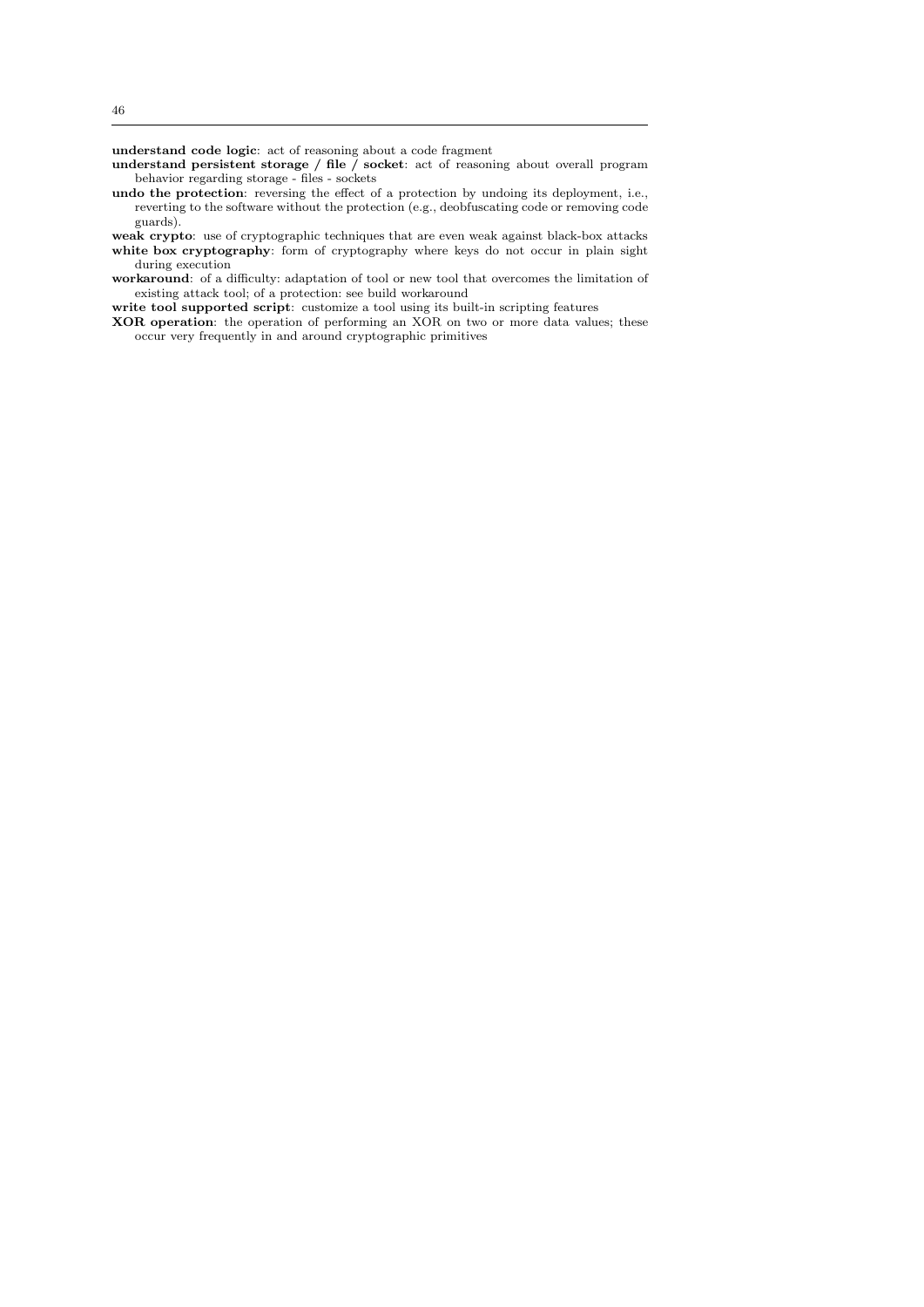**understand code logic**: act of reasoning about a code fragment

**understand persistent storage / file / socket**: act of reasoning about overall program behavior regarding storage - files - sockets

**undo the protection**: reversing the effect of a protection by undoing its deployment, i.e., reverting to the software without the protection (e.g., deobfuscating code or removing code guards).

**weak crypto**: use of cryptographic techniques that are even weak against black-box attacks

**white box cryptography**: form of cryptography where keys do not occur in plain sight during execution

**workaround**: of a difficulty: adaptation of tool or new tool that overcomes the limitation of existing attack tool; of a protection: see build workaround

**write tool supported script**: customize a tool using its built-in scripting features

**XOR operation**: the operation of performing an XOR on two or more data values; these occur very frequently in and around cryptographic primitives